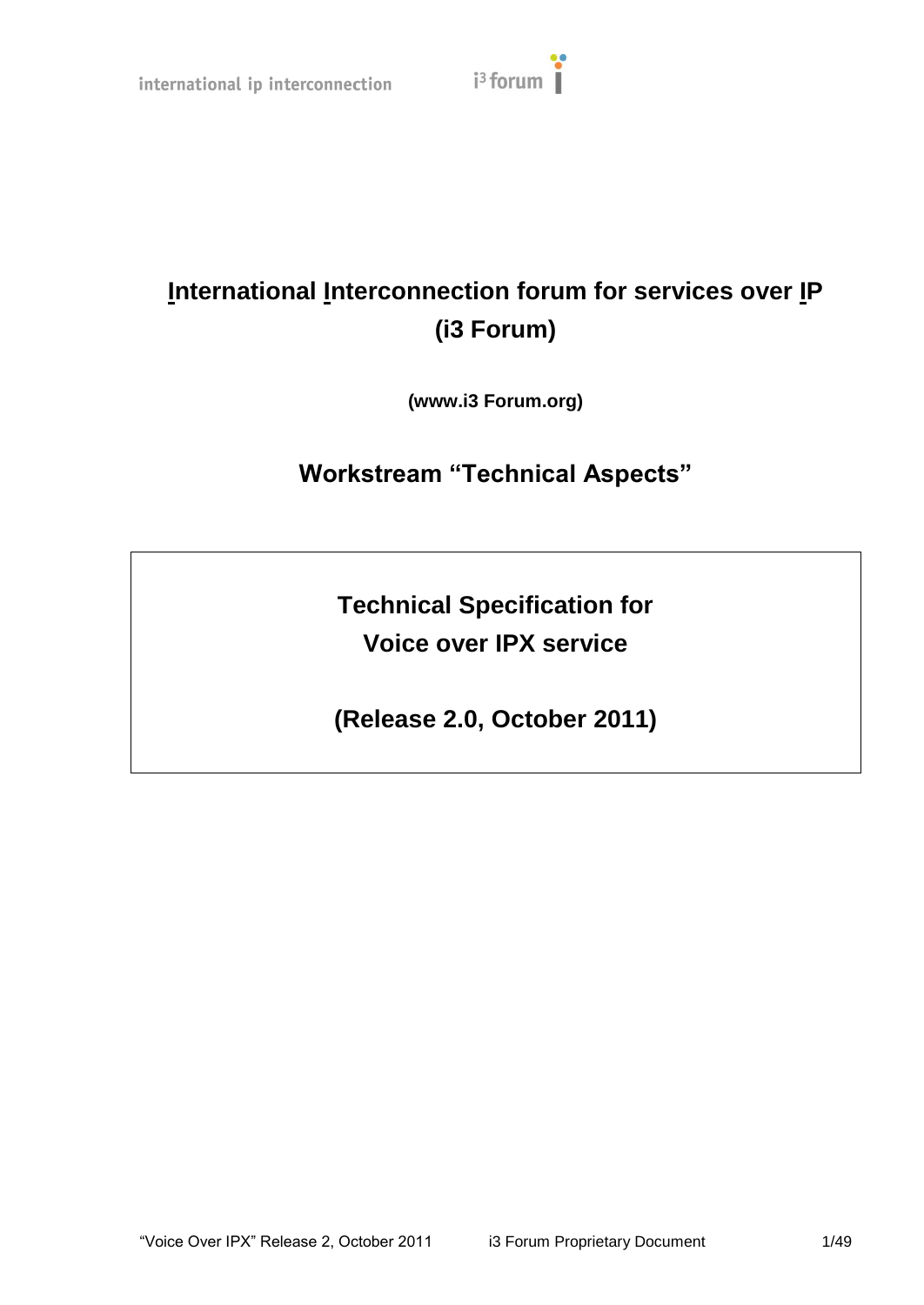# International Interconnection forum for services over IP (i3 Forum)

**(www.i3 Forum.org)**

## Workstream "Technical Aspects"

**Technical Specification for Voice over IPX service**

**(Release 2.0, October 2011)**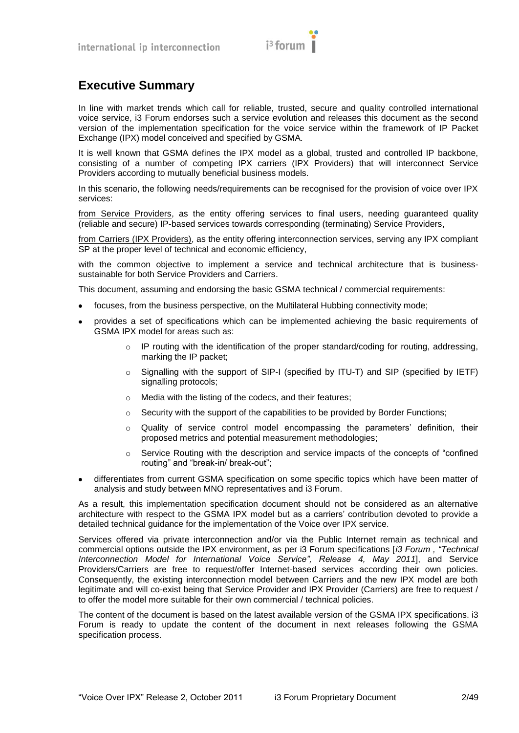## Executive Summary

In line with market trends which call for reliable, trusted, secure and quality controlled international voice service, i3 Forum endorses such a service evolution and releases this document as the second version of the implementation specification for the voice service within the framework of IP Packet Exchange (IPX) model conceived and specified by GSMA.

It is well known that GSMA defines the IPX model as a global, trusted and controlled IP backbone, consisting of a number of competing IPX carriers (IPX Providers) that will interconnect Service Providers according to mutually beneficial business models.

In this scenario, the following needs/requirements can be recognised for the provision of voice over IPX services:

from Service Providers, as the entity offering services to final users, needing guaranteed quality (reliable and secure) IP-based services towards corresponding (terminating) Service Providers,

from Carriers (IPX Providers), as the entity offering interconnection services, serving any IPX compliant SP at the proper level of technical and economic efficiency,

with the common objective to implement a service and technical architecture that is business-sustainable for both Service Providers and Carriers.

This document, assuming and endorsing the basic GSMA technical / commercial requirements:

- focuses, from the business perspective, on the Multilateral Hubbing connectivity mode;
- provides a set of specifications which can be implemented achieving the basic requirements of GSMA IPX model for areas such as:
    - IP routing with the identification of the proper standard/coding for routing, addressing, marking the IP packet;
    - Signalling with the support of SIP-I (specified by ITU-T) and SIP (specified by IETF) signalling protocols;
    - Media with the listing of the codecs, and their features;
    - Security with the support of the capabilities to be provided by Border Functions;
    - Quality of service control model encompassing the parameters' definition, their proposed metrics and potential measurement methodologies;
    - Service Routing with the description and service impacts of the concepts of "confined routing" and "break-in/ break-out";
- differentiates from current GSMA specification on some specific topics which have been matter of analysis and study between MNO representatives and i3 Forum.

As a result, this implementation specification document should not be considered as an alternative architecture with respect to the GSMA IPX model but as a carriers' contribution devoted to provide a detailed technical guidance for the implementation of the Voice over IPX service.

Services offered via private interconnection and/or via the Public Internet remain as technical and commercial options outside the IPX environment, as per i3 Forum specifications [*i3 Forum , "Technical Interconnection Model for International Voice Service", Release 4, May 2011*], and Service Providers/Carriers are free to request/offer Internet-based services according their own policies. Consequently, the existing interconnection model between Carriers and the new IPX model are both legitimate and will co-exist being that Service Provider and IPX Provider (Carriers) are free to request / to offer the model more suitable for their own commercial / technical policies.

The content of the document is based on the latest available version of the GSMA IPX specifications. i3 Forum is ready to update the content of the document in next releases following the GSMA specification process.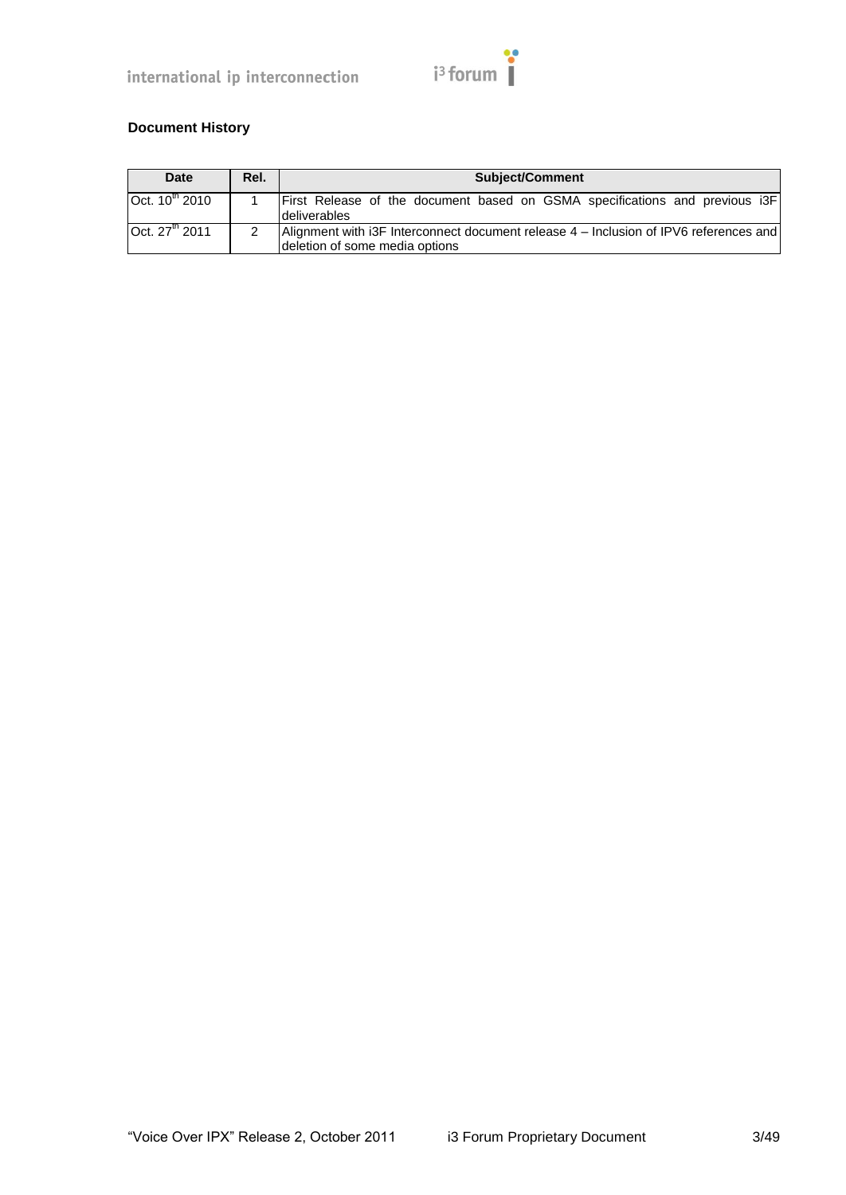**Document History**

| Date | Rel. | Subject/Comment |
|---|---|---|
| Oct. 10th 2010 | 1 | First Release of the document based on GSMA specifications and previous i3F deliverables |
| Oct. 27th 2011 | 2 | Alignment with i3F Interconnect document release 4 – Inclusion of IPV6 references and deletion of some media options |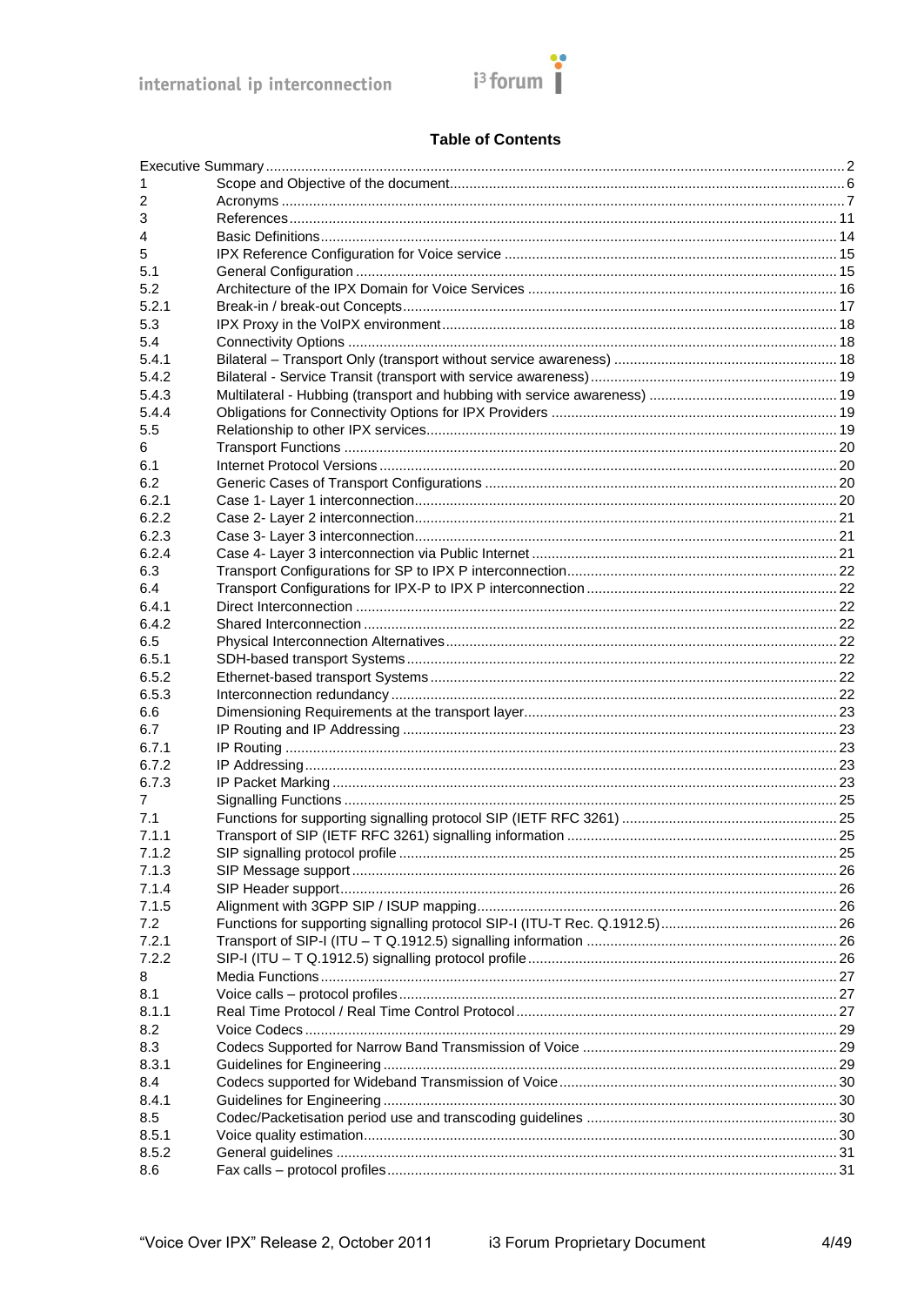# Table of Contents

| | | |
|---|---|---|
| Executive Summary | | 2 |
| 1 | Scope and Objective of the document | 6 |
| 2 | Acronyms | 7 |
| 3 | References | 11 |
| 4 | Basic Definitions | 14 |
| 5 | IPX Reference Configuration for Voice service | 15 |
| 5.1 | General Configuration | 15 |
| 5.2 | Architecture of the IPX Domain for Voice Services | 16 |
| 5.2.1 | Break-in / break-out Concepts | 17 |
| 5.3 | IPX Proxy in the VoIPX environment | 18 |
| 5.4 | Connectivity Options | 18 |
| 5.4.1 | Bilateral – Transport Only (transport without service awareness) | 18 |
| 5.4.2 | Bilateral - Service Transit (transport with service awareness) | 19 |
| 5.4.3 | Multilateral - Hubbing (transport and hubbing with service awareness) | 19 |
| 5.4.4 | Obligations for Connectivity Options for IPX Providers | 19 |
| 5.5 | Relationship to other IPX services | 19 |
| 6 | Transport Functions | 20 |
| 6.1 | Internet Protocol Versions | 20 |
| 6.2 | Generic Cases of Transport Configurations | 20 |
| 6.2.1 | Case 1- Layer 1 interconnection | 20 |
| 6.2.2 | Case 2- Layer 2 interconnection | 21 |
| 6.2.3 | Case 3- Layer 3 interconnection | 21 |
| 6.2.4 | Case 4- Layer 3 interconnection via Public Internet | 21 |
| 6.3 | Transport Configurations for SP to IPX P interconnection | 22 |
| 6.4 | Transport Configurations for IPX-P to IPX P interconnection | 22 |
| 6.4.1 | Direct Interconnection | 22 |
| 6.4.2 | Shared Interconnection | 22 |
| 6.5 | Physical Interconnection Alternatives | 22 |
| 6.5.1 | SDH-based transport Systems | 22 |
| 6.5.2 | Ethernet-based transport Systems | 22 |
| 6.5.3 | Interconnection redundancy | 22 |
| 6.6 | Dimensioning Requirements at the transport layer | 23 |
| 6.7 | IP Routing and IP Addressing | 23 |
| 6.7.1 | IP Routing | 23 |
| 6.7.2 | IP Addressing | 23 |
| 6.7.3 | IP Packet Marking | 23 |
| 7 | Signalling Functions | 25 |
| 7.1 | Functions for supporting signalling protocol SIP (IETF RFC 3261) | 25 |
| 7.1.1 | Transport of SIP (IETF RFC 3261) signalling information | 25 |
| 7.1.2 | SIP signalling protocol profile | 25 |
| 7.1.3 | SIP Message support | 26 |
| 7.1.4 | SIP Header support | 26 |
| 7.1.5 | Alignment with 3GPP SIP / ISUP mapping | 26 |
| 7.2 | Functions for supporting signalling protocol SIP-I (ITU-T Rec. Q.1912.5) | 26 |
| 7.2.1 | Transport of SIP-I (ITU – T Q.1912.5) signalling information | 26 |
| 7.2.2 | SIP-I (ITU – T Q.1912.5) signalling protocol profile | 26 |
| 8 | Media Functions | 27 |
| 8.1 | Voice calls – protocol profiles | 27 |
| 8.1.1 | Real Time Protocol / Real Time Control Protocol | 27 |
| 8.2 | Voice Codecs | 29 |
| 8.3 | Codecs Supported for Narrow Band Transmission of Voice | 29 |
| 8.3.1 | Guidelines for Engineering | 29 |
| 8.4 | Codecs supported for Wideband Transmission of Voice | 30 |
| 8.4.1 | Guidelines for Engineering | 30 |
| 8.5 | Codec/Packetisation period use and transcoding guidelines | 30 |
| 8.5.1 | Voice quality estimation | 30 |
| 8.5.2 | General guidelines | 31 |
| 8.6 | Fax calls – protocol profiles | 31 |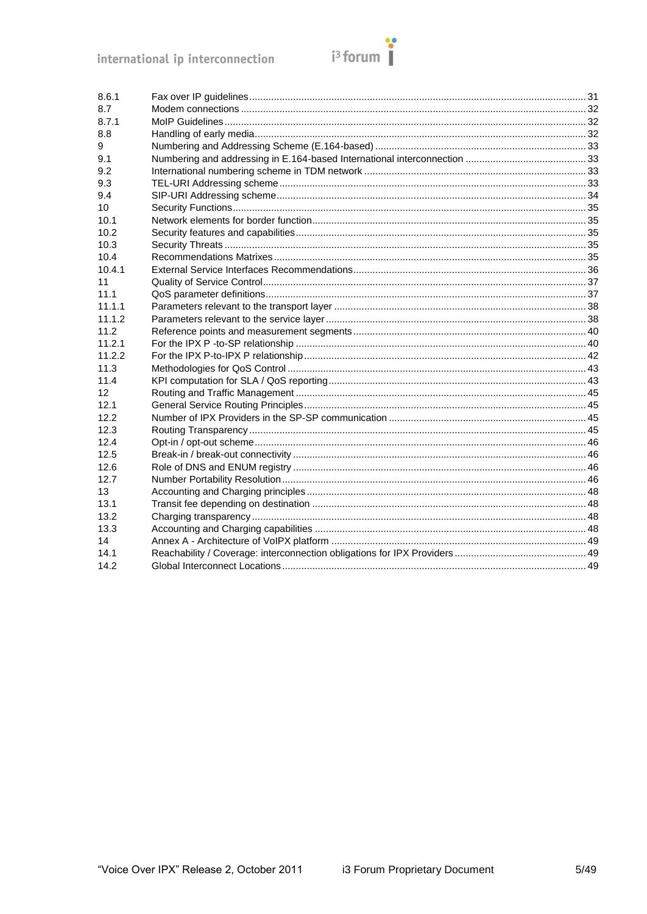| | | |
|---|---|---|
| 8.6.1 | Fax over IP guidelines | 31 |
| 8.7 | Modem connections | 32 |
| 8.7.1 | MoIP Guidelines | 32 |
| 8.8 | Handling of early media | 32 |
| 9 | Numbering and Addressing Scheme (E.164-based) | 33 |
| 9.1 | Numbering and addressing in E.164-based International interconnection | 33 |
| 9.2 | International numbering scheme in TDM network | 33 |
| 9.3 | TEL-URI Addressing scheme | 33 |
| 9.4 | SIP-URI Addressing scheme | 34 |
| 10 | Security Functions | 35 |
| 10.1 | Network elements for border function | 35 |
| 10.2 | Security features and capabilities | 35 |
| 10.3 | Security Threats | 35 |
| 10.4 | Recommendations Matrixes | 35 |
| 10.4.1 | External Service Interfaces Recommendations | 36 |
| 11 | Quality of Service Control | 37 |
| 11.1 | QoS parameter definitions | 37 |
| 11.1.1 | Parameters relevant to the transport layer | 38 |
| 11.1.2 | Parameters relevant to the service layer | 38 |
| 11.2 | Reference points and measurement segments | 40 |
| 11.2.1 | For the IPX P -to-SP relationship | 40 |
| 11.2.2 | For the IPX P-to-IPX P relationship | 42 |
| 11.3 | Methodologies for QoS Control | 43 |
| 11.4 | KPI computation for SLA / QoS reporting | 43 |
| 12 | Routing and Traffic Management | 45 |
| 12.1 | General Service Routing Principles | 45 |
| 12.2 | Number of IPX Providers in the SP-SP communication | 45 |
| 12.3 | Routing Transparency | 45 |
| 12.4 | Opt-in / opt-out scheme | 46 |
| 12.5 | Break-in / break-out connectivity | 46 |
| 12.6 | Role of DNS and ENUM registry | 46 |
| 12.7 | Number Portability Resolution | 46 |
| 13 | Accounting and Charging principles | 48 |
| 13.1 | Transit fee depending on destination | 48 |
| 13.2 | Charging transparency | 48 |
| 13.3 | Accounting and Charging capabilities | 48 |
| 14 | Annex A - Architecture of VoIPX platform | 49 |
| 14.1 | Reachability / Coverage: interconnection obligations for IPX Providers | 49 |
| 14.2 | Global Interconnect Locations | 49 |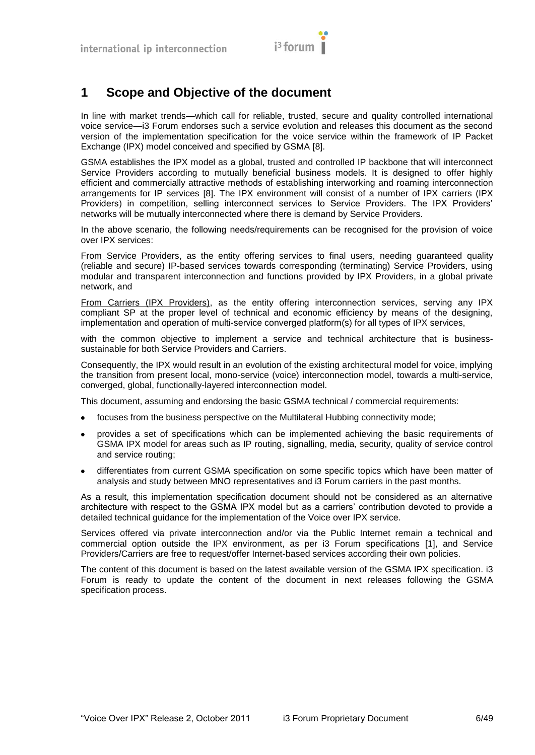# 1 Scope and Objective of the document

In line with market trends—which call for reliable, trusted, secure and quality controlled international voice service—i3 Forum endorses such a service evolution and releases this document as the second version of the implementation specification for the voice service within the framework of IP Packet Exchange (IPX) model conceived and specified by GSMA [8].

GSMA establishes the IPX model as a global, trusted and controlled IP backbone that will interconnect Service Providers according to mutually beneficial business models. It is designed to offer highly efficient and commercially attractive methods of establishing interworking and roaming interconnection arrangements for IP services [8]. The IPX environment will consist of a number of IPX carriers (IPX Providers) in competition, selling interconnect services to Service Providers. The IPX Providers' networks will be mutually interconnected where there is demand by Service Providers.

In the above scenario, the following needs/requirements can be recognised for the provision of voice over IPX services:

From Service Providers, as the entity offering services to final users, needing guaranteed quality (reliable and secure) IP-based services towards corresponding (terminating) Service Providers, using modular and transparent interconnection and functions provided by IPX Providers, in a global private network, and

From Carriers (IPX Providers), as the entity offering interconnection services, serving any IPX compliant SP at the proper level of technical and economic efficiency by means of the designing, implementation and operation of multi-service converged platform(s) for all types of IPX services,

with the common objective to implement a service and technical architecture that is business-sustainable for both Service Providers and Carriers.

Consequently, the IPX would result in an evolution of the existing architectural model for voice, implying the transition from present local, mono-service (voice) interconnection model, towards a multi-service, converged, global, functionally-layered interconnection model.

This document, assuming and endorsing the basic GSMA technical / commercial requirements:

- focuses from the business perspective on the Multilateral Hubbing connectivity mode;
- provides a set of specifications which can be implemented achieving the basic requirements of GSMA IPX model for areas such as IP routing, signalling, media, security, quality of service control and service routing;
- differentiates from current GSMA specification on some specific topics which have been matter of analysis and study between MNO representatives and i3 Forum carriers in the past months.

As a result, this implementation specification document should not be considered as an alternative architecture with respect to the GSMA IPX model but as a carriers' contribution devoted to provide a detailed technical guidance for the implementation of the Voice over IPX service.

Services offered via private interconnection and/or via the Public Internet remain a technical and commercial option outside the IPX environment, as per i3 Forum specifications [1], and Service Providers/Carriers are free to request/offer Internet-based services according their own policies.

The content of this document is based on the latest available version of the GSMA IPX specification. i3 Forum is ready to update the content of the document in next releases following the GSMA specification process.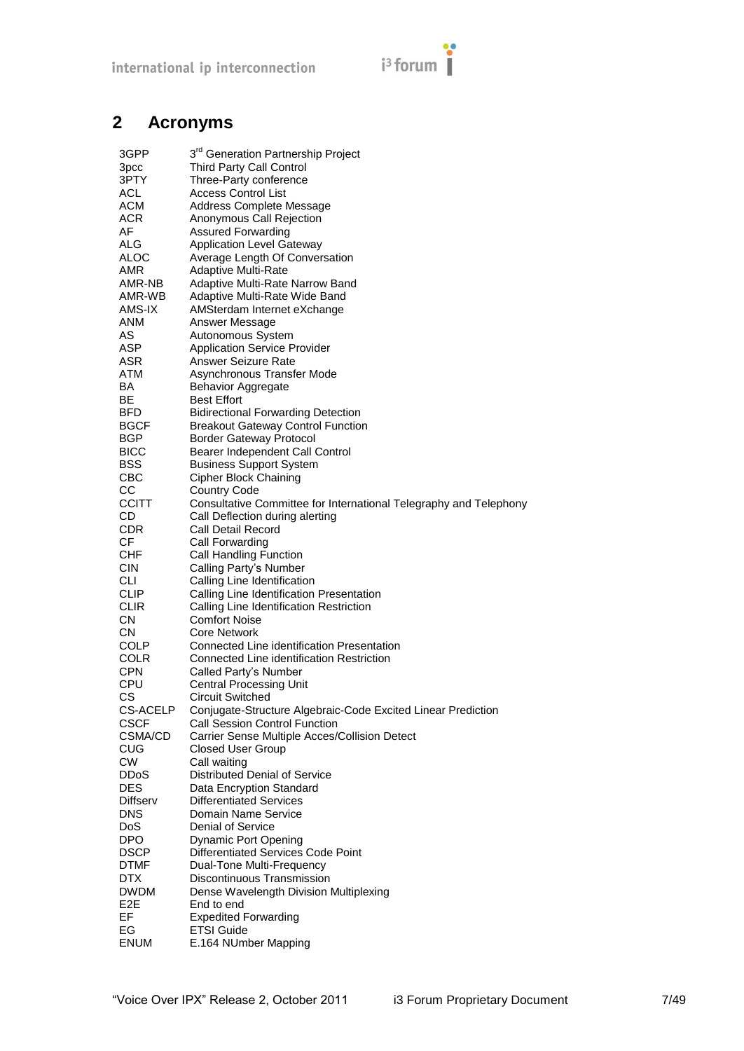## 2 Acronyms

| | |
|---|---|
| 3GPP | 3rd Generation Partnership Project |
| 3pcc | Third Party Call Control |
| 3PTY | Three-Party conference |
| ACL | Access Control List |
| ACM | Address Complete Message |
| ACR | Anonymous Call Rejection |
| AF | Assured Forwarding |
| ALG | Application Level Gateway |
| ALOC | Average Length Of Conversation |
| AMR | Adaptive Multi-Rate |
| AMR-NB | Adaptive Multi-Rate Narrow Band |
| AMR-WB | Adaptive Multi-Rate Wide Band |
| AMS-IX | AMSterdam Internet eXchange |
| ANM | Answer Message |
| AS | Autonomous System |
| ASP | Application Service Provider |
| ASR | Answer Seizure Rate |
| ATM | Asynchronous Transfer Mode |
| BA | Behavior Aggregate |
| BE | Best Effort |
| BFD | Bidirectional Forwarding Detection |
| BGCF | Breakout Gateway Control Function |
| BGP | Border Gateway Protocol |
| BICC | Bearer Independent Call Control |
| BSS | Business Support System |
| CBC | Cipher Block Chaining |
| CC | Country Code |
| CCITT | Consultative Committee for International Telegraphy and Telephony |
| CD | Call Deflection during alerting |
| CDR | Call Detail Record |
| CF | Call Forwarding |
| CHF | Call Handling Function |
| CIN | Calling Party's Number |
| CLI | Calling Line Identification |
| CLIP | Calling Line Identification Presentation |
| CLIR | Calling Line Identification Restriction |
| CN | Comfort Noise |
| CN | Core Network |
| COLP | Connected Line identification Presentation |
| COLR | Connected Line identification Restriction |
| CPN | Called Party's Number |
| CPU | Central Processing Unit |
| CS | Circuit Switched |
| CS-ACELP | Conjugate-Structure Algebraic-Code Excited Linear Prediction |
| CSCF | Call Session Control Function |
| CSMA/CD | Carrier Sense Multiple Acces/Collision Detect |
| CUG | Closed User Group |
| CW | Call waiting |
| DDoS | Distributed Denial of Service |
| DES | Data Encryption Standard |
| Diffserv | Differentiated Services |
| DNS | Domain Name Service |
| DoS | Denial of Service |
| DPO | Dynamic Port Opening |
| DSCP | Differentiated Services Code Point |
| DTMF | Dual-Tone Multi-Frequency |
| DTX | Discontinuous Transmission |
| DWDM | Dense Wavelength Division Multiplexing |
| E2E | End to end |
| EF | Expedited Forwarding |
| EG | ETSI Guide |
| ENUM | E.164 NUmber Mapping |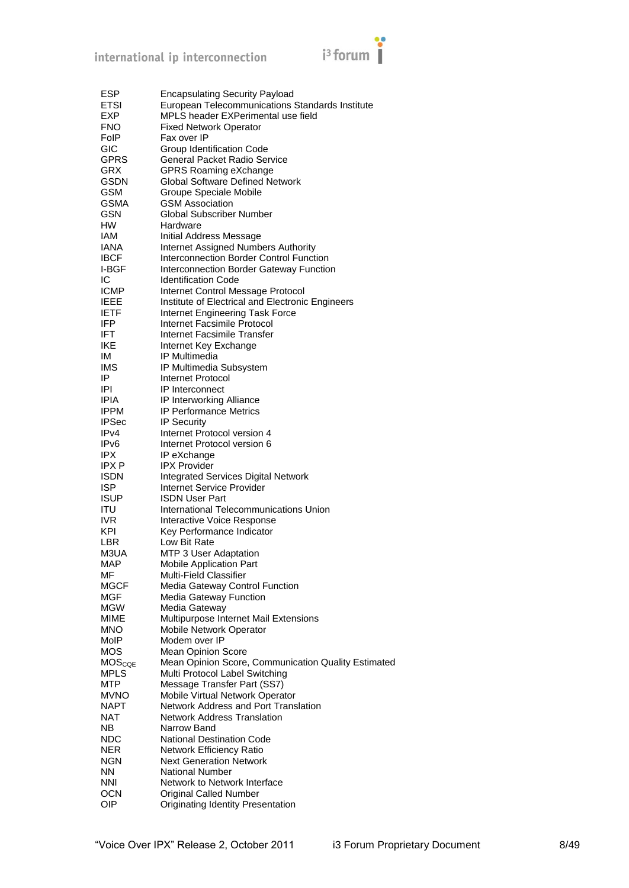| | |
|---|---|
| ESP | Encapsulating Security Payload |
| ETSI | European Telecommunications Standards Institute |
| EXP | MPLS header EXPerimental use field |
| FNO | Fixed Network Operator |
| FoIP | Fax over IP |
| GIC | Group Identification Code |
| GPRS | General Packet Radio Service |
| GRX | GPRS Roaming eXchange |
| GSDN | Global Software Defined Network |
| GSM | Groupe Speciale Mobile |
| GSMA | GSM Association |
| GSN | Global Subscriber Number |
| HW | Hardware |
| IAM | Initial Address Message |
| IANA | Internet Assigned Numbers Authority |
| IBCF | Interconnection Border Control Function |
| I-BGF | Interconnection Border Gateway Function |
| IC | Identification Code |
| ICMP | Internet Control Message Protocol |
| IEEE | Institute of Electrical and Electronic Engineers |
| IETF | Internet Engineering Task Force |
| IFP | Internet Facsimile Protocol |
| IFT | Internet Facsimile Transfer |
| IKE | Internet Key Exchange |
| IM | IP Multimedia |
| IMS | IP Multimedia Subsystem |
| IP | Internet Protocol |
| IPI | IP Interconnect |
| IPIA | IP Interworking Alliance |
| IPPM | IP Performance Metrics |
| IPSec | IP Security |
| IPv4 | Internet Protocol version 4 |
| IPv6 | Internet Protocol version 6 |
| IPX | IP eXchange |
| IPX P | IPX Provider |
| ISDN | Integrated Services Digital Network |
| ISP | Internet Service Provider |
| ISUP | ISDN User Part |
| ITU | International Telecommunications Union |
| IVR | Interactive Voice Response |
| KPI | Key Performance Indicator |
| LBR | Low Bit Rate |
| M3UA | MTP 3 User Adaptation |
| MAP | Mobile Application Part |
| MF | Multi-Field Classifier |
| MGCF | Media Gateway Control Function |
| MGF | Media Gateway Function |
| MGW | Media Gateway |
| MIME | Multipurpose Internet Mail Extensions |
| MNO | Mobile Network Operator |
| MoIP | Modem over IP |
| MOS | Mean Opinion Score |
| $MOS_{CQE}$ | Mean Opinion Score, Communication Quality Estimated |
| MPLS | Multi Protocol Label Switching |
| MTP | Message Transfer Part (SS7) |
| MVNO | Mobile Virtual Network Operator |
| NAPT | Network Address and Port Translation |
| NAT | Network Address Translation |
| NB | Narrow Band |
| NDC | National Destination Code |
| NER | Network Efficiency Ratio |
| NGN | Next Generation Network |
| NN | National Number |
| NNI | Network to Network Interface |
| OCN | Original Called Number |
| OIP | Originating Identity Presentation |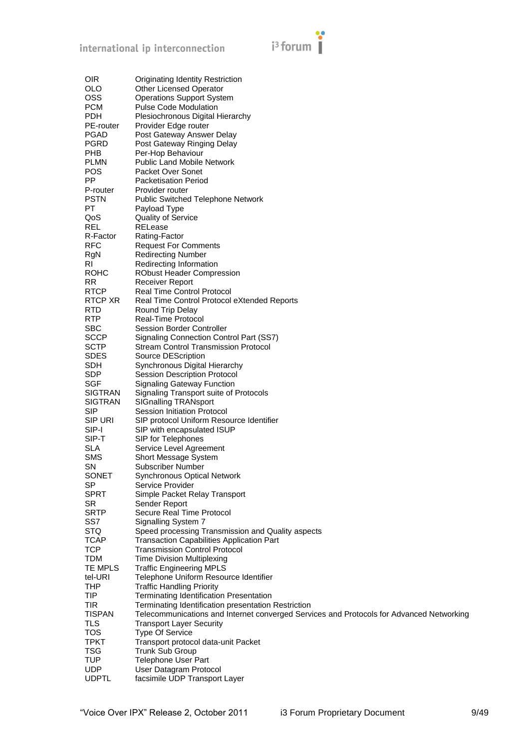| | |
|---|---|
| OIR | Originating Identity Restriction |
| OLO | Other Licensed Operator |
| OSS | Operations Support System |
| PCM | Pulse Code Modulation |
| PDH | Plesiochronous Digital Hierarchy |
| PE-router | Provider Edge router |
| PGAD | Post Gateway Answer Delay |
| PGRD | Post Gateway Ringing Delay |
| PHB | Per-Hop Behaviour |
| PLMN | Public Land Mobile Network |
| POS | Packet Over Sonet |
| PP | Packetisation Period |
| P-router | Provider router |
| PSTN | Public Switched Telephone Network |
| PT | Payload Type |
| QoS | Quality of Service |
| REL | RELease |
| R-Factor | Rating-Factor |
| RFC | Request For Comments |
| RgN | Redirecting Number |
| RI | Redirecting Information |
| ROHC | RObust Header Compression |
| RR | Receiver Report |
| RTCP | Real Time Control Protocol |
| RTCP XR | Real Time Control Protocol eXtended Reports |
| RTD | Round Trip Delay |
| RTP | Real-Time Protocol |
| SBC | Session Border Controller |
| SCCP | Signaling Connection Control Part (SS7) |
| SCTP | Stream Control Transmission Protocol |
| SDES | Source DEScription |
| SDH | Synchronous Digital Hierarchy |
| SDP | Session Description Protocol |
| SGF | Signaling Gateway Function |
| SIGTRAN | Signaling Transport suite of Protocols |
| SIGTRAN | SIGnalling TRANsport |
| SIP | Session Initiation Protocol |
| SIP URI | SIP protocol Uniform Resource Identifier |
| SIP-I | SIP with encapsulated ISUP |
| SIP-T | SIP for Telephones |
| SLA | Service Level Agreement |
| SMS | Short Message System |
| SN | Subscriber Number |
| SONET | Synchronous Optical Network |
| SP | Service Provider |
| SPRT | Simple Packet Relay Transport |
| SR | Sender Report |
| SRTP | Secure Real Time Protocol |
| SS7 | Signalling System 7 |
| STQ | Speed processing Transmission and Quality aspects |
| TCAP | Transaction Capabilities Application Part |
| TCP | Transmission Control Protocol |
| TDM | Time Division Multiplexing |
| TE MPLS | Traffic Engineering MPLS |
| tel-URI | Telephone Uniform Resource Identifier |
| THP | Traffic Handling Priority |
| TIP | Terminating Identification Presentation |
| TIR | Terminating Identification presentation Restriction |
| TISPAN | Telecommunications and Internet converged Services and Protocols for Advanced Networking |
| TLS | Transport Layer Security |
| TOS | Type Of Service |
| TPKT | Transport protocol data-unit Packet |
| TSG | Trunk Sub Group |
| TUP | Telephone User Part |
| UDP | User Datagram Protocol |
| UDPTL | facsimile UDP Transport Layer |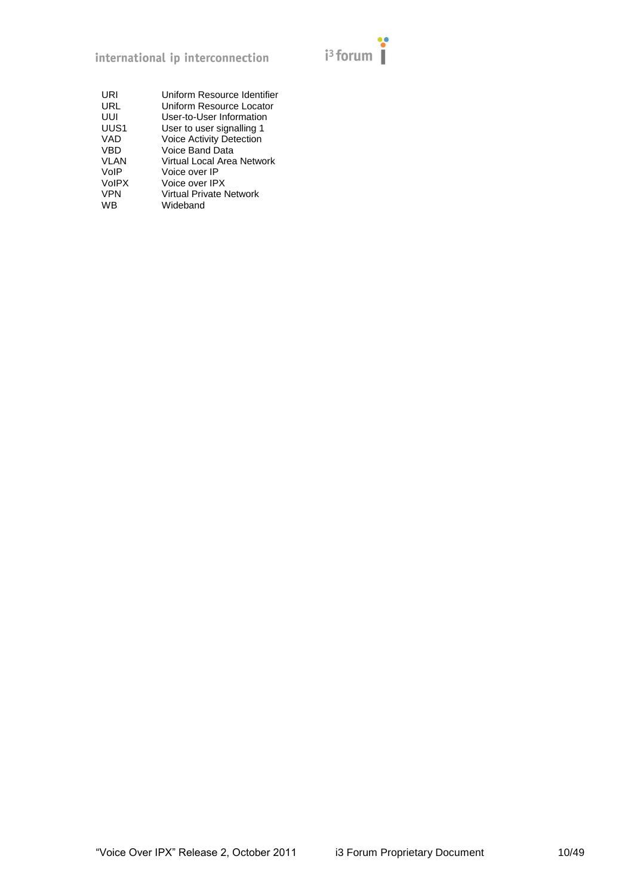| | |
|---|---|
| URI | Uniform Resource Identifier |
| URL | Uniform Resource Locator |
| UUI | User-to-User Information |
| UUS1 | User to user signalling 1 |
| VAD | Voice Activity Detection |
| VBD | Voice Band Data |
| VLAN | Virtual Local Area Network |
| VoIP | Voice over IP |
| VoIPX | Voice over IPX |
| VPN | Virtual Private Network |
| WB | Wideband |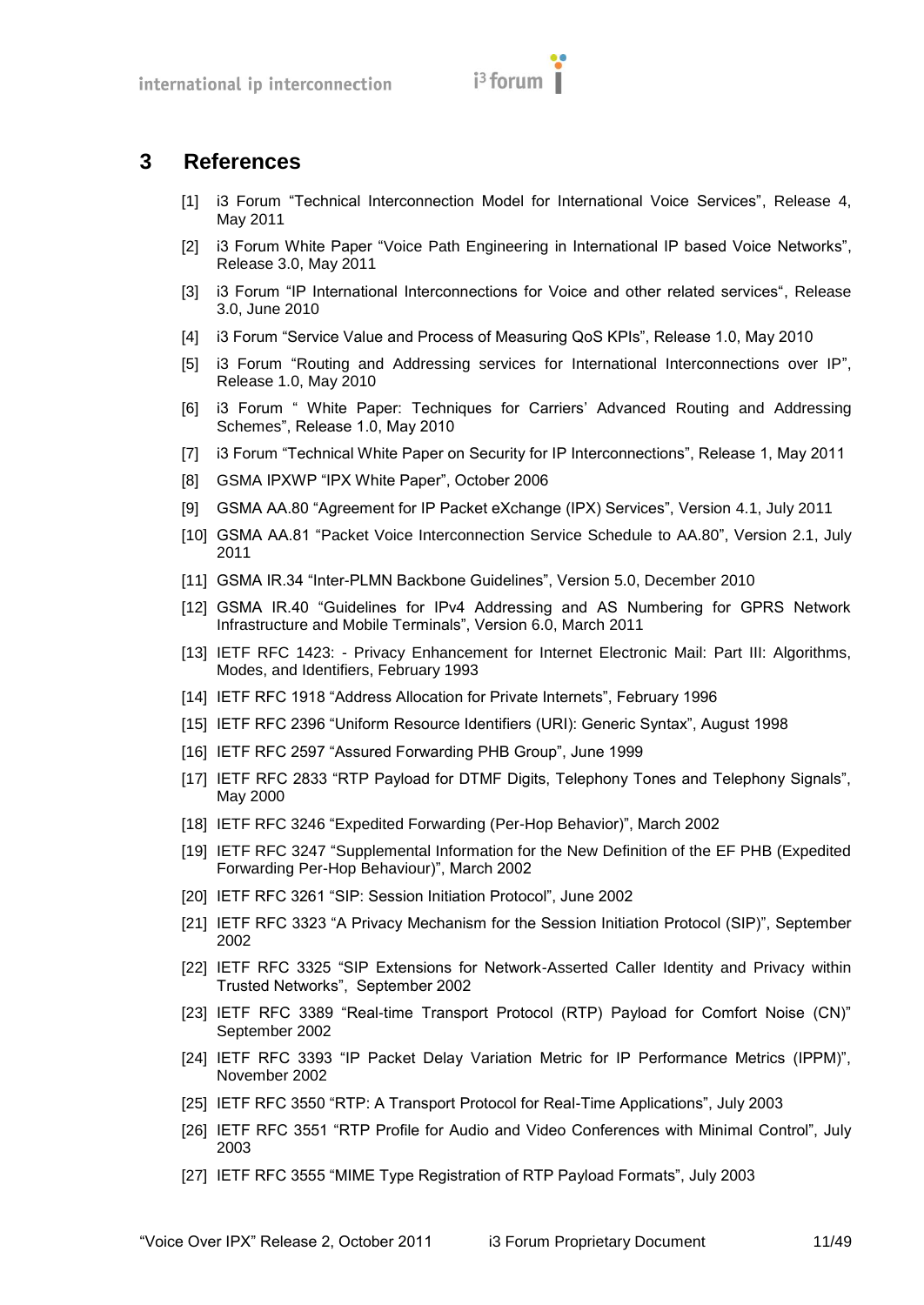# 3 References

[1] i3 Forum "Technical Interconnection Model for International Voice Services", Release 4, May 2011

[2] i3 Forum White Paper "Voice Path Engineering in International IP based Voice Networks", Release 3.0, May 2011

[3] i3 Forum "IP International Interconnections for Voice and other related services", Release 3.0, June 2010

[4] i3 Forum "Service Value and Process of Measuring QoS KPIs", Release 1.0, May 2010

[5] i3 Forum "Routing and Addressing services for International Interconnections over IP", Release 1.0, May 2010

[6] i3 Forum " White Paper: Techniques for Carriers' Advanced Routing and Addressing Schemes", Release 1.0, May 2010

[7] i3 Forum "Technical White Paper on Security for IP Interconnections", Release 1, May 2011

[8] GSMA IPXWP "IPX White Paper", October 2006

[9] GSMA AA.80 "Agreement for IP Packet eXchange (IPX) Services", Version 4.1, July 2011

[10] GSMA AA.81 "Packet Voice Interconnection Service Schedule to AA.80", Version 2.1, July 2011

[11] GSMA IR.34 "Inter-PLMN Backbone Guidelines", Version 5.0, December 2010

[12] GSMA IR.40 "Guidelines for IPv4 Addressing and AS Numbering for GPRS Network Infrastructure and Mobile Terminals", Version 6.0, March 2011

[13] IETF RFC 1423: - Privacy Enhancement for Internet Electronic Mail: Part III: Algorithms, Modes, and Identifiers, February 1993

[14] IETF RFC 1918 "Address Allocation for Private Internets", February 1996

[15] IETF RFC 2396 "Uniform Resource Identifiers (URI): Generic Syntax", August 1998

[16] IETF RFC 2597 "Assured Forwarding PHB Group", June 1999

[17] IETF RFC 2833 "RTP Payload for DTMF Digits, Telephony Tones and Telephony Signals", May 2000

[18] IETF RFC 3246 "Expedited Forwarding (Per-Hop Behavior)", March 2002

[19] IETF RFC 3247 "Supplemental Information for the New Definition of the EF PHB (Expedited Forwarding Per-Hop Behaviour)", March 2002

[20] IETF RFC 3261 "SIP: Session Initiation Protocol", June 2002

[21] IETF RFC 3323 "A Privacy Mechanism for the Session Initiation Protocol (SIP)", September 2002

[22] IETF RFC 3325 "SIP Extensions for Network-Asserted Caller Identity and Privacy within Trusted Networks", September 2002

[23] IETF RFC 3389 "Real-time Transport Protocol (RTP) Payload for Comfort Noise (CN)" September 2002

[24] IETF RFC 3393 "IP Packet Delay Variation Metric for IP Performance Metrics (IPPM)", November 2002

[25] IETF RFC 3550 "RTP: A Transport Protocol for Real-Time Applications", July 2003

[26] IETF RFC 3551 "RTP Profile for Audio and Video Conferences with Minimal Control", July 2003

[27] IETF RFC 3555 "MIME Type Registration of RTP Payload Formats", July 2003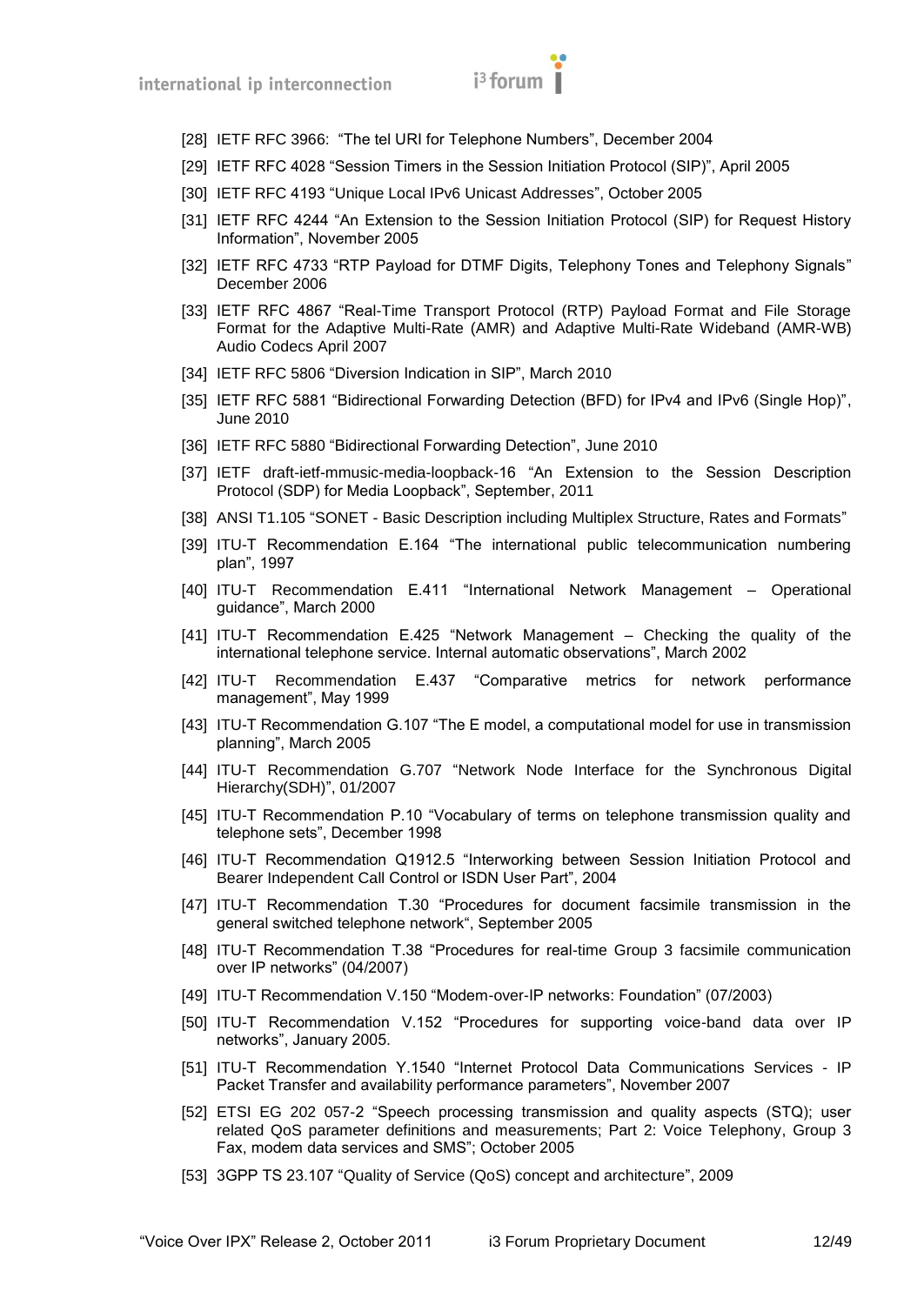[28] IETF RFC 3966: "The tel URI for Telephone Numbers", December 2004

[29] IETF RFC 4028 "Session Timers in the Session Initiation Protocol (SIP)", April 2005

[30] IETF RFC 4193 "Unique Local IPv6 Unicast Addresses", October 2005

[31] IETF RFC 4244 "An Extension to the Session Initiation Protocol (SIP) for Request History Information", November 2005

[32] IETF RFC 4733 "RTP Payload for DTMF Digits, Telephony Tones and Telephony Signals" December 2006

[33] IETF RFC 4867 "Real-Time Transport Protocol (RTP) Payload Format and File Storage Format for the Adaptive Multi-Rate (AMR) and Adaptive Multi-Rate Wideband (AMR-WB) Audio Codecs April 2007

[34] IETF RFC 5806 "Diversion Indication in SIP", March 2010

[35] IETF RFC 5881 "Bidirectional Forwarding Detection (BFD) for IPv4 and IPv6 (Single Hop)", June 2010

[36] IETF RFC 5880 "Bidirectional Forwarding Detection", June 2010

[37] IETF draft-ietf-mmusic-media-loopback-16 "An Extension to the Session Description Protocol (SDP) for Media Loopback", September, 2011

[38] ANSI T1.105 "SONET - Basic Description including Multiplex Structure, Rates and Formats"

[39] ITU-T Recommendation E.164 "The international public telecommunication numbering plan", 1997

[40] ITU-T Recommendation E.411 "International Network Management – Operational guidance", March 2000

[41] ITU-T Recommendation E.425 "Network Management – Checking the quality of the international telephone service. Internal automatic observations", March 2002

[42] ITU-T Recommendation E.437 "Comparative metrics for network performance management", May 1999

[43] ITU-T Recommendation G.107 "The E model, a computational model for use in transmission planning", March 2005

[44] ITU-T Recommendation G.707 "Network Node Interface for the Synchronous Digital Hierarchy(SDH)", 01/2007

[45] ITU-T Recommendation P.10 "Vocabulary of terms on telephone transmission quality and telephone sets", December 1998

[46] ITU-T Recommendation Q1912.5 "Interworking between Session Initiation Protocol and Bearer Independent Call Control or ISDN User Part", 2004

[47] ITU-T Recommendation T.30 "Procedures for document facsimile transmission in the general switched telephone network", September 2005

[48] ITU-T Recommendation T.38 "Procedures for real-time Group 3 facsimile communication over IP networks" (04/2007)

[49] ITU-T Recommendation V.150 "Modem-over-IP networks: Foundation" (07/2003)

[50] ITU-T Recommendation V.152 "Procedures for supporting voice-band data over IP networks", January 2005.

[51] ITU-T Recommendation Y.1540 "Internet Protocol Data Communications Services - IP Packet Transfer and availability performance parameters", November 2007

[52] ETSI EG 202 057-2 "Speech processing transmission and quality aspects (STQ); user related QoS parameter definitions and measurements; Part 2: Voice Telephony, Group 3 Fax, modem data services and SMS"; October 2005

[53] 3GPP TS 23.107 "Quality of Service (QoS) concept and architecture", 2009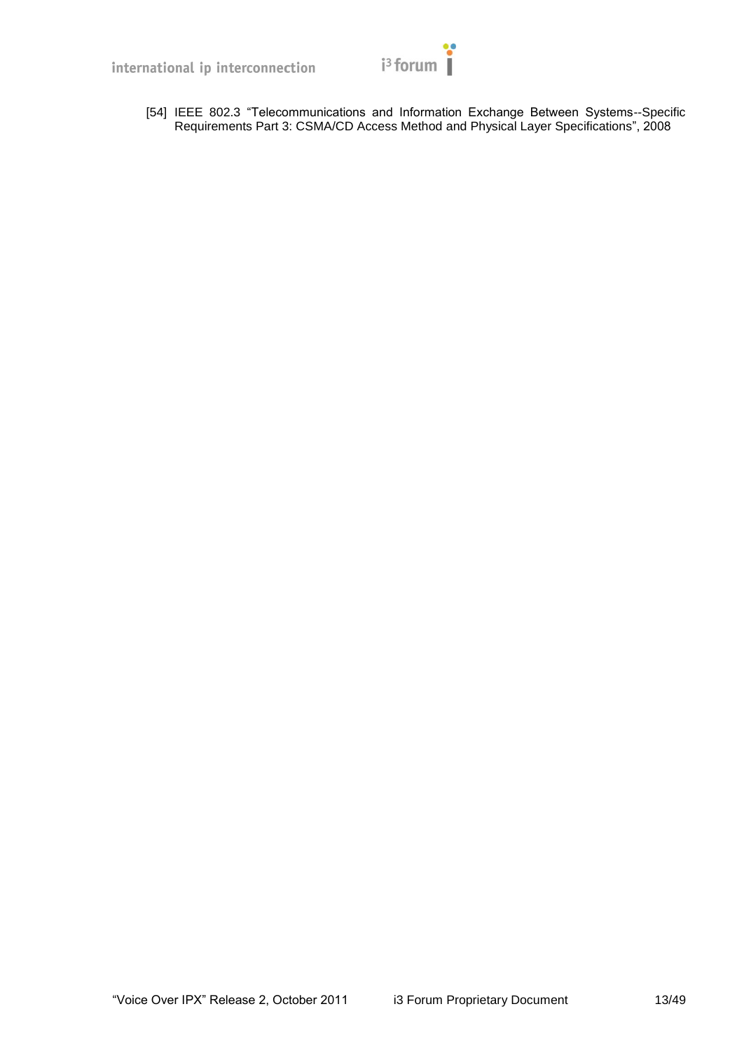[54] IEEE 802.3 "Telecommunications and Information Exchange Between Systems--Specific Requirements Part 3: CSMA/CD Access Method and Physical Layer Specifications", 2008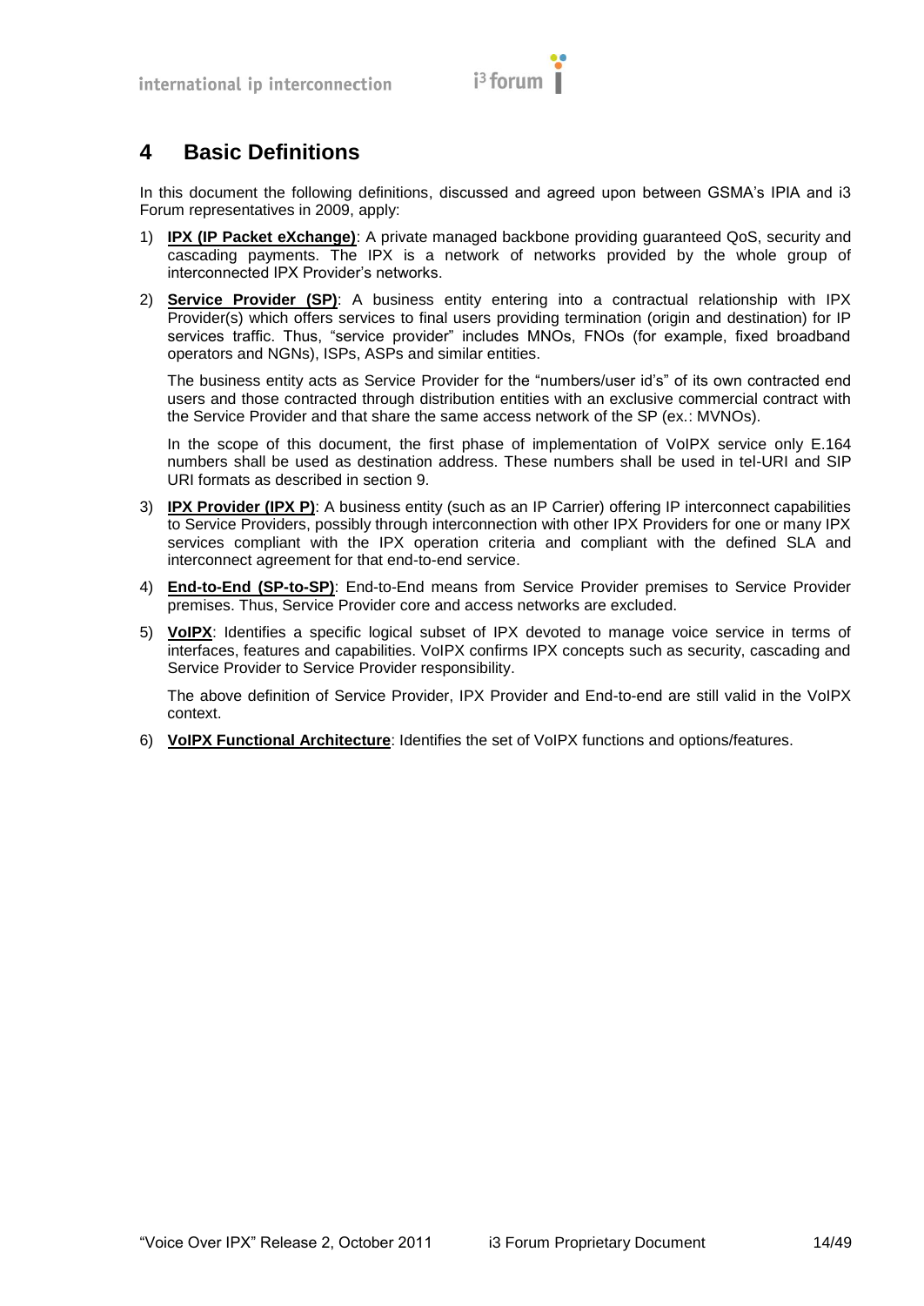# 4 Basic Definitions

In this document the following definitions, discussed and agreed upon between GSMA's IPIA and i3 Forum representatives in 2009, apply:

1) **IPX (IP Packet eXchange)**: A private managed backbone providing guaranteed QoS, security and cascading payments. The IPX is a network of networks provided by the whole group of interconnected IPX Provider's networks.

2) **Service Provider (SP)**: A business entity entering into a contractual relationship with IPX Provider(s) which offers services to final users providing termination (origin and destination) for IP services traffic. Thus, "service provider" includes MNOs, FNOs (for example, fixed broadband operators and NGNs), ISPs, ASPs and similar entities.

   The business entity acts as Service Provider for the "numbers/user id's" of its own contracted end users and those contracted through distribution entities with an exclusive commercial contract with the Service Provider and that share the same access network of the SP (ex.: MVNOs).

   In the scope of this document, the first phase of implementation of VoIPX service only E.164 numbers shall be used as destination address. These numbers shall be used in tel-URI and SIP URI formats as described in section 9.

3) **IPX Provider (IPX P)**: A business entity (such as an IP Carrier) offering IP interconnect capabilities to Service Providers, possibly through interconnection with other IPX Providers for one or many IPX services compliant with the IPX operation criteria and compliant with the defined SLA and interconnect agreement for that end-to-end service.

4) **End-to-End (SP-to-SP)**: End-to-End means from Service Provider premises to Service Provider premises. Thus, Service Provider core and access networks are excluded.

5) **VoIPX**: Identifies a specific logical subset of IPX devoted to manage voice service in terms of interfaces, features and capabilities. VoIPX confirms IPX concepts such as security, cascading and Service Provider to Service Provider responsibility.

   The above definition of Service Provider, IPX Provider and End-to-end are still valid in the VoIPX context.

6) **VoIPX Functional Architecture**: Identifies the set of VoIPX functions and options/features.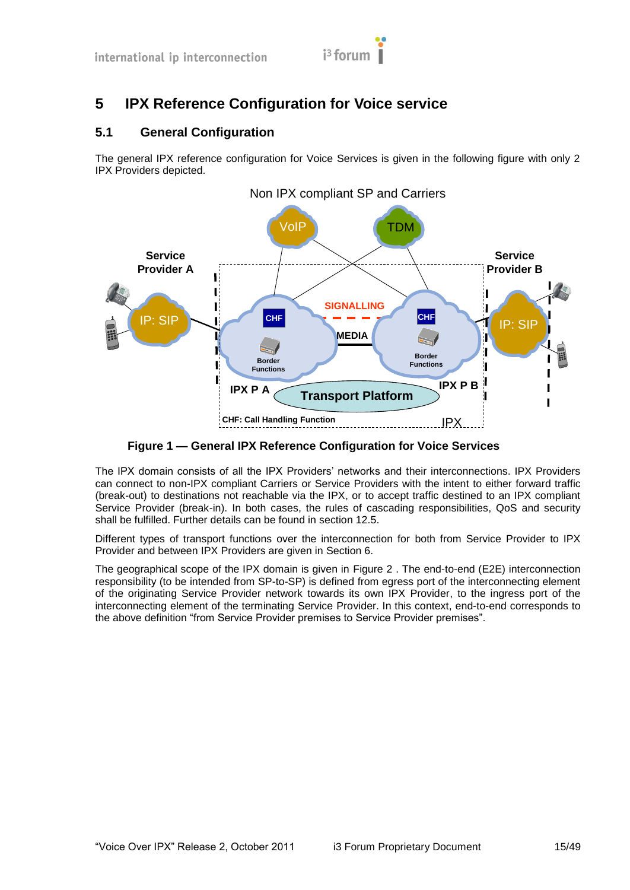# 5 IPX Reference Configuration for Voice service

## 5.1 General Configuration

The general IPX reference configuration for Voice Services is given in the following figure with only 2 IPX Providers depicted.

**Figure 1 — General IPX Reference Configuration for Voice Services**

The IPX domain consists of all the IPX Providers' networks and their interconnections. IPX Providers can connect to non-IPX compliant Carriers or Service Providers with the intent to either forward traffic (break-out) to destinations not reachable via the IPX, or to accept traffic destined to an IPX compliant Service Provider (break-in). In both cases, the rules of cascading responsibilities, QoS and security shall be fulfilled. Further details can be found in section 12.5.

Different types of transport functions over the interconnection for both from Service Provider to IPX Provider and between IPX Providers are given in Section 6.

The geographical scope of the IPX domain is given in Figure 2 . The end-to-end (E2E) interconnection responsibility (to be intended from SP-to-SP) is defined from egress port of the interconnecting element of the originating Service Provider network towards its own IPX Provider, to the ingress port of the interconnecting element of the terminating Service Provider. In this context, end-to-end corresponds to the above definition "from Service Provider premises to Service Provider premises".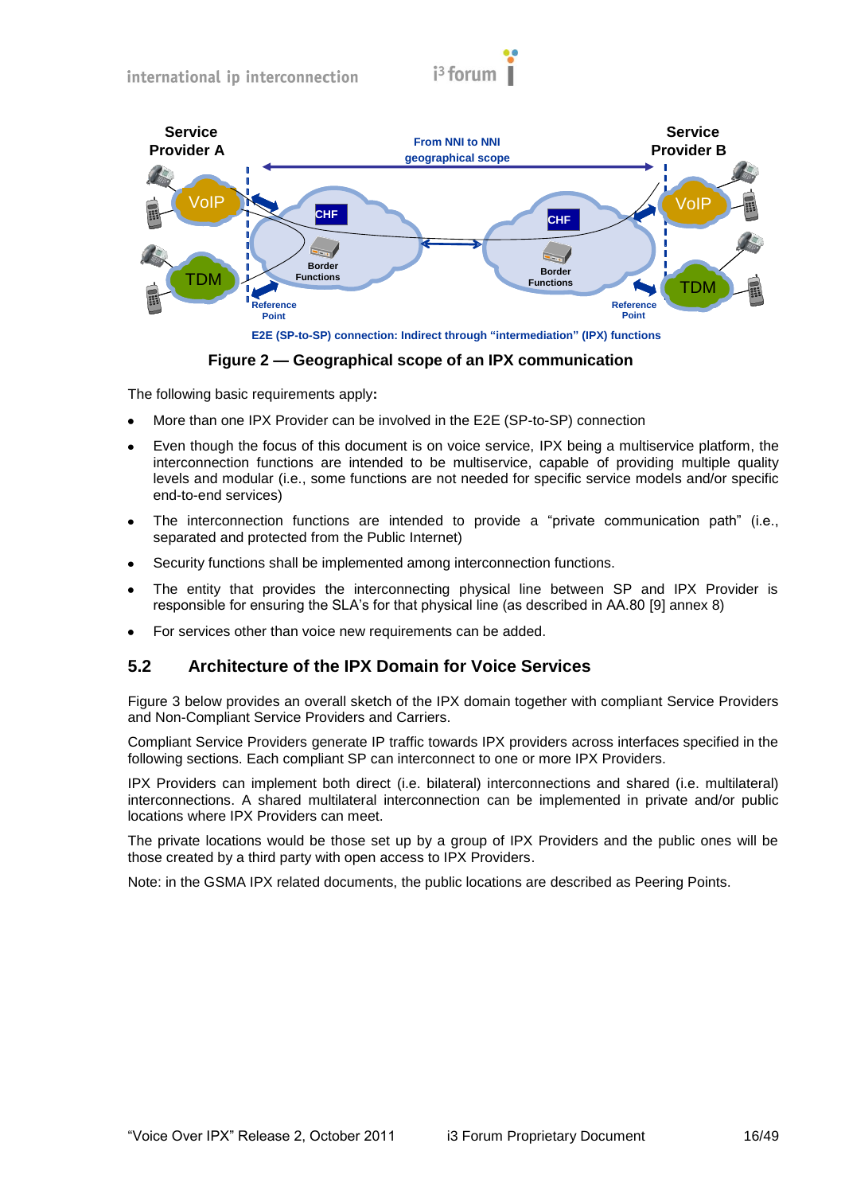Figure 2 — Geographical scope of an IPX communication

The following basic requirements apply:

- More than one IPX Provider can be involved in the E2E (SP-to-SP) connection
- Even though the focus of this document is on voice service, IPX being a multiservice platform, the interconnection functions are intended to be multiservice, capable of providing multiple quality levels and modular (i.e., some functions are not needed for specific service models and/or specific end-to-end services)
- The interconnection functions are intended to provide a "private communication path" (i.e., separated and protected from the Public Internet)
- Security functions shall be implemented among interconnection functions.
- The entity that provides the interconnecting physical line between SP and IPX Provider is responsible for ensuring the SLA's for that physical line (as described in AA.80 [9] annex 8)
- For services other than voice new requirements can be added.

## 5.2 Architecture of the IPX Domain for Voice Services

Figure 3 below provides an overall sketch of the IPX domain together with compliant Service Providers and Non-Compliant Service Providers and Carriers.

Compliant Service Providers generate IP traffic towards IPX providers across interfaces specified in the following sections. Each compliant SP can interconnect to one or more IPX Providers.

IPX Providers can implement both direct (i.e. bilateral) interconnections and shared (i.e. multilateral) interconnections. A shared multilateral interconnection can be implemented in private and/or public locations where IPX Providers can meet.

The private locations would be those set up by a group of IPX Providers and the public ones will be those created by a third party with open access to IPX Providers.

Note: in the GSMA IPX related documents, the public locations are described as Peering Points.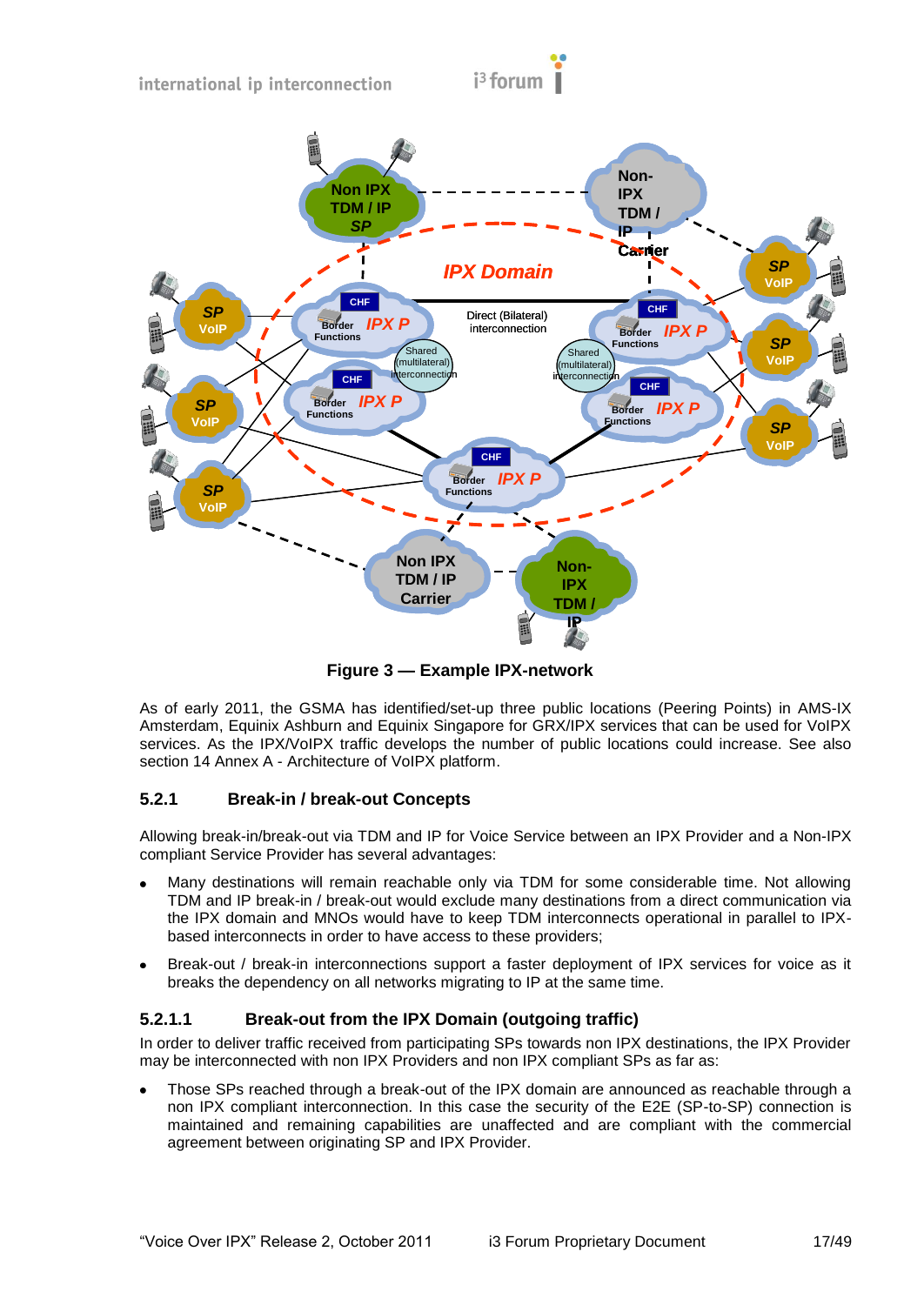**Figure 3 — Example IPX-network**

As of early 2011, the GSMA has identified/set-up three public locations (Peering Points) in AMS-IX Amsterdam, Equinix Ashburn and Equinix Singapore for GRX/IPX services that can be used for VoIPX services. As the IPX/VoIPX traffic develops the number of public locations could increase. See also section 14 Annex A - Architecture of VoIPX platform.

### 5.2.1 Break-in / break-out Concepts

Allowing break-in/break-out via TDM and IP for Voice Service between an IPX Provider and a Non-IPX compliant Service Provider has several advantages:

- Many destinations will remain reachable only via TDM for some considerable time. Not allowing TDM and IP break-in / break-out would exclude many destinations from a direct communication via the IPX domain and MNOs would have to keep TDM interconnects operational in parallel to IPX-based interconnects in order to have access to these providers;
- Break-out / break-in interconnections support a faster deployment of IPX services for voice as it breaks the dependency on all networks migrating to IP at the same time.

#### 5.2.1.1 Break-out from the IPX Domain (outgoing traffic)

In order to deliver traffic received from participating SPs towards non IPX destinations, the IPX Provider may be interconnected with non IPX Providers and non IPX compliant SPs as far as:

- Those SPs reached through a break-out of the IPX domain are announced as reachable through a non IPX compliant interconnection. In this case the security of the E2E (SP-to-SP) connection is maintained and remaining capabilities are unaffected and are compliant with the commercial agreement between originating SP and IPX Provider.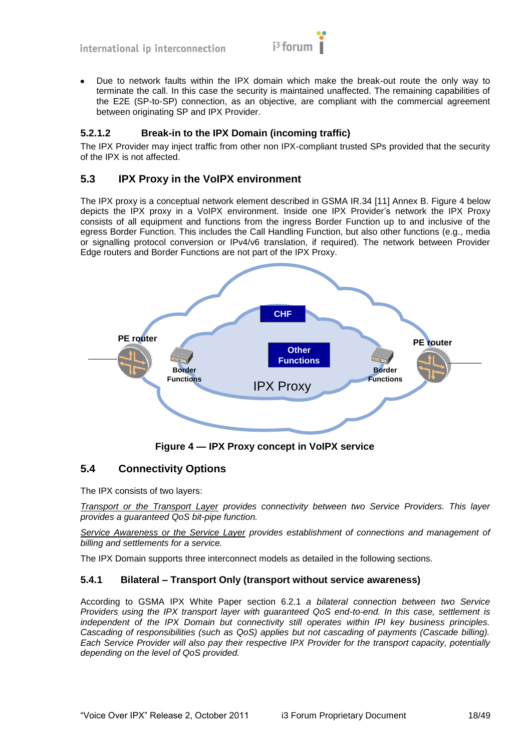- Due to network faults within the IPX domain which make the break-out route the only way to terminate the call. In this case the security is maintained unaffected. The remaining capabilities of the E2E (SP-to-SP) connection, as an objective, are compliant with the commercial agreement between originating SP and IPX Provider.

#### 5.2.1.2 Break-in to the IPX Domain (incoming traffic)

The IPX Provider may inject traffic from other non IPX-compliant trusted SPs provided that the security of the IPX is not affected.

## 5.3 IPX Proxy in the VoIPX environment

The IPX proxy is a conceptual network element described in GSMA IR.34 [11] Annex B. Figure 4 below depicts the IPX proxy in a VoIPX environment. Inside one IPX Provider's network the IPX Proxy consists of all equipment and functions from the ingress Border Function up to and inclusive of the egress Border Function. This includes the Call Handling Function, but also other functions (e.g., media or signalling protocol conversion or IPv4/v6 translation, if required). The network between Provider Edge routers and Border Functions are not part of the IPX Proxy.

**Figure 4 — IPX Proxy concept in VoIPX service**

## 5.4 Connectivity Options

The IPX consists of two layers:

*<u>Transport or the Transport Layer</u> provides connectivity between two Service Providers. This layer provides a guaranteed QoS bit-pipe function.*

*<u>Service Awareness or the Service Layer</u> provides establishment of connections and management of billing and settlements for a service.*

The IPX Domain supports three interconnect models as detailed in the following sections.

### 5.4.1 Bilateral – Transport Only (transport without service awareness)

According to GSMA IPX White Paper section 6.2.1 *a bilateral connection between two Service Providers using the IPX transport layer with guaranteed QoS end-to-end. In this case, settlement is independent of the IPX Domain but connectivity still operates within IPI key business principles. Cascading of responsibilities (such as QoS) applies but not cascading of payments (Cascade billing). Each Service Provider will also pay their respective IPX Provider for the transport capacity, potentially depending on the level of QoS provided.*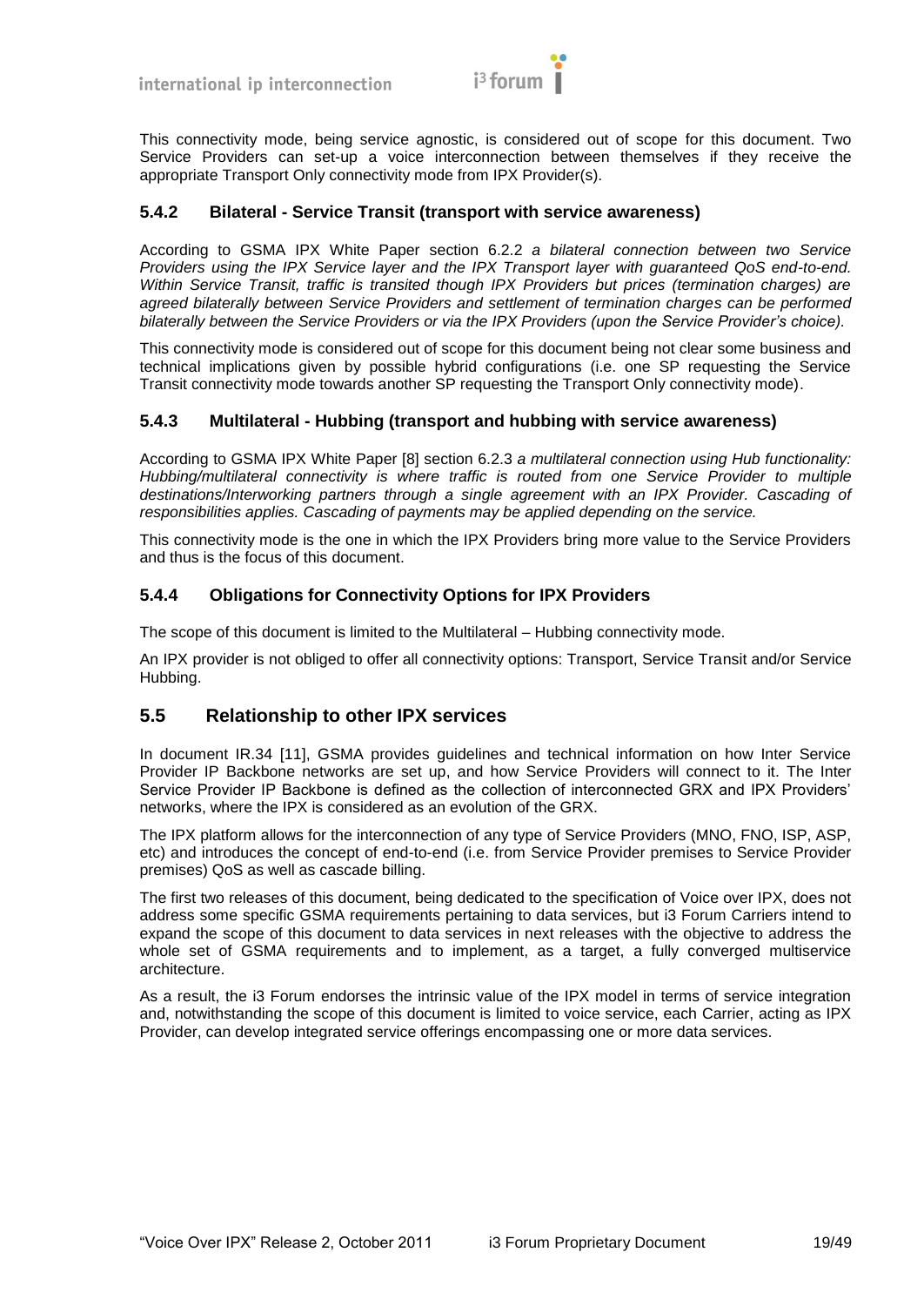This connectivity mode, being service agnostic, is considered out of scope for this document. Two Service Providers can set-up a voice interconnection between themselves if they receive the appropriate Transport Only connectivity mode from IPX Provider(s).

### 5.4.2 Bilateral - Service Transit (transport with service awareness)

According to GSMA IPX White Paper section 6.2.2 *a bilateral connection between two Service Providers using the IPX Service layer and the IPX Transport layer with guaranteed QoS end-to-end. Within Service Transit, traffic is transited though IPX Providers but prices (termination charges) are agreed bilaterally between Service Providers and settlement of termination charges can be performed bilaterally between the Service Providers or via the IPX Providers (upon the Service Provider's choice).*

This connectivity mode is considered out of scope for this document being not clear some business and technical implications given by possible hybrid configurations (i.e. one SP requesting the Service Transit connectivity mode towards another SP requesting the Transport Only connectivity mode).

### 5.4.3 Multilateral - Hubbing (transport and hubbing with service awareness)

According to GSMA IPX White Paper [8] section 6.2.3 *a multilateral connection using Hub functionality: Hubbing/multilateral connectivity is where traffic is routed from one Service Provider to multiple destinations/Interworking partners through a single agreement with an IPX Provider. Cascading of responsibilities applies. Cascading of payments may be applied depending on the service.*

This connectivity mode is the one in which the IPX Providers bring more value to the Service Providers and thus is the focus of this document.

### 5.4.4 Obligations for Connectivity Options for IPX Providers

The scope of this document is limited to the Multilateral – Hubbing connectivity mode.

An IPX provider is not obliged to offer all connectivity options: Transport, Service Transit and/or Service Hubbing.

## 5.5 Relationship to other IPX services

In document IR.34 [11], GSMA provides guidelines and technical information on how Inter Service Provider IP Backbone networks are set up, and how Service Providers will connect to it. The Inter Service Provider IP Backbone is defined as the collection of interconnected GRX and IPX Providers' networks, where the IPX is considered as an evolution of the GRX.

The IPX platform allows for the interconnection of any type of Service Providers (MNO, FNO, ISP, ASP, etc) and introduces the concept of end-to-end (i.e. from Service Provider premises to Service Provider premises) QoS as well as cascade billing.

The first two releases of this document, being dedicated to the specification of Voice over IPX, does not address some specific GSMA requirements pertaining to data services, but i3 Forum Carriers intend to expand the scope of this document to data services in next releases with the objective to address the whole set of GSMA requirements and to implement, as a target, a fully converged multiservice architecture.

As a result, the i3 Forum endorses the intrinsic value of the IPX model in terms of service integration and, notwithstanding the scope of this document is limited to voice service, each Carrier, acting as IPX Provider, can develop integrated service offerings encompassing one or more data services.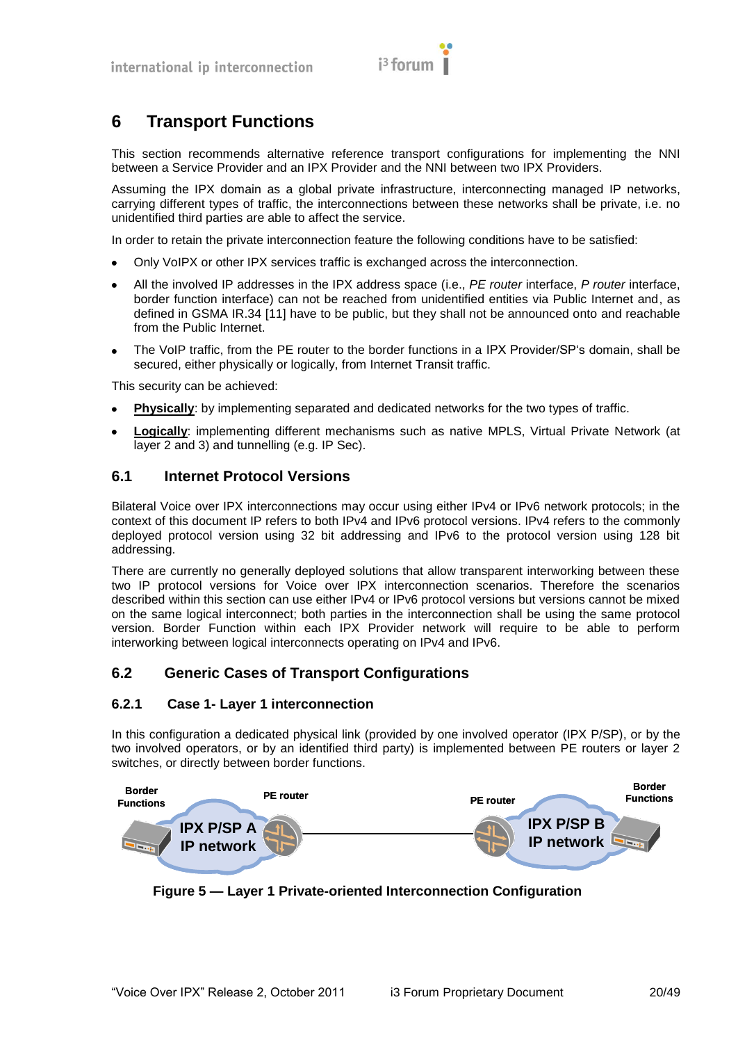# 6 Transport Functions

This section recommends alternative reference transport configurations for implementing the NNI between a Service Provider and an IPX Provider and the NNI between two IPX Providers.

Assuming the IPX domain as a global private infrastructure, interconnecting managed IP networks, carrying different types of traffic, the interconnections between these networks shall be private, i.e. no unidentified third parties are able to affect the service.

In order to retain the private interconnection feature the following conditions have to be satisfied:

- Only VoIPX or other IPX services traffic is exchanged across the interconnection.
- All the involved IP addresses in the IPX address space (i.e., *PE router* interface, *P router* interface, border function interface) can not be reached from unidentified entities via Public Internet and, as defined in GSMA IR.34 [11] have to be public, but they shall not be announced onto and reachable from the Public Internet.
- The VoIP traffic, from the PE router to the border functions in a IPX Provider/SP's domain, shall be secured, either physically or logically, from Internet Transit traffic.

This security can be achieved:

- **Physically**: by implementing separated and dedicated networks for the two types of traffic.
- **Logically**: implementing different mechanisms such as native MPLS, Virtual Private Network (at layer 2 and 3) and tunnelling (e.g. IP Sec).

## 6.1 Internet Protocol Versions

Bilateral Voice over IPX interconnections may occur using either IPv4 or IPv6 network protocols; in the context of this document IP refers to both IPv4 and IPv6 protocol versions. IPv4 refers to the commonly deployed protocol version using 32 bit addressing and IPv6 to the protocol version using 128 bit addressing.

There are currently no generally deployed solutions that allow transparent interworking between these two IP protocol versions for Voice over IPX interconnection scenarios. Therefore the scenarios described within this section can use either IPv4 or IPv6 protocol versions but versions cannot be mixed on the same logical interconnect; both parties in the interconnection shall be using the same protocol version. Border Function within each IPX Provider network will require to be able to perform interworking between logical interconnects operating on IPv4 and IPv6.

## 6.2 Generic Cases of Transport Configurations

### 6.2.1 Case 1- Layer 1 interconnection

In this configuration a dedicated physical link (provided by one involved operator (IPX P/SP), or by the two involved operators, or by an identified third party) is implemented between PE routers or layer 2 switches, or directly between border functions.

Border Functions — IPX P/SP A IP network — PE router ——— PE router — IPX P/SP B IP network — Border Functions

**Figure 5 — Layer 1 Private-oriented Interconnection Configuration**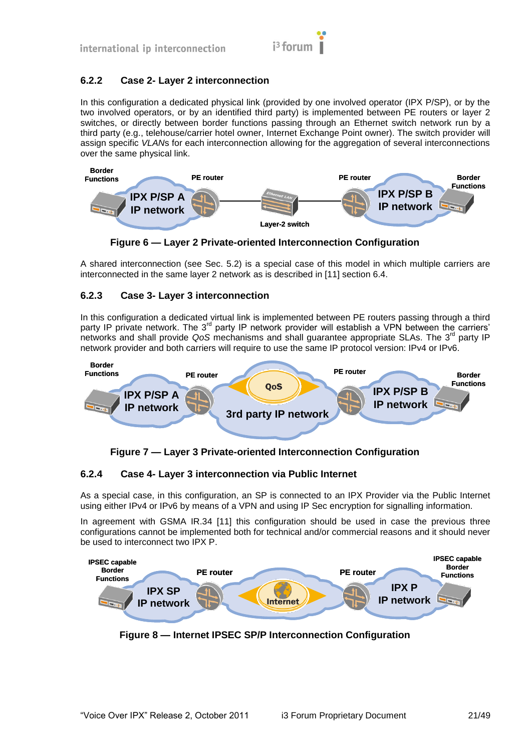### 6.2.2 Case 2- Layer 2 interconnection

In this configuration a dedicated physical link (provided by one involved operator (IPX P/SP), or by the two involved operators, or by an identified third party) is implemented between PE routers or layer 2 switches, or directly between border functions passing through an Ethernet switch network run by a third party (e.g., telehouse/carrier hotel owner, Internet Exchange Point owner). The switch provider will assign specific *VLAN*s for each interconnection allowing for the aggregation of several interconnections over the same physical link.

**Figure 6 — Layer 2 Private-oriented Interconnection Configuration**

A shared interconnection (see Sec. 5.2) is a special case of this model in which multiple carriers are interconnected in the same layer 2 network as is described in [11] section 6.4.

### 6.2.3 Case 3- Layer 3 interconnection

In this configuration a dedicated virtual link is implemented between PE routers passing through a third party IP private network. The 3rd party IP network provider will establish a VPN between the carriers' networks and shall provide *QoS* mechanisms and shall guarantee appropriate SLAs. The 3rd party IP network provider and both carriers will require to use the same IP protocol version: IPv4 or IPv6.

**Figure 7 — Layer 3 Private-oriented Interconnection Configuration**

### 6.2.4 Case 4- Layer 3 interconnection via Public Internet

As a special case, in this configuration, an SP is connected to an IPX Provider via the Public Internet using either IPv4 or IPv6 by means of a VPN and using IP Sec encryption for signalling information.

In agreement with GSMA IR.34 [11] this configuration should be used in case the previous three configurations cannot be implemented both for technical and/or commercial reasons and it should never be used to interconnect two IPX P.

**Figure 8 — Internet IPSEC SP/P Interconnection Configuration**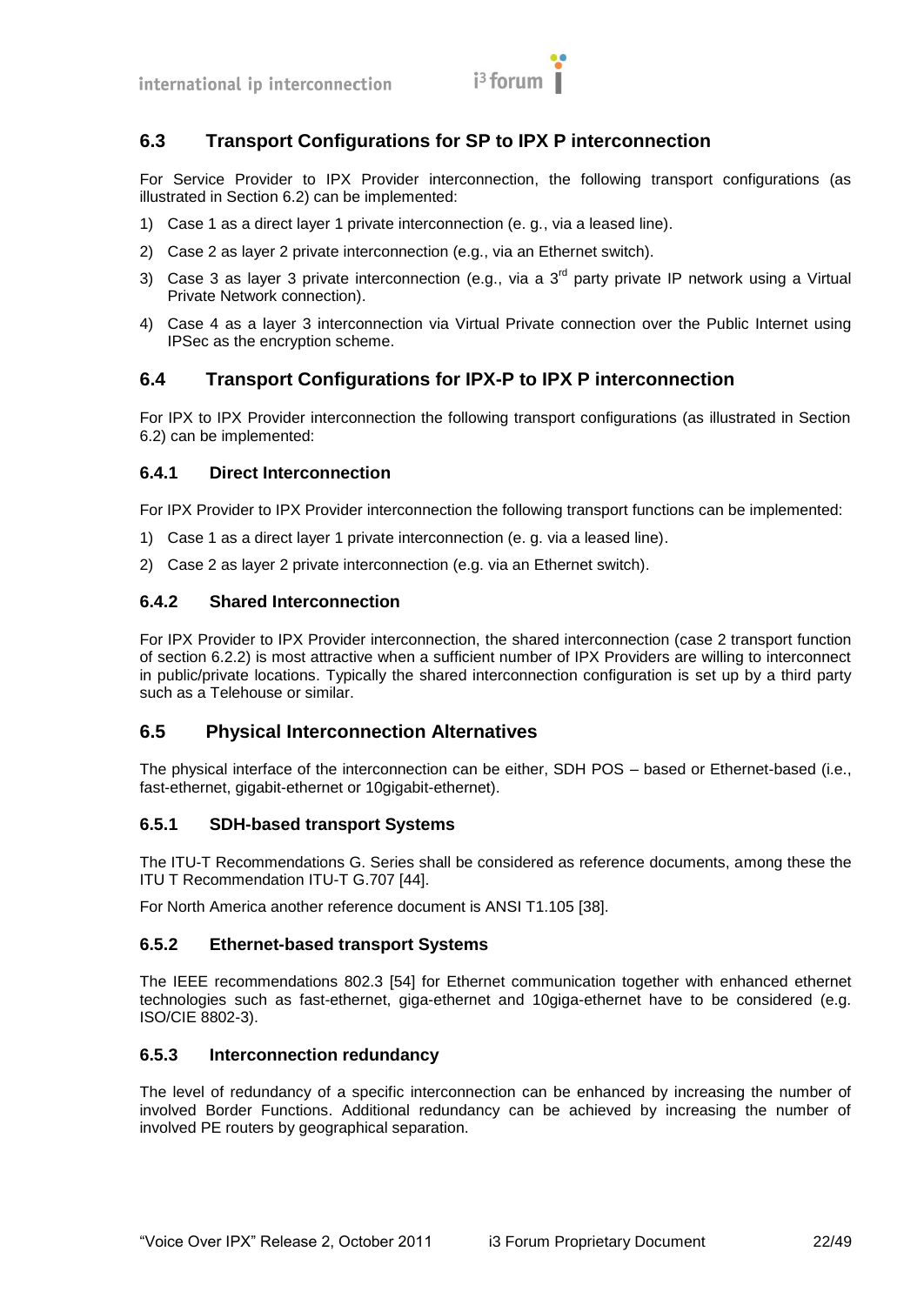## 6.3 Transport Configurations for SP to IPX P interconnection

For Service Provider to IPX Provider interconnection, the following transport configurations (as illustrated in Section 6.2) can be implemented:

1) Case 1 as a direct layer 1 private interconnection (e. g., via a leased line).
2) Case 2 as layer 2 private interconnection (e.g., via an Ethernet switch).
3) Case 3 as layer 3 private interconnection (e.g., via a 3rd party private IP network using a Virtual Private Network connection).
4) Case 4 as a layer 3 interconnection via Virtual Private connection over the Public Internet using IPSec as the encryption scheme.

## 6.4 Transport Configurations for IPX-P to IPX P interconnection

For IPX to IPX Provider interconnection the following transport configurations (as illustrated in Section 6.2) can be implemented:

### 6.4.1 Direct Interconnection

For IPX Provider to IPX Provider interconnection the following transport functions can be implemented:

1) Case 1 as a direct layer 1 private interconnection (e. g. via a leased line).
2) Case 2 as layer 2 private interconnection (e.g. via an Ethernet switch).

### 6.4.2 Shared Interconnection

For IPX Provider to IPX Provider interconnection, the shared interconnection (case 2 transport function of section 6.2.2) is most attractive when a sufficient number of IPX Providers are willing to interconnect in public/private locations. Typically the shared interconnection configuration is set up by a third party such as a Telehouse or similar.

## 6.5 Physical Interconnection Alternatives

The physical interface of the interconnection can be either, SDH POS – based or Ethernet-based (i.e., fast-ethernet, gigabit-ethernet or 10gigabit-ethernet).

### 6.5.1 SDH-based transport Systems

The ITU-T Recommendations G. Series shall be considered as reference documents, among these the ITU T Recommendation ITU-T G.707 [44].

For North America another reference document is ANSI T1.105 [38].

### 6.5.2 Ethernet-based transport Systems

The IEEE recommendations 802.3 [54] for Ethernet communication together with enhanced ethernet technologies such as fast-ethernet, giga-ethernet and 10giga-ethernet have to be considered (e.g. ISO/CIE 8802-3).

### 6.5.3 Interconnection redundancy

The level of redundancy of a specific interconnection can be enhanced by increasing the number of involved Border Functions. Additional redundancy can be achieved by increasing the number of involved PE routers by geographical separation.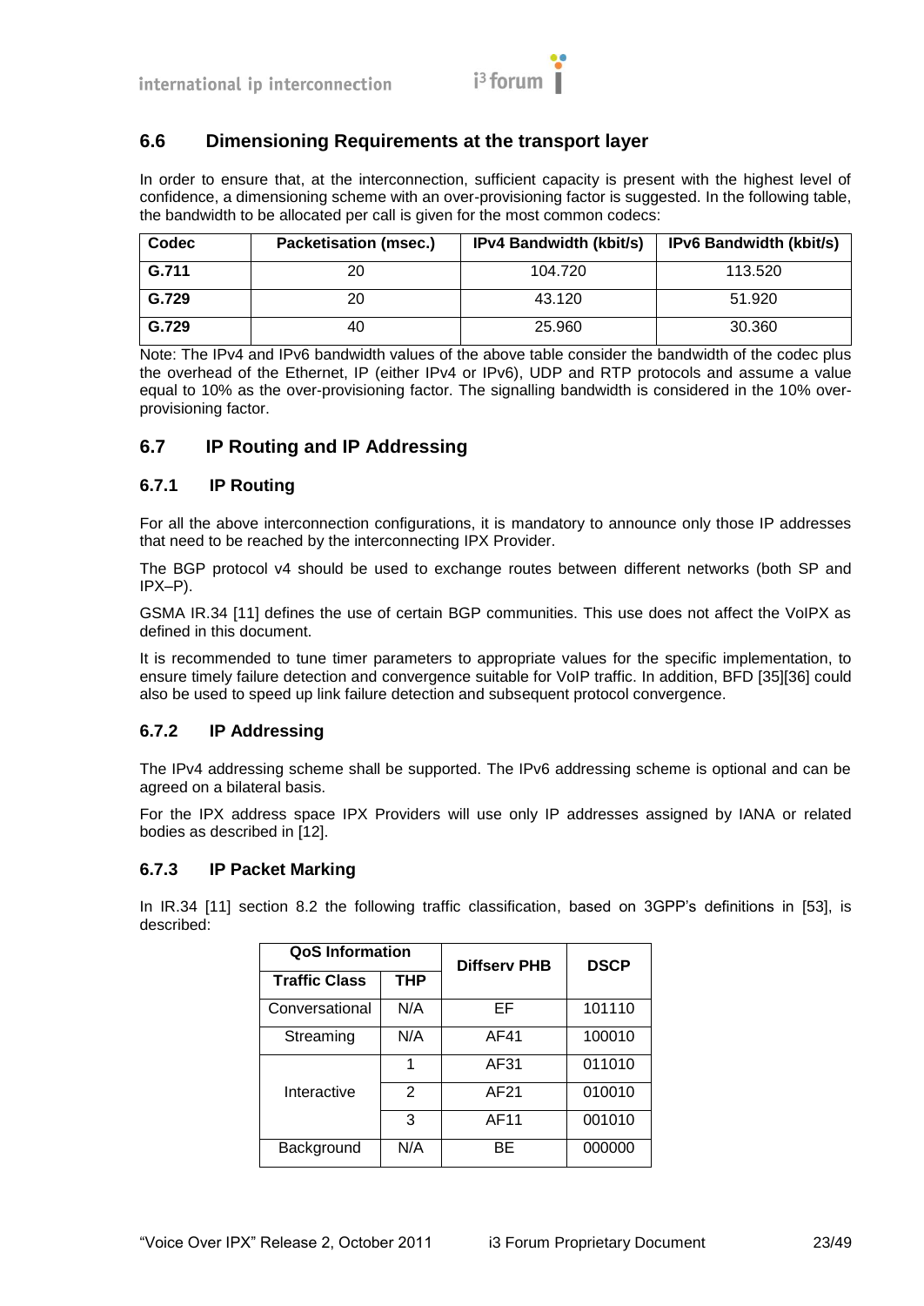## 6.6 Dimensioning Requirements at the transport layer

In order to ensure that, at the interconnection, sufficient capacity is present with the highest level of confidence, a dimensioning scheme with an over-provisioning factor is suggested. In the following table, the bandwidth to be allocated per call is given for the most common codecs:

| Codec | Packetisation (msec.) | IPv4 Bandwidth (kbit/s) | IPv6 Bandwidth (kbit/s) |
|---|---|---|---|
| G.711 | 20 | 104.720 | 113.520 |
| G.729 | 20 | 43.120 | 51.920 |
| G.729 | 40 | 25.960 | 30.360 |

Note: The IPv4 and IPv6 bandwidth values of the above table consider the bandwidth of the codec plus the overhead of the Ethernet, IP (either IPv4 or IPv6), UDP and RTP protocols and assume a value equal to 10% as the over-provisioning factor. The signalling bandwidth is considered in the 10% over-provisioning factor.

## 6.7 IP Routing and IP Addressing

### 6.7.1 IP Routing

For all the above interconnection configurations, it is mandatory to announce only those IP addresses that need to be reached by the interconnecting IPX Provider.

The BGP protocol v4 should be used to exchange routes between different networks (both SP and IPX–P).

GSMA IR.34 [11] defines the use of certain BGP communities. This use does not affect the VoIPX as defined in this document.

It is recommended to tune timer parameters to appropriate values for the specific implementation, to ensure timely failure detection and convergence suitable for VoIP traffic. In addition, BFD [35][36] could also be used to speed up link failure detection and subsequent protocol convergence.

### 6.7.2 IP Addressing

The IPv4 addressing scheme shall be supported. The IPv6 addressing scheme is optional and can be agreed on a bilateral basis.

For the IPX address space IPX Providers will use only IP addresses assigned by IANA or related bodies as described in [12].

### 6.7.3 IP Packet Marking

In IR.34 [11] section 8.2 the following traffic classification, based on 3GPP's definitions in [53], is described:

| QoS Information | | Diffserv PHB | DSCP |
|---|---|---|---|
| Traffic Class | THP | | |
| Conversational | N/A | EF | 101110 |
| Streaming | N/A | AF41 | 100010 |
| Interactive | 1 | AF31 | 011010 |
| | 2 | AF21 | 010010 |
| | 3 | AF11 | 001010 |
| Background | N/A | BE | 000000 |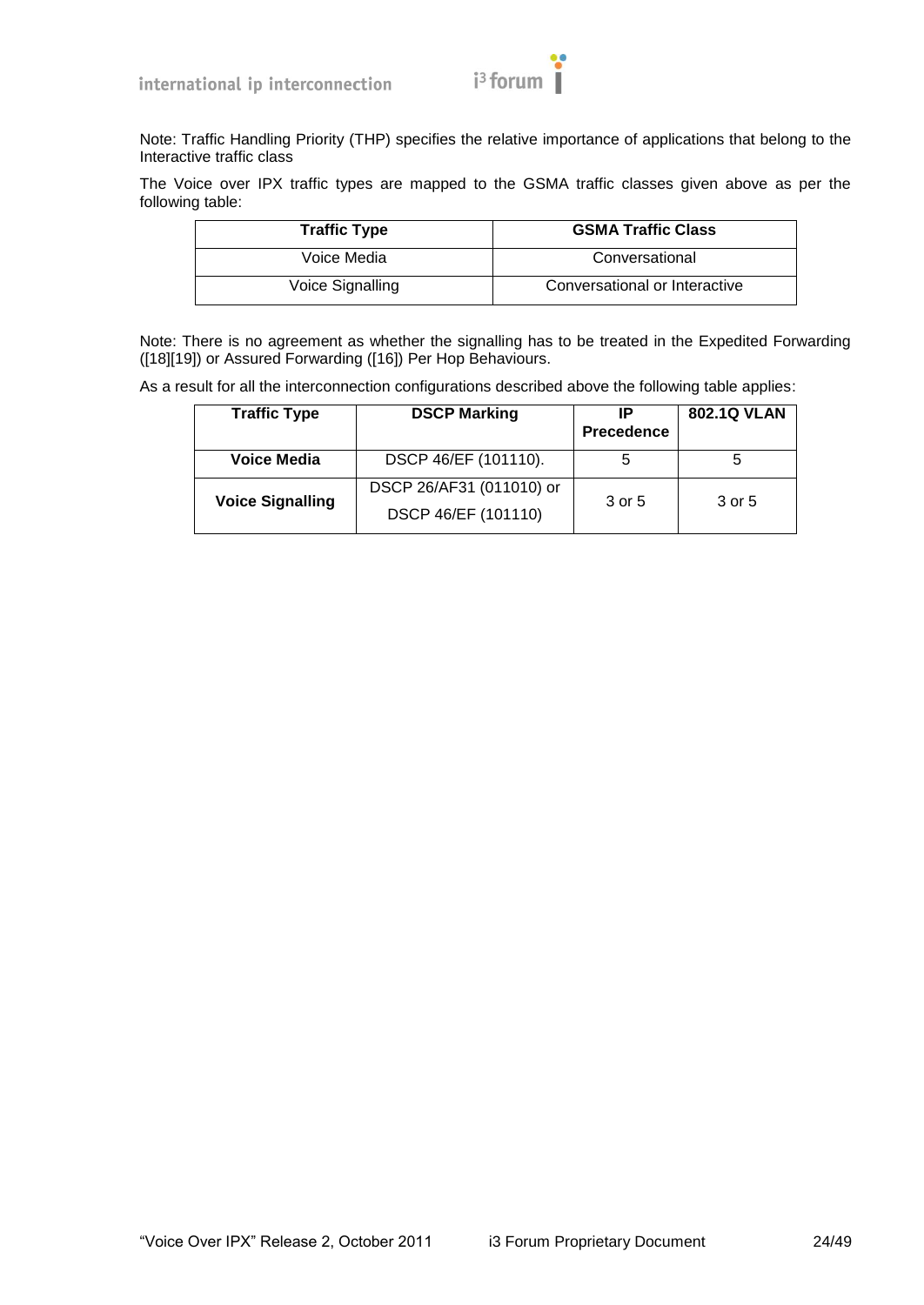Note: Traffic Handling Priority (THP) specifies the relative importance of applications that belong to the Interactive traffic class

The Voice over IPX traffic types are mapped to the GSMA traffic classes given above as per the following table:

| Traffic Type | GSMA Traffic Class |
| --- | --- |
| Voice Media | Conversational |
| Voice Signalling | Conversational or Interactive |

Note: There is no agreement as whether the signalling has to be treated in the Expedited Forwarding ([18][19]) or Assured Forwarding ([16]) Per Hop Behaviours.

As a result for all the interconnection configurations described above the following table applies:

| Traffic Type | DSCP Marking | IP Precedence | 802.1Q VLAN |
| --- | --- | --- | --- |
| **Voice Media** | DSCP 46/EF (101110). | 5 | 5 |
| **Voice Signalling** | DSCP 26/AF31 (011010) or DSCP 46/EF (101110) | 3 or 5 | 3 or 5 |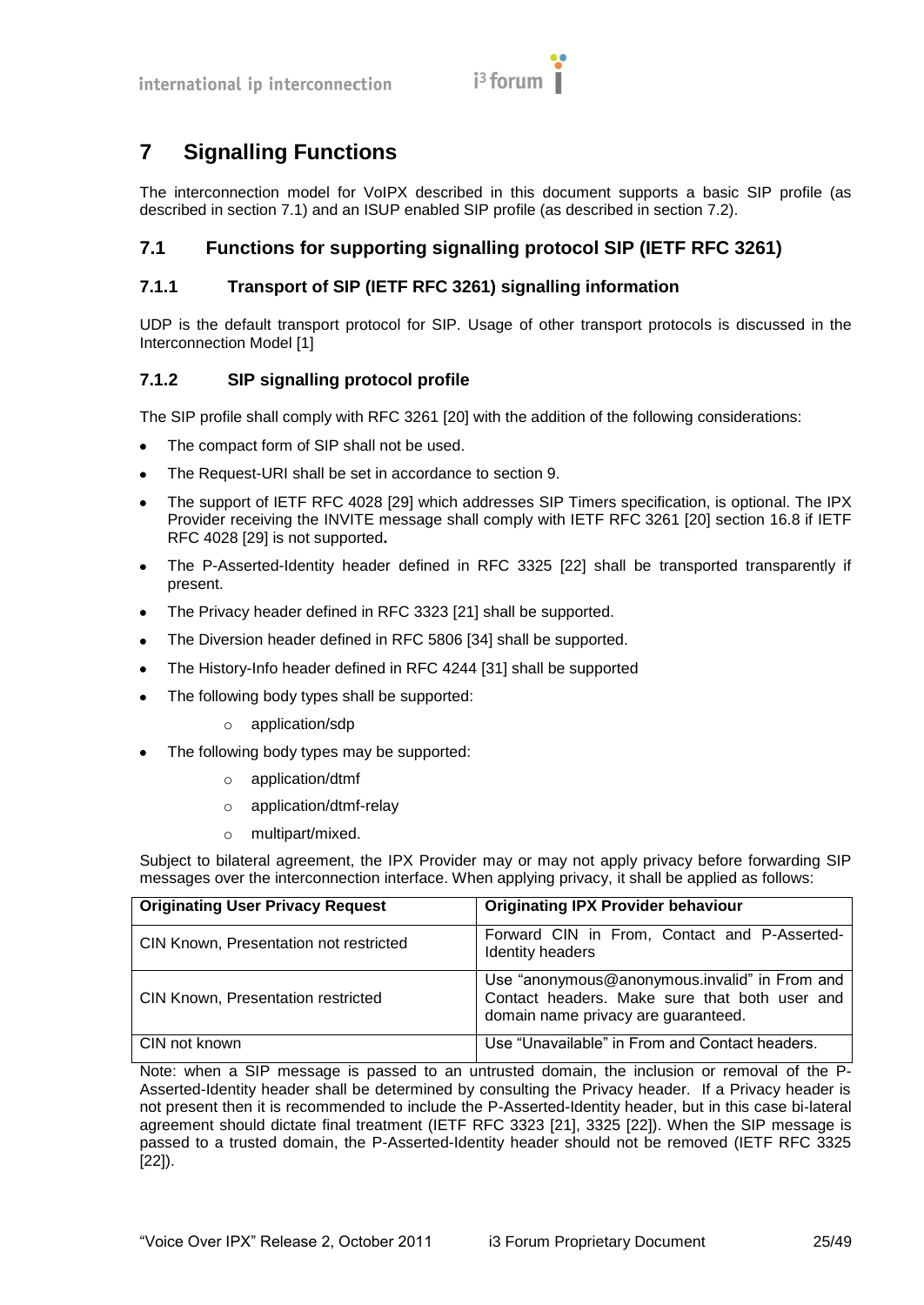# 7 Signalling Functions

The interconnection model for VoIPX described in this document supports a basic SIP profile (as described in section 7.1) and an ISUP enabled SIP profile (as described in section 7.2).

## 7.1 Functions for supporting signalling protocol SIP (IETF RFC 3261)

### 7.1.1 Transport of SIP (IETF RFC 3261) signalling information

UDP is the default transport protocol for SIP. Usage of other transport protocols is discussed in the Interconnection Model [1]

### 7.1.2 SIP signalling protocol profile

The SIP profile shall comply with RFC 3261 [20] with the addition of the following considerations:

- The compact form of SIP shall not be used.
- The Request-URI shall be set in accordance to section 9.
- The support of IETF RFC 4028 [29] which addresses SIP Timers specification, is optional. The IPX Provider receiving the INVITE message shall comply with IETF RFC 3261 [20] section 16.8 if IETF RFC 4028 [29] is not supported**.**
- The P-Asserted-Identity header defined in RFC 3325 [22] shall be transported transparently if present.
- The Privacy header defined in RFC 3323 [21] shall be supported.
- The Diversion header defined in RFC 5806 [34] shall be supported.
- The History-Info header defined in RFC 4244 [31] shall be supported
- The following body types shall be supported:
    - application/sdp
- The following body types may be supported:
    - application/dtmf
    - application/dtmf-relay
    - multipart/mixed.

Subject to bilateral agreement, the IPX Provider may or may not apply privacy before forwarding SIP messages over the interconnection interface. When applying privacy, it shall be applied as follows:

| Originating User Privacy Request | Originating IPX Provider behaviour |
|---|---|
| CIN Known, Presentation not restricted | Forward CIN in From, Contact and P-Asserted-Identity headers |
| CIN Known, Presentation restricted | Use "anonymous@anonymous.invalid" in From and Contact headers. Make sure that both user and domain name privacy are guaranteed. |
| CIN not known | Use "Unavailable" in From and Contact headers. |

Note: when a SIP message is passed to an untrusted domain, the inclusion or removal of the P-Asserted-Identity header shall be determined by consulting the Privacy header. If a Privacy header is not present then it is recommended to include the P-Asserted-Identity header, but in this case bi-lateral agreement should dictate final treatment (IETF RFC 3323 [21], 3325 [22]). When the SIP message is passed to a trusted domain, the P-Asserted-Identity header should not be removed (IETF RFC 3325 [22]).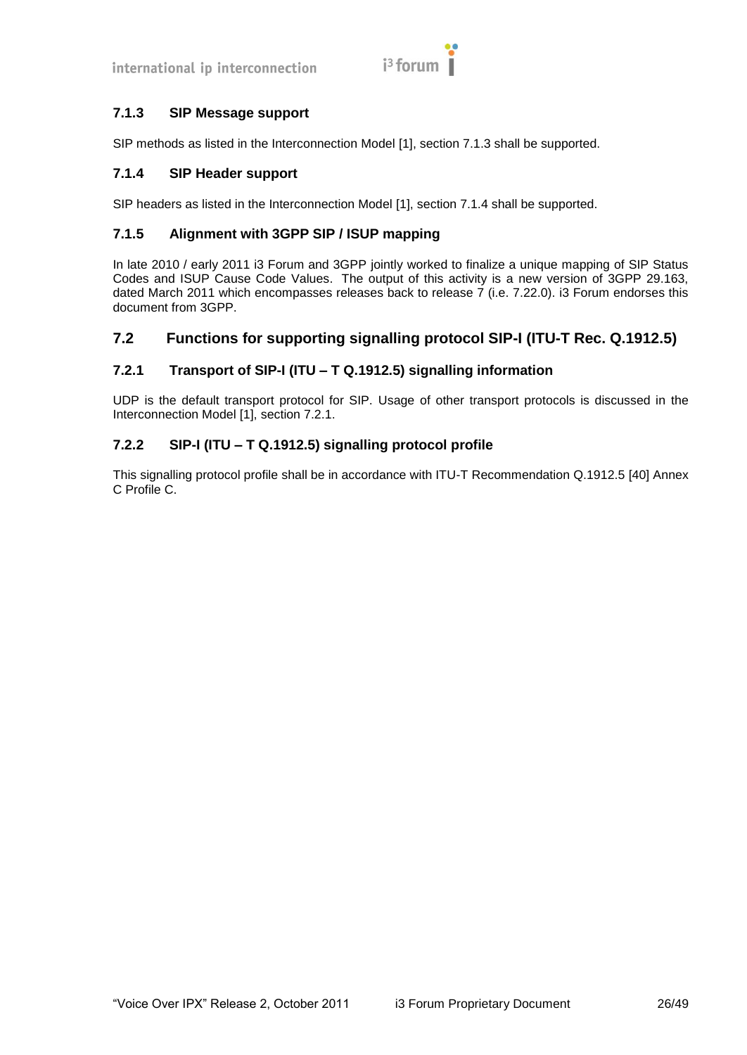### 7.1.3 SIP Message support

SIP methods as listed in the Interconnection Model [1], section 7.1.3 shall be supported.

### 7.1.4 SIP Header support

SIP headers as listed in the Interconnection Model [1], section 7.1.4 shall be supported.

### 7.1.5 Alignment with 3GPP SIP / ISUP mapping

In late 2010 / early 2011 i3 Forum and 3GPP jointly worked to finalize a unique mapping of SIP Status Codes and ISUP Cause Code Values. The output of this activity is a new version of 3GPP 29.163, dated March 2011 which encompasses releases back to release 7 (i.e. 7.22.0). i3 Forum endorses this document from 3GPP.

## 7.2 Functions for supporting signalling protocol SIP-I (ITU-T Rec. Q.1912.5)

### 7.2.1 Transport of SIP-I (ITU – T Q.1912.5) signalling information

UDP is the default transport protocol for SIP. Usage of other transport protocols is discussed in the Interconnection Model [1], section 7.2.1.

### 7.2.2 SIP-I (ITU – T Q.1912.5) signalling protocol profile

This signalling protocol profile shall be in accordance with ITU-T Recommendation Q.1912.5 [40] Annex C Profile C.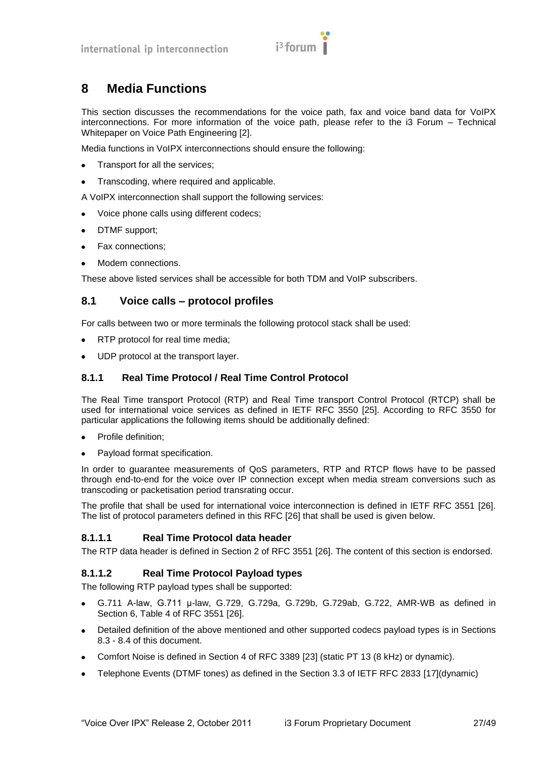# 8 Media Functions

This section discusses the recommendations for the voice path, fax and voice band data for VoIPX interconnections. For more information of the voice path, please refer to the i3 Forum – Technical Whitepaper on Voice Path Engineering [2].

Media functions in VoIPX interconnections should ensure the following:

- Transport for all the services;
- Transcoding, where required and applicable.

A VoIPX interconnection shall support the following services:

- Voice phone calls using different codecs;
- DTMF support;
- Fax connections;
- Modem connections.

These above listed services shall be accessible for both TDM and VoIP subscribers.

## 8.1 Voice calls – protocol profiles

For calls between two or more terminals the following protocol stack shall be used:

- RTP protocol for real time media;
- UDP protocol at the transport layer.

### 8.1.1 Real Time Protocol / Real Time Control Protocol

The Real Time transport Protocol (RTP) and Real Time transport Control Protocol (RTCP) shall be used for international voice services as defined in IETF RFC 3550 [25]. According to RFC 3550 for particular applications the following items should be additionally defined:

- Profile definition;
- Payload format specification.

In order to guarantee measurements of QoS parameters, RTP and RTCP flows have to be passed through end-to-end for the voice over IP connection except when media stream conversions such as transcoding or packetisation period transrating occur.

The profile that shall be used for international voice interconnection is defined in IETF RFC 3551 [26]. The list of protocol parameters defined in this RFC [26] that shall be used is given below.

#### 8.1.1.1 Real Time Protocol data header

The RTP data header is defined in Section 2 of RFC 3551 [26]. The content of this section is endorsed.

#### 8.1.1.2 Real Time Protocol Payload types

The following RTP payload types shall be supported:

- G.711 A-law, G.711 µ-law, G.729, G.729a, G.729b, G.729ab, G.722, AMR-WB as defined in Section 6, Table 4 of RFC 3551 [26].
- Detailed definition of the above mentioned and other supported codecs payload types is in Sections 8.3 - 8.4 of this document.
- Comfort Noise is defined in Section 4 of RFC 3389 [23] (static PT 13 (8 kHz) or dynamic).
- Telephone Events (DTMF tones) as defined in the Section 3.3 of IETF RFC 2833 [17](dynamic)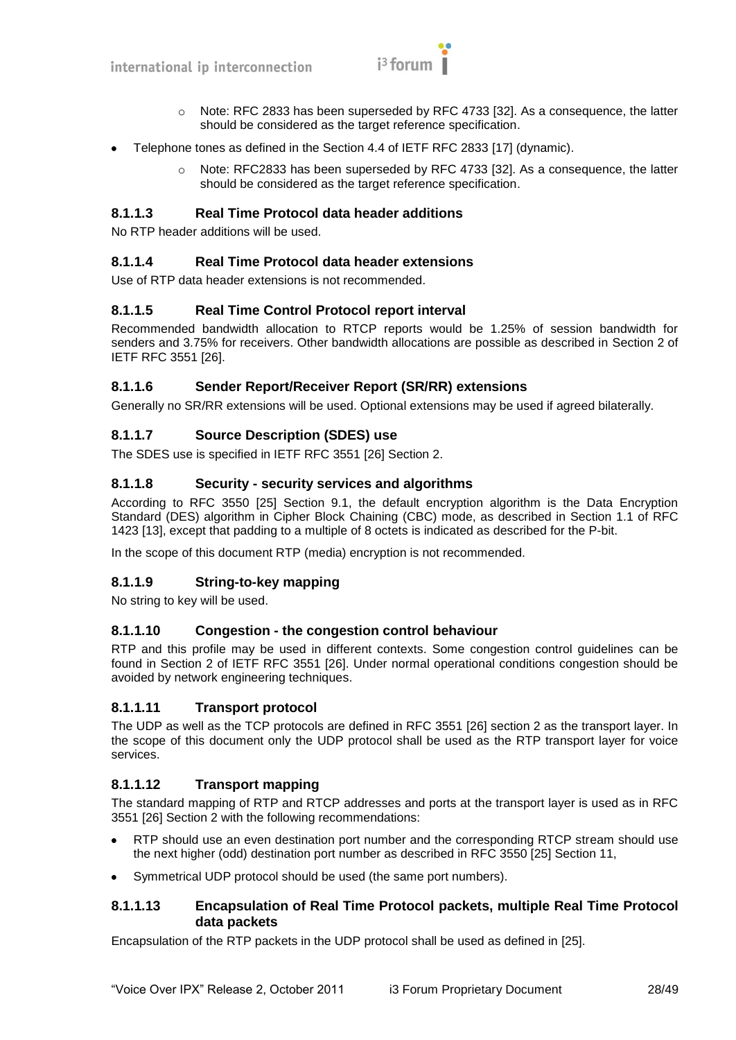- Note: RFC 2833 has been superseded by RFC 4733 [32]. As a consequence, the latter should be considered as the target reference specification.
- Telephone tones as defined in the Section 4.4 of IETF RFC 2833 [17] (dynamic).
    - Note: RFC2833 has been superseded by RFC 4733 [32]. As a consequence, the latter should be considered as the target reference specification.

#### 8.1.1.3 Real Time Protocol data header additions

No RTP header additions will be used.

#### 8.1.1.4 Real Time Protocol data header extensions

Use of RTP data header extensions is not recommended.

#### 8.1.1.5 Real Time Control Protocol report interval

Recommended bandwidth allocation to RTCP reports would be 1.25% of session bandwidth for senders and 3.75% for receivers. Other bandwidth allocations are possible as described in Section 2 of IETF RFC 3551 [26].

#### 8.1.1.6 Sender Report/Receiver Report (SR/RR) extensions

Generally no SR/RR extensions will be used. Optional extensions may be used if agreed bilaterally.

#### 8.1.1.7 Source Description (SDES) use

The SDES use is specified in IETF RFC 3551 [26] Section 2.

#### 8.1.1.8 Security - security services and algorithms

According to RFC 3550 [25] Section 9.1, the default encryption algorithm is the Data Encryption Standard (DES) algorithm in Cipher Block Chaining (CBC) mode, as described in Section 1.1 of RFC 1423 [13], except that padding to a multiple of 8 octets is indicated as described for the P-bit.

In the scope of this document RTP (media) encryption is not recommended.

#### 8.1.1.9 String-to-key mapping

No string to key will be used.

#### 8.1.1.10 Congestion - the congestion control behaviour

RTP and this profile may be used in different contexts. Some congestion control guidelines can be found in Section 2 of IETF RFC 3551 [26]. Under normal operational conditions congestion should be avoided by network engineering techniques.

#### 8.1.1.11 Transport protocol

The UDP as well as the TCP protocols are defined in RFC 3551 [26] section 2 as the transport layer. In the scope of this document only the UDP protocol shall be used as the RTP transport layer for voice services.

#### 8.1.1.12 Transport mapping

The standard mapping of RTP and RTCP addresses and ports at the transport layer is used as in RFC 3551 [26] Section 2 with the following recommendations:

- RTP should use an even destination port number and the corresponding RTCP stream should use the next higher (odd) destination port number as described in RFC 3550 [25] Section 11,
- Symmetrical UDP protocol should be used (the same port numbers).

#### 8.1.1.13 Encapsulation of Real Time Protocol packets, multiple Real Time Protocol data packets

Encapsulation of the RTP packets in the UDP protocol shall be used as defined in [25].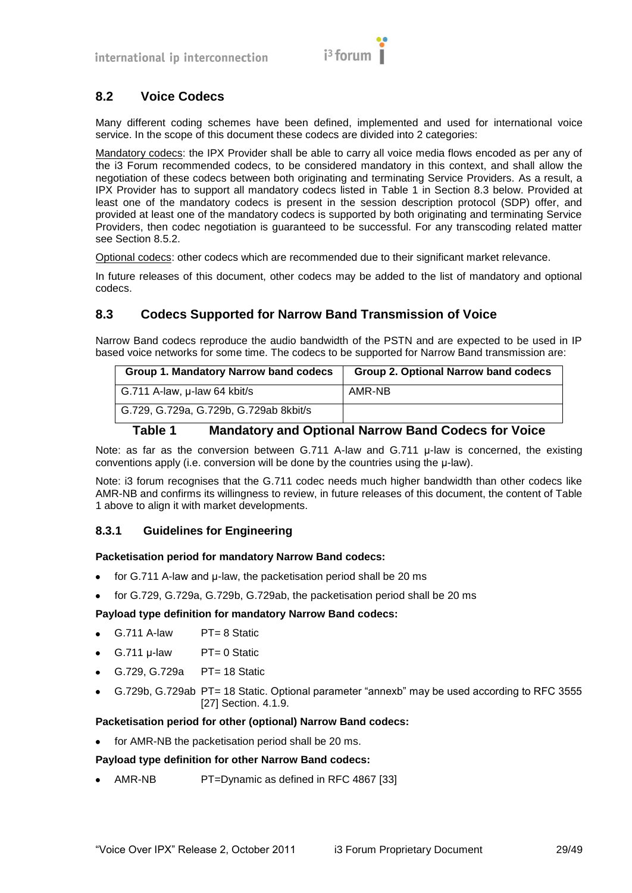## 8.2 Voice Codecs

Many different coding schemes have been defined, implemented and used for international voice service. In the scope of this document these codecs are divided into 2 categories:

Mandatory codecs: the IPX Provider shall be able to carry all voice media flows encoded as per any of the i3 Forum recommended codecs, to be considered mandatory in this context, and shall allow the negotiation of these codecs between both originating and terminating Service Providers. As a result, a IPX Provider has to support all mandatory codecs listed in Table 1 in Section 8.3 below. Provided at least one of the mandatory codecs is present in the session description protocol (SDP) offer, and provided at least one of the mandatory codecs is supported by both originating and terminating Service Providers, then codec negotiation is guaranteed to be successful. For any transcoding related matter see Section 8.5.2.

Optional codecs: other codecs which are recommended due to their significant market relevance.

In future releases of this document, other codecs may be added to the list of mandatory and optional codecs.

## 8.3 Codecs Supported for Narrow Band Transmission of Voice

Narrow Band codecs reproduce the audio bandwidth of the PSTN and are expected to be used in IP based voice networks for some time. The codecs to be supported for Narrow Band transmission are:

| Group 1. Mandatory Narrow band codecs | Group 2. Optional Narrow band codecs |
|---|---|
| G.711 A-law, µ-law 64 kbit/s | AMR-NB |
| G.729, G.729a, G.729b, G.729ab 8kbit/s | |

**Table 1 Mandatory and Optional Narrow Band Codecs for Voice**

Note: as far as the conversion between G.711 A-law and G.711 µ-law is concerned, the existing conventions apply (i.e. conversion will be done by the countries using the µ-law).

Note: i3 forum recognises that the G.711 codec needs much higher bandwidth than other codecs like AMR-NB and confirms its willingness to review, in future releases of this document, the content of Table 1 above to align it with market developments.

### 8.3.1 Guidelines for Engineering

**Packetisation period for mandatory Narrow Band codecs:**

- for G.711 A-law and µ-law, the packetisation period shall be 20 ms
- for G.729, G.729a, G.729b, G.729ab, the packetisation period shall be 20 ms

**Payload type definition for mandatory Narrow Band codecs:**

- G.711 A-law PT= 8 Static
- G.711 µ-law PT= 0 Static
- G.729, G.729a PT= 18 Static
- G.729b, G.729ab PT= 18 Static. Optional parameter "annexb" may be used according to RFC 3555 [27] Section. 4.1.9.

**Packetisation period for other (optional) Narrow Band codecs:**

- for AMR-NB the packetisation period shall be 20 ms.

**Payload type definition for other Narrow Band codecs:**

- AMR-NB PT=Dynamic as defined in RFC 4867 [33]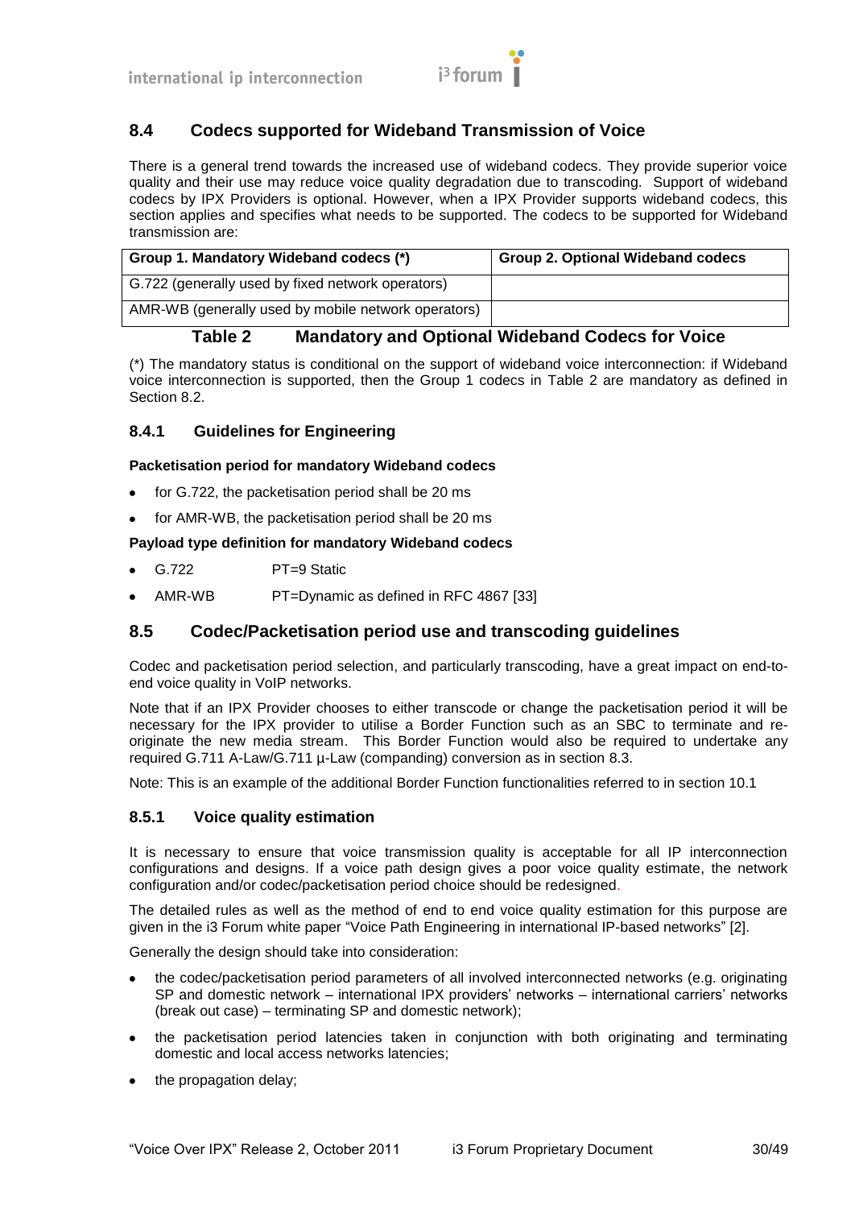## 8.4 Codecs supported for Wideband Transmission of Voice

There is a general trend towards the increased use of wideband codecs. They provide superior voice quality and their use may reduce voice quality degradation due to transcoding. Support of wideband codecs by IPX Providers is optional. However, when a IPX Provider supports wideband codecs, this section applies and specifies what needs to be supported. The codecs to be supported for Wideband transmission are:

| Group 1. Mandatory Wideband codecs (*) | Group 2. Optional Wideband codecs |
|---|---|
| G.722 (generally used by fixed network operators) | |
| AMR-WB (generally used by mobile network operators) | |

**Table 2 Mandatory and Optional Wideband Codecs for Voice**

(*) The mandatory status is conditional on the support of wideband voice interconnection: if Wideband voice interconnection is supported, then the Group 1 codecs in Table 2 are mandatory as defined in Section 8.2.

### 8.4.1 Guidelines for Engineering

**Packetisation period for mandatory Wideband codecs**

- for G.722, the packetisation period shall be 20 ms
- for AMR-WB, the packetisation period shall be 20 ms

**Payload type definition for mandatory Wideband codecs**

- G.722 PT=9 Static
- AMR-WB PT=Dynamic as defined in RFC 4867 [33]

## 8.5 Codec/Packetisation period use and transcoding guidelines

Codec and packetisation period selection, and particularly transcoding, have a great impact on end-to-end voice quality in VoIP networks.

Note that if an IPX Provider chooses to either transcode or change the packetisation period it will be necessary for the IPX provider to utilise a Border Function such as an SBC to terminate and re-originate the new media stream. This Border Function would also be required to undertake any required G.711 A-Law/G.711 µ-Law (companding) conversion as in section 8.3.

Note: This is an example of the additional Border Function functionalities referred to in section 10.1

### 8.5.1 Voice quality estimation

It is necessary to ensure that voice transmission quality is acceptable for all IP interconnection configurations and designs. If a voice path design gives a poor voice quality estimate, the network configuration and/or codec/packetisation period choice should be redesigned.

The detailed rules as well as the method of end to end voice quality estimation for this purpose are given in the i3 Forum white paper "Voice Path Engineering in international IP-based networks" [2].

Generally the design should take into consideration:

- the codec/packetisation period parameters of all involved interconnected networks (e.g. originating SP and domestic network – international IPX providers' networks – international carriers' networks (break out case) – terminating SP and domestic network);
- the packetisation period latencies taken in conjunction with both originating and terminating domestic and local access networks latencies;
- the propagation delay;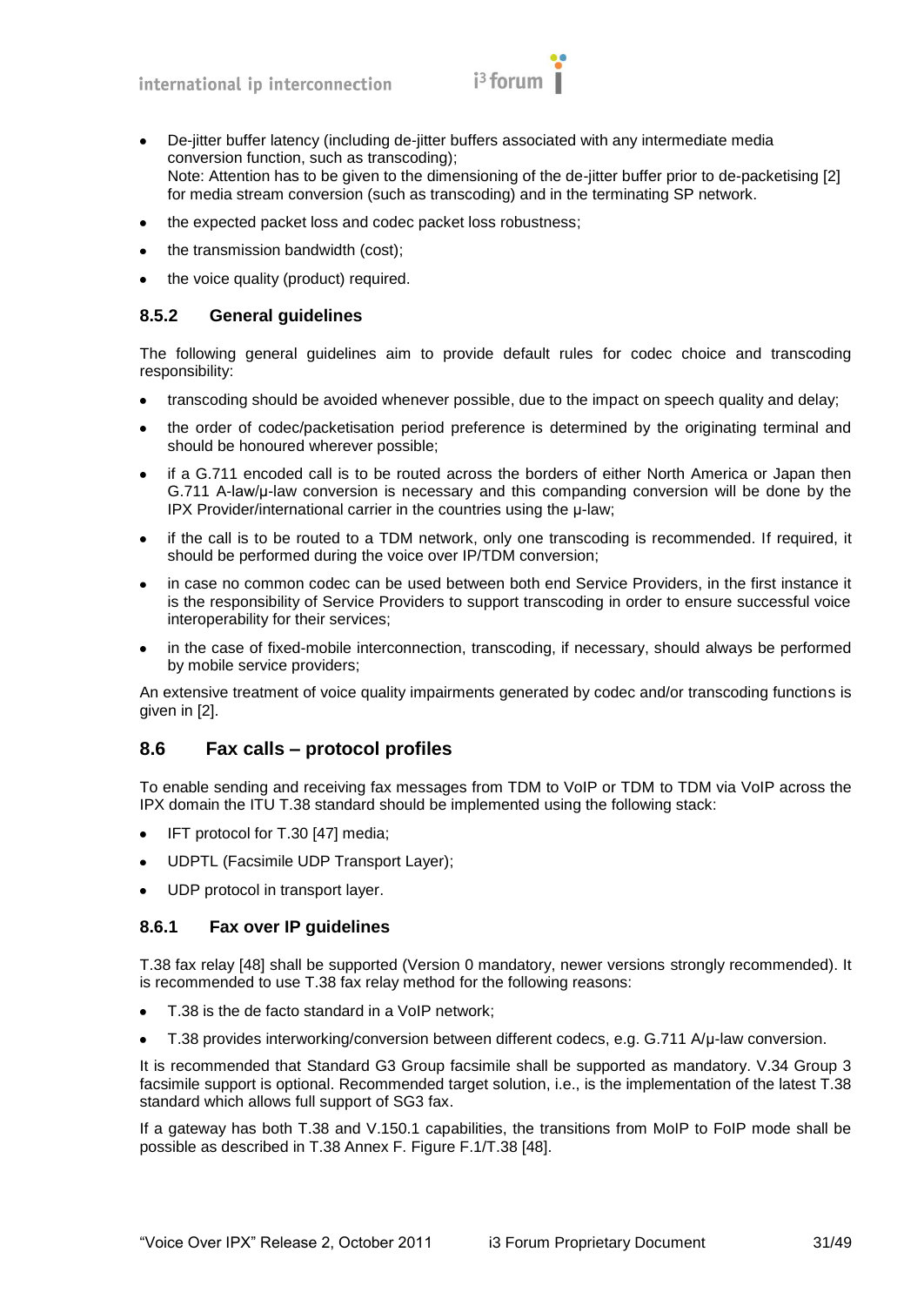- De-jitter buffer latency (including de-jitter buffers associated with any intermediate media conversion function, such as transcoding);
  Note: Attention has to be given to the dimensioning of the de-jitter buffer prior to de-packetising [2] for media stream conversion (such as transcoding) and in the terminating SP network.
- the expected packet loss and codec packet loss robustness;
- the transmission bandwidth (cost);
- the voice quality (product) required.

### 8.5.2 General guidelines

The following general guidelines aim to provide default rules for codec choice and transcoding responsibility:

- transcoding should be avoided whenever possible, due to the impact on speech quality and delay;
- the order of codec/packetisation period preference is determined by the originating terminal and should be honoured wherever possible;
- if a G.711 encoded call is to be routed across the borders of either North America or Japan then G.711 A-law/µ-law conversion is necessary and this companding conversion will be done by the IPX Provider/international carrier in the countries using the µ-law;
- if the call is to be routed to a TDM network, only one transcoding is recommended. If required, it should be performed during the voice over IP/TDM conversion;
- in case no common codec can be used between both end Service Providers, in the first instance it is the responsibility of Service Providers to support transcoding in order to ensure successful voice interoperability for their services;
- in the case of fixed-mobile interconnection, transcoding, if necessary, should always be performed by mobile service providers;

An extensive treatment of voice quality impairments generated by codec and/or transcoding functions is given in [2].

## 8.6 Fax calls – protocol profiles

To enable sending and receiving fax messages from TDM to VoIP or TDM to TDM via VoIP across the IPX domain the ITU T.38 standard should be implemented using the following stack:

- IFT protocol for T.30 [47] media;
- UDPTL (Facsimile UDP Transport Layer);
- UDP protocol in transport layer.

### 8.6.1 Fax over IP guidelines

T.38 fax relay [48] shall be supported (Version 0 mandatory, newer versions strongly recommended). It is recommended to use T.38 fax relay method for the following reasons:

- T.38 is the de facto standard in a VoIP network;
- T.38 provides interworking/conversion between different codecs, e.g. G.711 A/µ-law conversion.

It is recommended that Standard G3 Group facsimile shall be supported as mandatory. V.34 Group 3 facsimile support is optional. Recommended target solution, i.e., is the implementation of the latest T.38 standard which allows full support of SG3 fax.

If a gateway has both T.38 and V.150.1 capabilities, the transitions from MoIP to FoIP mode shall be possible as described in T.38 Annex F. Figure F.1/T.38 [48].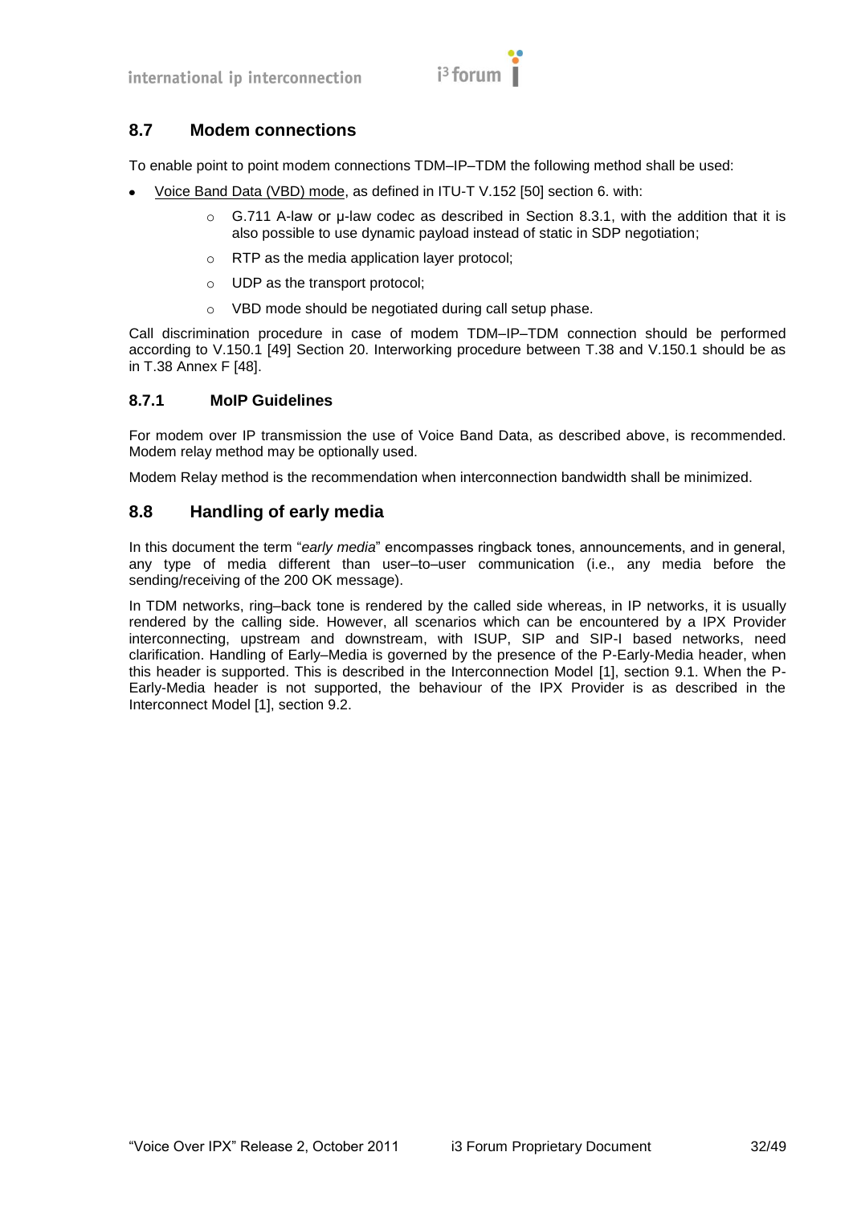## 8.7 Modem connections

To enable point to point modem connections TDM–IP–TDM the following method shall be used:

- Voice Band Data (VBD) mode, as defined in ITU-T V.152 [50] section 6. with:
  - G.711 A-law or µ-law codec as described in Section 8.3.1, with the addition that it is also possible to use dynamic payload instead of static in SDP negotiation;
  - RTP as the media application layer protocol;
  - UDP as the transport protocol;
  - VBD mode should be negotiated during call setup phase.

Call discrimination procedure in case of modem TDM–IP–TDM connection should be performed according to V.150.1 [49] Section 20. Interworking procedure between T.38 and V.150.1 should be as in T.38 Annex F [48].

### 8.7.1 MoIP Guidelines

For modem over IP transmission the use of Voice Band Data, as described above, is recommended. Modem relay method may be optionally used.

Modem Relay method is the recommendation when interconnection bandwidth shall be minimized.

## 8.8 Handling of early media

In this document the term "*early media*" encompasses ringback tones, announcements, and in general, any type of media different than user–to–user communication (i.e., any media before the sending/receiving of the 200 OK message).

In TDM networks, ring–back tone is rendered by the called side whereas, in IP networks, it is usually rendered by the calling side. However, all scenarios which can be encountered by a IPX Provider interconnecting, upstream and downstream, with ISUP, SIP and SIP-I based networks, need clarification. Handling of Early–Media is governed by the presence of the P-Early-Media header, when this header is supported. This is described in the Interconnection Model [1], section 9.1. When the P-Early-Media header is not supported, the behaviour of the IPX Provider is as described in the Interconnect Model [1], section 9.2.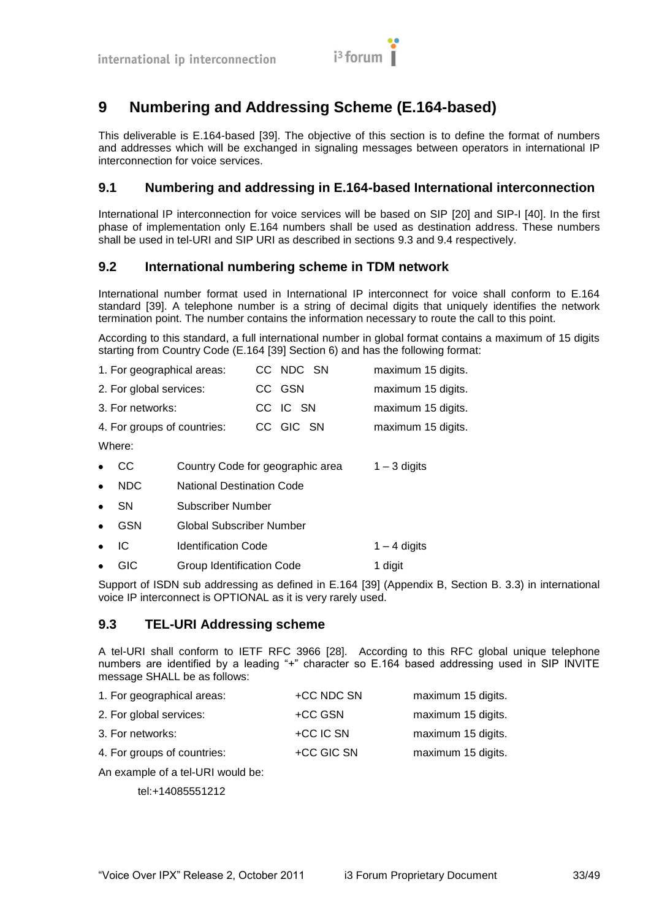# 9 Numbering and Addressing Scheme (E.164-based)

This deliverable is E.164-based [39]. The objective of this section is to define the format of numbers and addresses which will be exchanged in signaling messages between operators in international IP interconnection for voice services.

## 9.1 Numbering and addressing in E.164-based International interconnection

International IP interconnection for voice services will be based on SIP [20] and SIP-I [40]. In the first phase of implementation only E.164 numbers shall be used as destination address. These numbers shall be used in tel-URI and SIP URI as described in sections 9.3 and 9.4 respectively.

## 9.2 International numbering scheme in TDM network

International number format used in International IP interconnect for voice shall conform to E.164 standard [39]. A telephone number is a string of decimal digits that uniquely identifies the network termination point. The number contains the information necessary to route the call to this point.

According to this standard, a full international number in global format contains a maximum of 15 digits starting from Country Code (E.164 [39] Section 6) and has the following format:

| | | |
|---|---|---|
| 1. For geographical areas: | CC NDC SN | maximum 15 digits. |
| 2. For global services: | CC GSN | maximum 15 digits. |
| 3. For networks: | CC IC SN | maximum 15 digits. |
| 4. For groups of countries: | CC GIC SN | maximum 15 digits. |

Where:

- CC Country Code for geographic area 1 – 3 digits
- NDC National Destination Code
- SN Subscriber Number
- GSN Global Subscriber Number
- IC Identification Code 1 – 4 digits
- GIC Group Identification Code 1 digit

Support of ISDN sub addressing as defined in E.164 [39] (Appendix B, Section B. 3.3) in international voice IP interconnect is OPTIONAL as it is very rarely used.

## 9.3 TEL-URI Addressing scheme

A tel-URI shall conform to IETF RFC 3966 [28]. According to this RFC global unique telephone numbers are identified by a leading "+" character so E.164 based addressing used in SIP INVITE message SHALL be as follows:

| | | |
|---|---|---|
| 1. For geographical areas: | +CC NDC SN | maximum 15 digits. |
| 2. For global services: | +CC GSN | maximum 15 digits. |
| 3. For networks: | +CC IC SN | maximum 15 digits. |
| 4. For groups of countries: | +CC GIC SN | maximum 15 digits. |

An example of a tel-URI would be:

tel:+14085551212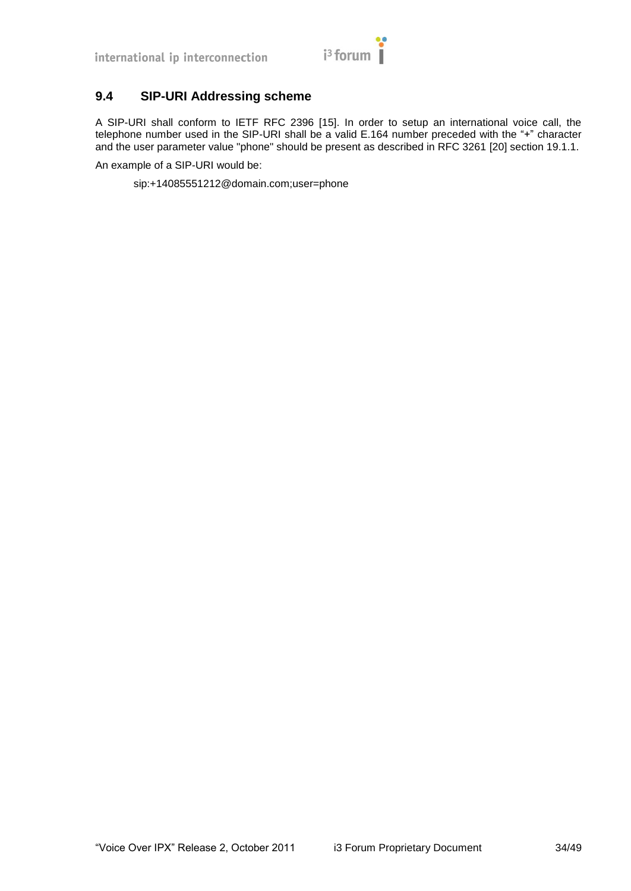## 9.4 SIP-URI Addressing scheme

A SIP-URI shall conform to IETF RFC 2396 [15]. In order to setup an international voice call, the telephone number used in the SIP-URI shall be a valid E.164 number preceded with the "+" character and the user parameter value "phone" should be present as described in RFC 3261 [20] section 19.1.1.

An example of a SIP-URI would be:

sip:+14085551212@domain.com;user=phone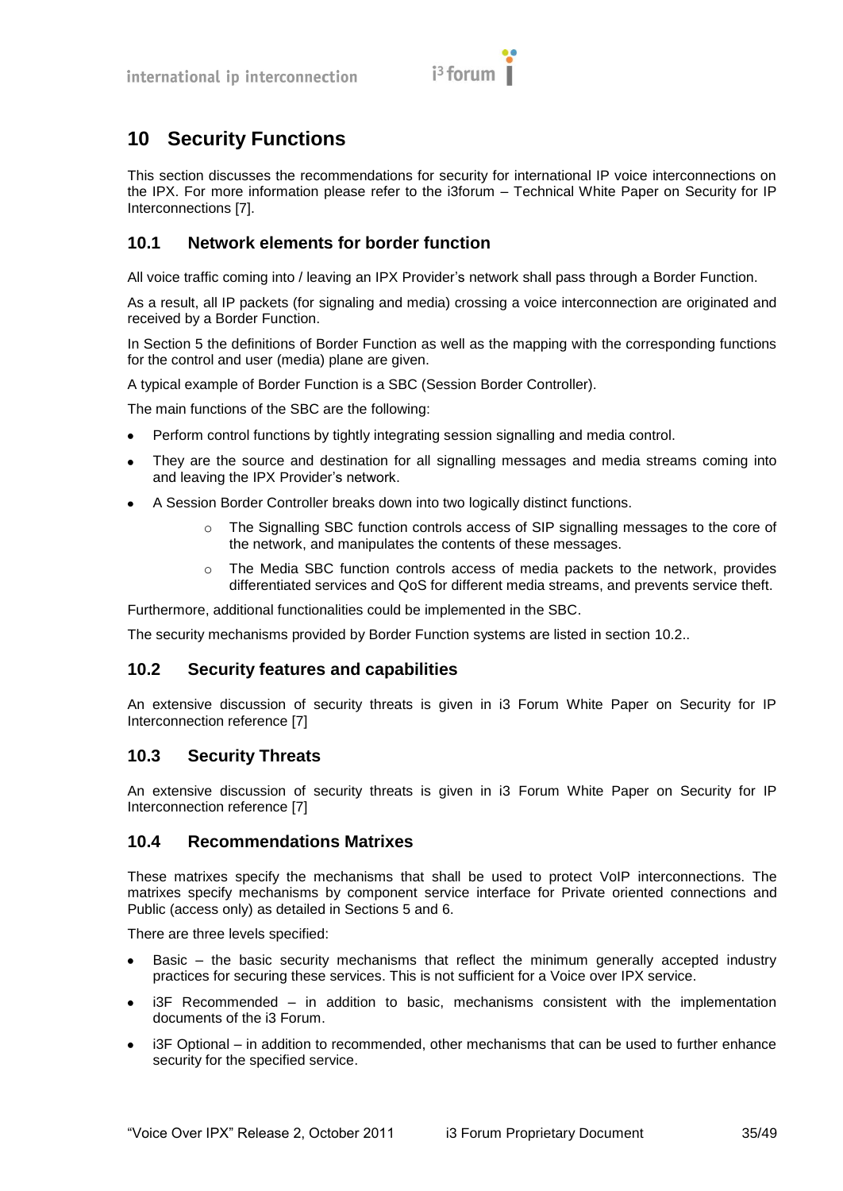# 10 Security Functions

This section discusses the recommendations for security for international IP voice interconnections on the IPX. For more information please refer to the i3forum – Technical White Paper on Security for IP Interconnections [7].

## 10.1 Network elements for border function

All voice traffic coming into / leaving an IPX Provider's network shall pass through a Border Function.

As a result, all IP packets (for signaling and media) crossing a voice interconnection are originated and received by a Border Function.

In Section 5 the definitions of Border Function as well as the mapping with the corresponding functions for the control and user (media) plane are given.

A typical example of Border Function is a SBC (Session Border Controller).

The main functions of the SBC are the following:

- Perform control functions by tightly integrating session signalling and media control.
- They are the source and destination for all signalling messages and media streams coming into and leaving the IPX Provider's network.
- A Session Border Controller breaks down into two logically distinct functions.
  - The Signalling SBC function controls access of SIP signalling messages to the core of the network, and manipulates the contents of these messages.
  - The Media SBC function controls access of media packets to the network, provides differentiated services and QoS for different media streams, and prevents service theft.

Furthermore, additional functionalities could be implemented in the SBC.

The security mechanisms provided by Border Function systems are listed in section 10.2..

## 10.2 Security features and capabilities

An extensive discussion of security threats is given in i3 Forum White Paper on Security for IP Interconnection reference [7]

## 10.3 Security Threats

An extensive discussion of security threats is given in i3 Forum White Paper on Security for IP Interconnection reference [7]

## 10.4 Recommendations Matrixes

These matrixes specify the mechanisms that shall be used to protect VoIP interconnections. The matrixes specify mechanisms by component service interface for Private oriented connections and Public (access only) as detailed in Sections 5 and 6.

There are three levels specified:

- Basic – the basic security mechanisms that reflect the minimum generally accepted industry practices for securing these services. This is not sufficient for a Voice over IPX service.
- i3F Recommended – in addition to basic, mechanisms consistent with the implementation documents of the i3 Forum.
- i3F Optional – in addition to recommended, other mechanisms that can be used to further enhance security for the specified service.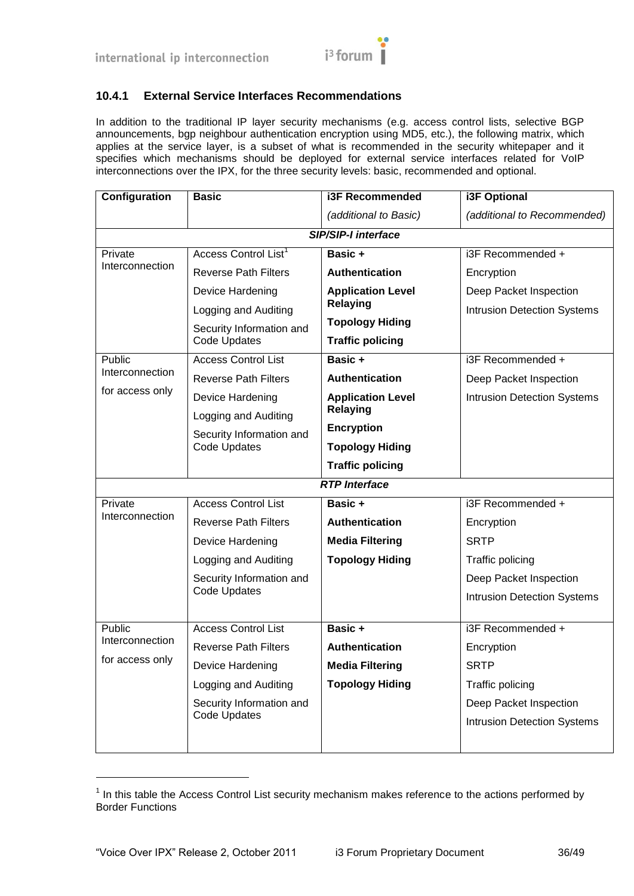### 10.4.1 External Service Interfaces Recommendations

In addition to the traditional IP layer security mechanisms (e.g. access control lists, selective BGP announcements, bgp neighbour authentication encryption using MD5, etc.), the following matrix, which applies at the service layer, is a subset of what is recommended in the security whitepaper and it specifies which mechanisms should be deployed for external service interfaces related for VoIP interconnections over the IPX, for the three security levels: basic, recommended and optional.

| Configuration | Basic | i3F Recommended<br>*(additional to Basic)* | i3F Optional<br>*(additional to Recommended)* |
|---|---|---|---|
| | | ***SIP/SIP-I interface*** | |
| Private Interconnection | Access Control List[1]<br>Reverse Path Filters<br>Device Hardening<br>Logging and Auditing<br>Security Information and Code Updates | **Basic +**<br>**Authentication**<br>**Application Level Relaying**<br>**Topology Hiding**<br>**Traffic policing** | i3F Recommended +<br>Encryption<br>Deep Packet Inspection<br>Intrusion Detection Systems |
| Public Interconnection for access only | Access Control List<br>Reverse Path Filters<br>Device Hardening<br>Logging and Auditing<br>Security Information and Code Updates | **Basic +**<br>**Authentication**<br>**Application Level Relaying**<br>**Encryption**<br>**Topology Hiding**<br>**Traffic policing** | i3F Recommended +<br>Deep Packet Inspection<br>Intrusion Detection Systems |
| | | ***RTP Interface*** | |
| Private Interconnection | Access Control List<br>Reverse Path Filters<br>Device Hardening<br>Logging and Auditing<br>Security Information and Code Updates | **Basic +**<br>**Authentication**<br>**Media Filtering**<br>**Topology Hiding** | i3F Recommended +<br>Encryption<br>SRTP<br>Traffic policing<br>Deep Packet Inspection<br>Intrusion Detection Systems |
| Public Interconnection for access only | Access Control List<br>Reverse Path Filters<br>Device Hardening<br>Logging and Auditing<br>Security Information and Code Updates | **Basic +**<br>**Authentication**<br>**Media Filtering**<br>**Topology Hiding** | i3F Recommended +<br>Encryption<br>SRTP<br>Traffic policing<br>Deep Packet Inspection<br>Intrusion Detection Systems |

[1] In this table the Access Control List security mechanism makes reference to the actions performed by Border Functions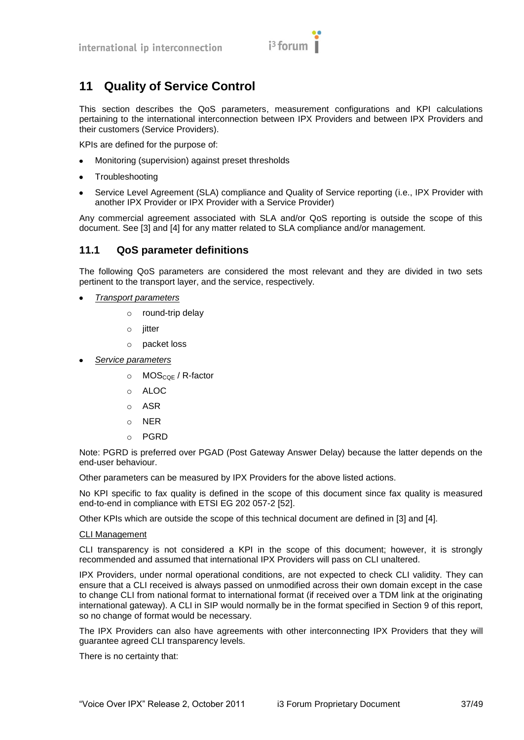# 11 Quality of Service Control

This section describes the QoS parameters, measurement configurations and KPI calculations pertaining to the international interconnection between IPX Providers and between IPX Providers and their customers (Service Providers).

KPIs are defined for the purpose of:

- Monitoring (supervision) against preset thresholds
- Troubleshooting
- Service Level Agreement (SLA) compliance and Quality of Service reporting (i.e., IPX Provider with another IPX Provider or IPX Provider with a Service Provider)

Any commercial agreement associated with SLA and/or QoS reporting is outside the scope of this document. See [3] and [4] for any matter related to SLA compliance and/or management.

## 11.1 QoS parameter definitions

The following QoS parameters are considered the most relevant and they are divided in two sets pertinent to the transport layer, and the service, respectively.

- *Transport parameters*
  - round-trip delay
  - jitter
  - packet loss
- *Service parameters*
  - $MOS_{CQE}$ / R-factor
  - ALOC
  - ASR
  - NER
  - PGRD

Note: PGRD is preferred over PGAD (Post Gateway Answer Delay) because the latter depends on the end-user behaviour.

Other parameters can be measured by IPX Providers for the above listed actions.

No KPI specific to fax quality is defined in the scope of this document since fax quality is measured end-to-end in compliance with ETSI EG 202 057-2 [52].

Other KPIs which are outside the scope of this technical document are defined in [3] and [4].

CLI Management

CLI transparency is not considered a KPI in the scope of this document; however, it is strongly recommended and assumed that international IPX Providers will pass on CLI unaltered.

IPX Providers, under normal operational conditions, are not expected to check CLI validity. They can ensure that a CLI received is always passed on unmodified across their own domain except in the case to change CLI from national format to international format (if received over a TDM link at the originating international gateway). A CLI in SIP would normally be in the format specified in Section 9 of this report, so no change of format would be necessary.

The IPX Providers can also have agreements with other interconnecting IPX Providers that they will guarantee agreed CLI transparency levels.

There is no certainty that: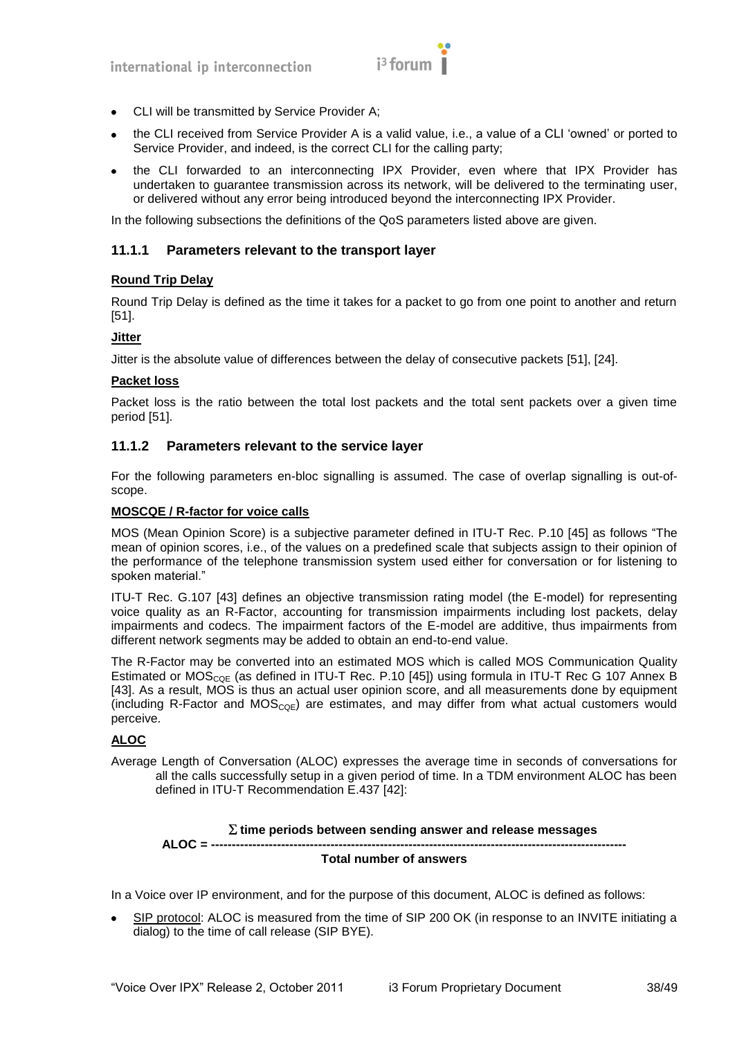- CLI will be transmitted by Service Provider A;
- the CLI received from Service Provider A is a valid value, i.e., a value of a CLI 'owned' or ported to Service Provider, and indeed, is the correct CLI for the calling party;
- the CLI forwarded to an interconnecting IPX Provider, even where that IPX Provider has undertaken to guarantee transmission across its network, will be delivered to the terminating user, or delivered without any error being introduced beyond the interconnecting IPX Provider.

In the following subsections the definitions of the QoS parameters listed above are given.

### 11.1.1 Parameters relevant to the transport layer

**Round Trip Delay**

Round Trip Delay is defined as the time it takes for a packet to go from one point to another and return [51].

**Jitter**

Jitter is the absolute value of differences between the delay of consecutive packets [51], [24].

**Packet loss**

Packet loss is the ratio between the total lost packets and the total sent packets over a given time period [51].

### 11.1.2 Parameters relevant to the service layer

For the following parameters en-bloc signalling is assumed. The case of overlap signalling is out-of-scope.

**MOSCQE / R-factor for voice calls**

MOS (Mean Opinion Score) is a subjective parameter defined in ITU-T Rec. P.10 [45] as follows "The mean of opinion scores, i.e., of the values on a predefined scale that subjects assign to their opinion of the performance of the telephone transmission system used either for conversation or for listening to spoken material."

ITU-T Rec. G.107 [43] defines an objective transmission rating model (the E-model) for representing voice quality as an R-Factor, accounting for transmission impairments including lost packets, delay impairments and codecs. The impairment factors of the E-model are additive, thus impairments from different network segments may be added to obtain an end-to-end value.

The R-Factor may be converted into an estimated MOS which is called MOS Communication Quality Estimated or $MOS_{CQE}$ (as defined in ITU-T Rec. P.10 [45]) using formula in ITU-T Rec G 107 Annex B [43]. As a result, MOS is thus an actual user opinion score, and all measurements done by equipment (including R-Factor and $MOS_{CQE}$) are estimates, and may differ from what actual customers would perceive.

**ALOC**

Average Length of Conversation (ALOC) expresses the average time in seconds of conversations for all the calls successfully setup in a given period of time. In a TDM environment ALOC has been defined in ITU-T Recommendation E.437 [42]:

$$\textbf{ALOC} = \frac{\sum \textbf{time periods between sending answer and release messages}}{\textbf{Total number of answers}}$$

In a Voice over IP environment, and for the purpose of this document, ALOC is defined as follows:

- SIP protocol: ALOC is measured from the time of SIP 200 OK (in response to an INVITE initiating a dialog) to the time of call release (SIP BYE).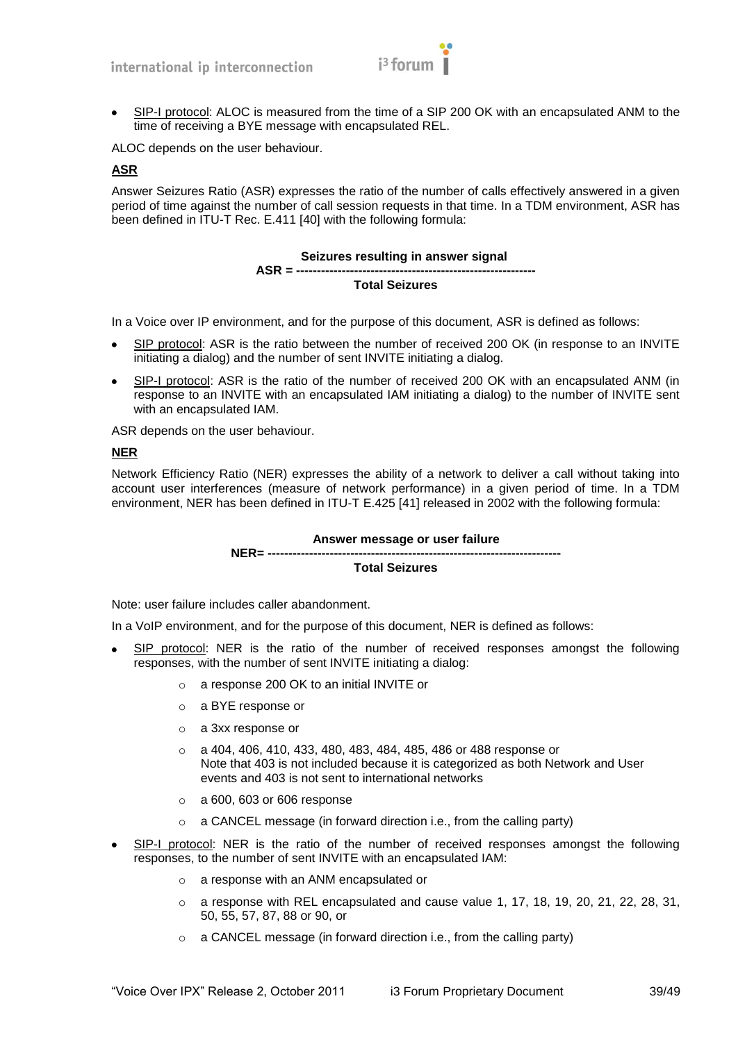- SIP-I protocol: ALOC is measured from the time of a SIP 200 OK with an encapsulated ANM to the time of receiving a BYE message with encapsulated REL.

ALOC depends on the user behaviour.

**ASR**

Answer Seizures Ratio (ASR) expresses the ratio of the number of calls effectively answered in a given period of time against the number of call session requests in that time. In a TDM environment, ASR has been defined in ITU-T Rec. E.411 [40] with the following formula:

$$ASR = \frac{\text{Seizures resulting in answer signal}}{\text{Total Seizures}}$$

In a Voice over IP environment, and for the purpose of this document, ASR is defined as follows:

- SIP protocol: ASR is the ratio between the number of received 200 OK (in response to an INVITE initiating a dialog) and the number of sent INVITE initiating a dialog.
- SIP-I protocol: ASR is the ratio of the number of received 200 OK with an encapsulated ANM (in response to an INVITE with an encapsulated IAM initiating a dialog) to the number of INVITE sent with an encapsulated IAM.

ASR depends on the user behaviour.

**NER**

Network Efficiency Ratio (NER) expresses the ability of a network to deliver a call without taking into account user interferences (measure of network performance) in a given period of time. In a TDM environment, NER has been defined in ITU-T E.425 [41] released in 2002 with the following formula:

$$NER = \frac{\text{Answer message or user failure}}{\text{Total Seizures}}$$

Note: user failure includes caller abandonment.

In a VoIP environment, and for the purpose of this document, NER is defined as follows:

- SIP protocol: NER is the ratio of the number of received responses amongst the following responses, with the number of sent INVITE initiating a dialog:
  - a response 200 OK to an initial INVITE or
  - a BYE response or
  - a 3xx response or
  - a 404, 406, 410, 433, 480, 483, 484, 485, 486 or 488 response or
    Note that 403 is not included because it is categorized as both Network and User events and 403 is not sent to international networks
  - a 600, 603 or 606 response
  - a CANCEL message (in forward direction i.e., from the calling party)
- SIP-I protocol: NER is the ratio of the number of received responses amongst the following responses, to the number of sent INVITE with an encapsulated IAM:
  - a response with an ANM encapsulated or
  - a response with REL encapsulated and cause value 1, 17, 18, 19, 20, 21, 22, 28, 31, 50, 55, 57, 87, 88 or 90, or
  - a CANCEL message (in forward direction i.e., from the calling party)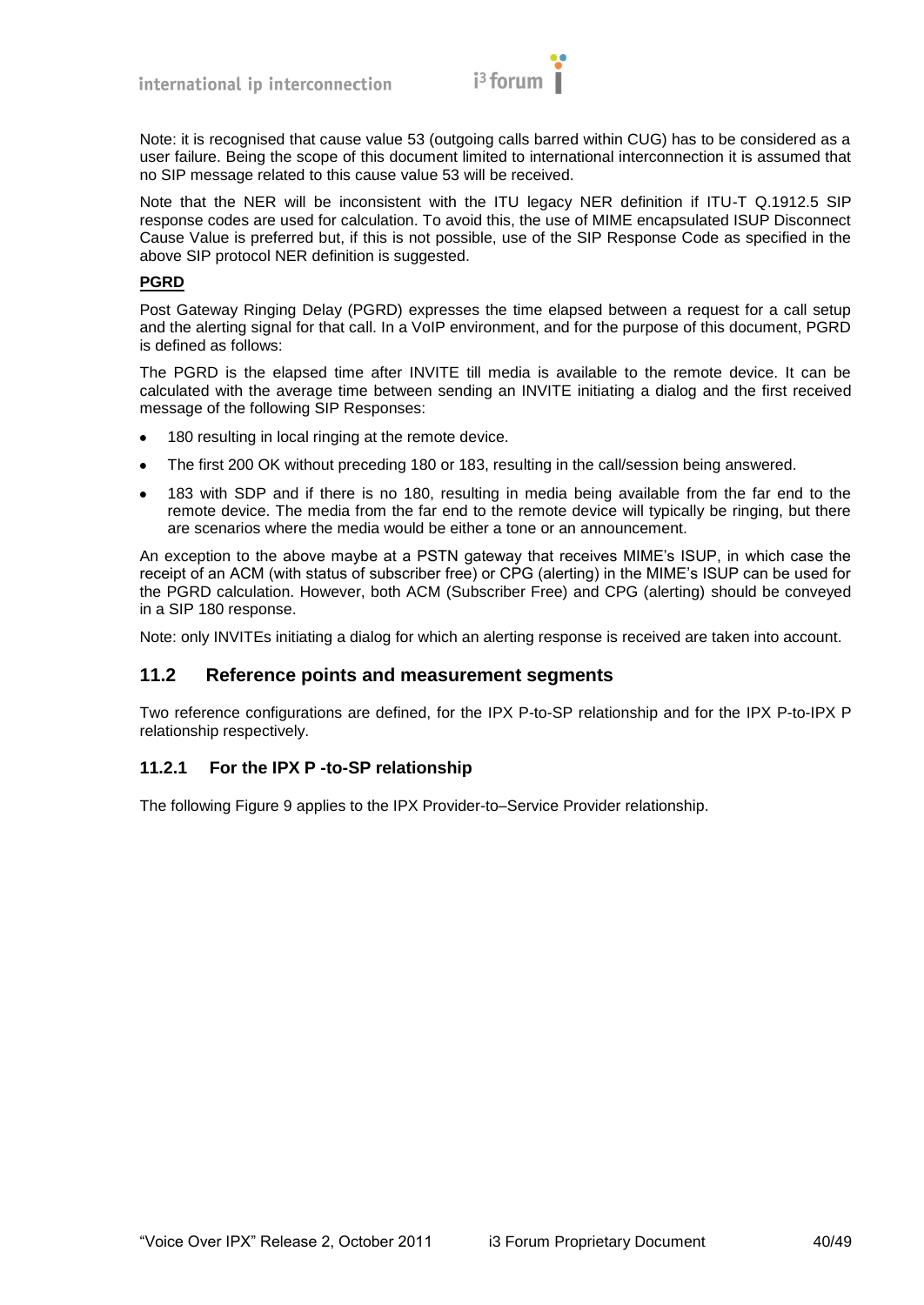Note: it is recognised that cause value 53 (outgoing calls barred within CUG) has to be considered as a user failure. Being the scope of this document limited to international interconnection it is assumed that no SIP message related to this cause value 53 will be received.

Note that the NER will be inconsistent with the ITU legacy NER definition if ITU-T Q.1912.5 SIP response codes are used for calculation. To avoid this, the use of MIME encapsulated ISUP Disconnect Cause Value is preferred but, if this is not possible, use of the SIP Response Code as specified in the above SIP protocol NER definition is suggested.

**PGRD**

Post Gateway Ringing Delay (PGRD) expresses the time elapsed between a request for a call setup and the alerting signal for that call. In a VoIP environment, and for the purpose of this document, PGRD is defined as follows:

The PGRD is the elapsed time after INVITE till media is available to the remote device. It can be calculated with the average time between sending an INVITE initiating a dialog and the first received message of the following SIP Responses:

- 180 resulting in local ringing at the remote device.
- The first 200 OK without preceding 180 or 183, resulting in the call/session being answered.
- 183 with SDP and if there is no 180, resulting in media being available from the far end to the remote device. The media from the far end to the remote device will typically be ringing, but there are scenarios where the media would be either a tone or an announcement.

An exception to the above maybe at a PSTN gateway that receives MIME's ISUP, in which case the receipt of an ACM (with status of subscriber free) or CPG (alerting) in the MIME's ISUP can be used for the PGRD calculation. However, both ACM (Subscriber Free) and CPG (alerting) should be conveyed in a SIP 180 response.

Note: only INVITEs initiating a dialog for which an alerting response is received are taken into account.

## 11.2 Reference points and measurement segments

Two reference configurations are defined, for the IPX P-to-SP relationship and for the IPX P-to-IPX P relationship respectively.

### 11.2.1 For the IPX P -to-SP relationship

The following Figure 9 applies to the IPX Provider-to–Service Provider relationship.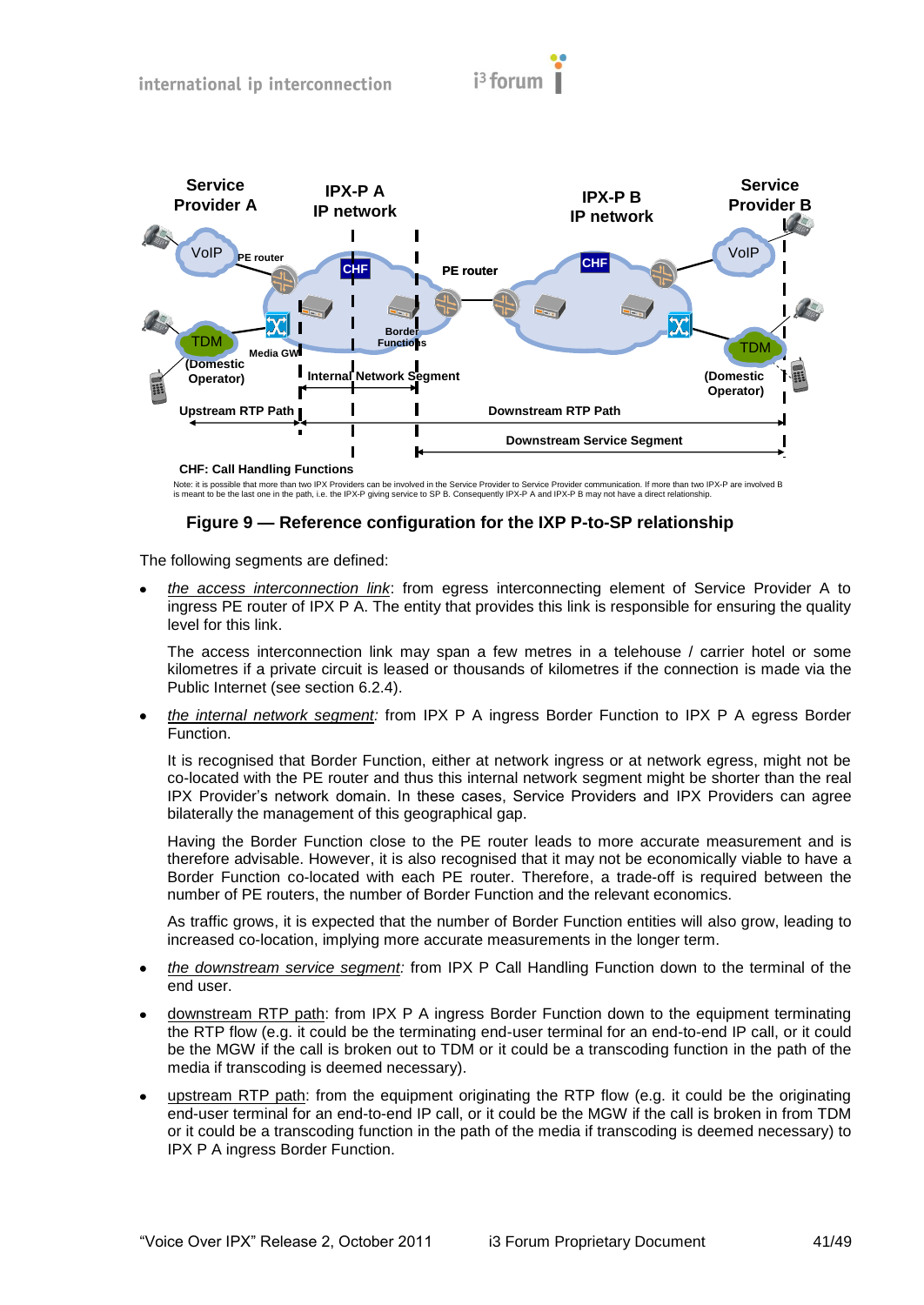Note: it is possible that more than two IPX Providers can be involved in the Service Provider to Service Provider communication. If more than two IPX-P are involved B is meant to be the last one in the path, i.e. the IPX-P giving service to SP B. Consequently IPX-P A and IPX-P B may not have a direct relationship.

**Figure 9 — Reference configuration for the IXP P-to-SP relationship**

The following segments are defined:

- *the access interconnection link*: from egress interconnecting element of Service Provider A to ingress PE router of IPX P A. The entity that provides this link is responsible for ensuring the quality level for this link.

  The access interconnection link may span a few metres in a telehouse / carrier hotel or some kilometres if a private circuit is leased or thousands of kilometres if the connection is made via the Public Internet (see section 6.2.4).

- *the internal network segment:* from IPX P A ingress Border Function to IPX P A egress Border Function.

  It is recognised that Border Function, either at network ingress or at network egress, might not be co-located with the PE router and thus this internal network segment might be shorter than the real IPX Provider's network domain. In these cases, Service Providers and IPX Providers can agree bilaterally the management of this geographical gap.

  Having the Border Function close to the PE router leads to more accurate measurement and is therefore advisable. However, it is also recognised that it may not be economically viable to have a Border Function co-located with each PE router. Therefore, a trade-off is required between the number of PE routers, the number of Border Function and the relevant economics.

  As traffic grows, it is expected that the number of Border Function entities will also grow, leading to increased co-location, implying more accurate measurements in the longer term.

- *the downstream service segment:* from IPX P Call Handling Function down to the terminal of the end user.

- downstream RTP path: from IPX P A ingress Border Function down to the equipment terminating the RTP flow (e.g. it could be the terminating end-user terminal for an end-to-end IP call, or it could be the MGW if the call is broken out to TDM or it could be a transcoding function in the path of the media if transcoding is deemed necessary).

- upstream RTP path: from the equipment originating the RTP flow (e.g. it could be the originating end-user terminal for an end-to-end IP call, or it could be the MGW if the call is broken in from TDM or it could be a transcoding function in the path of the media if transcoding is deemed necessary) to IPX P A ingress Border Function.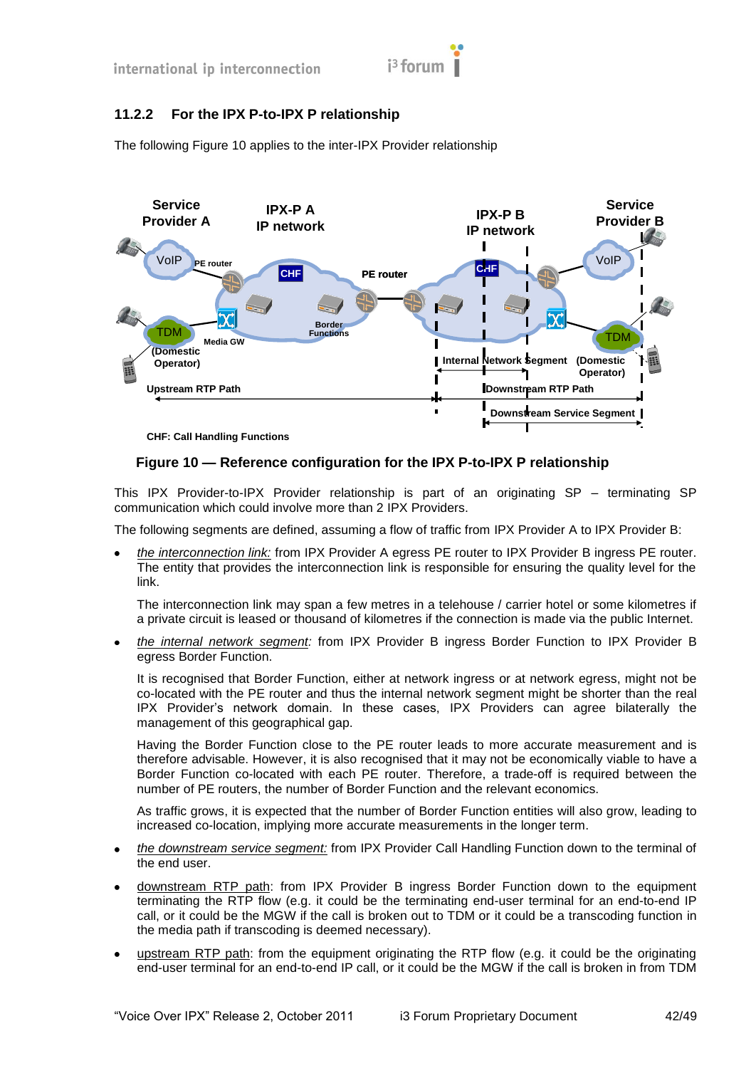### 11.2.2 For the IPX P-to-IPX P relationship

The following Figure 10 applies to the inter-IPX Provider relationship

CHF: Call Handling Functions

**Figure 10 — Reference configuration for the IPX P-to-IPX P relationship**

This IPX Provider-to-IPX Provider relationship is part of an originating SP – terminating SP communication which could involve more than 2 IPX Providers.

The following segments are defined, assuming a flow of traffic from IPX Provider A to IPX Provider B:

- *the interconnection link:* from IPX Provider A egress PE router to IPX Provider B ingress PE router. The entity that provides the interconnection link is responsible for ensuring the quality level for the link.

  The interconnection link may span a few metres in a telehouse / carrier hotel or some kilometres if a private circuit is leased or thousand of kilometres if the connection is made via the public Internet.

- *the internal network segment:* from IPX Provider B ingress Border Function to IPX Provider B egress Border Function.

  It is recognised that Border Function, either at network ingress or at network egress, might not be co-located with the PE router and thus the internal network segment might be shorter than the real IPX Provider's network domain. In these cases, IPX Providers can agree bilaterally the management of this geographical gap.

  Having the Border Function close to the PE router leads to more accurate measurement and is therefore advisable. However, it is also recognised that it may not be economically viable to have a Border Function co-located with each PE router. Therefore, a trade-off is required between the number of PE routers, the number of Border Function and the relevant economics.

  As traffic grows, it is expected that the number of Border Function entities will also grow, leading to increased co-location, implying more accurate measurements in the longer term.

- *the downstream service segment:* from IPX Provider Call Handling Function down to the terminal of the end user.

- downstream RTP path: from IPX Provider B ingress Border Function down to the equipment terminating the RTP flow (e.g. it could be the terminating end-user terminal for an end-to-end IP call, or it could be the MGW if the call is broken out to TDM or it could be a transcoding function in the media path if transcoding is deemed necessary).

- upstream RTP path: from the equipment originating the RTP flow (e.g. it could be the originating end-user terminal for an end-to-end IP call, or it could be the MGW if the call is broken in from TDM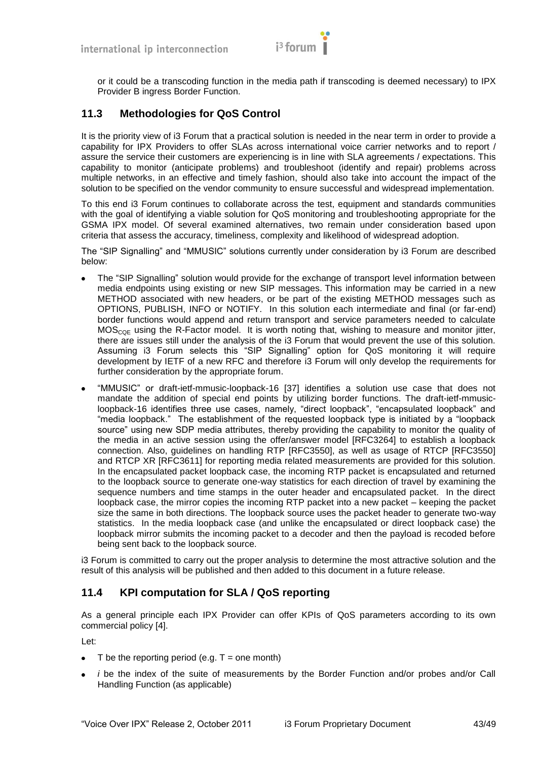or it could be a transcoding function in the media path if transcoding is deemed necessary) to IPX Provider B ingress Border Function.

## 11.3 Methodologies for QoS Control

It is the priority view of i3 Forum that a practical solution is needed in the near term in order to provide a capability for IPX Providers to offer SLAs across international voice carrier networks and to report / assure the service their customers are experiencing is in line with SLA agreements / expectations. This capability to monitor (anticipate problems) and troubleshoot (identify and repair) problems across multiple networks, in an effective and timely fashion, should also take into account the impact of the solution to be specified on the vendor community to ensure successful and widespread implementation.

To this end i3 Forum continues to collaborate across the test, equipment and standards communities with the goal of identifying a viable solution for QoS monitoring and troubleshooting appropriate for the GSMA IPX model. Of several examined alternatives, two remain under consideration based upon criteria that assess the accuracy, timeliness, complexity and likelihood of widespread adoption.

The "SIP Signalling" and "MMUSIC" solutions currently under consideration by i3 Forum are described below:

- The "SIP Signalling" solution would provide for the exchange of transport level information between media endpoints using existing or new SIP messages. This information may be carried in a new METHOD associated with new headers, or be part of the existing METHOD messages such as OPTIONS, PUBLISH, INFO or NOTIFY. In this solution each intermediate and final (or far-end) border functions would append and return transport and service parameters needed to calculate $MOS_{CQE}$ using the R-Factor model. It is worth noting that, wishing to measure and monitor jitter, there are issues still under the analysis of the i3 Forum that would prevent the use of this solution. Assuming i3 Forum selects this "SIP Signalling" option for QoS monitoring it will require development by IETF of a new RFC and therefore i3 Forum will only develop the requirements for further consideration by the appropriate forum.
- "MMUSIC" or draft-ietf-mmusic-loopback-16 [37] identifies a solution use case that does not mandate the addition of special end points by utilizing border functions. The draft-ietf-mmusic-loopback-16 identifies three use cases, namely, "direct loopback", "encapsulated loopback" and "media loopback." The establishment of the requested loopback type is initiated by a "loopback source" using new SDP media attributes, thereby providing the capability to monitor the quality of the media in an active session using the offer/answer model [RFC3264] to establish a loopback connection. Also, guidelines on handling RTP [RFC3550], as well as usage of RTCP [RFC3550] and RTCP XR [RFC3611] for reporting media related measurements are provided for this solution. In the encapsulated packet loopback case, the incoming RTP packet is encapsulated and returned to the loopback source to generate one-way statistics for each direction of travel by examining the sequence numbers and time stamps in the outer header and encapsulated packet. In the direct loopback case, the mirror copies the incoming RTP packet into a new packet – keeping the packet size the same in both directions. The loopback source uses the packet header to generate two-way statistics. In the media loopback case (and unlike the encapsulated or direct loopback case) the loopback mirror submits the incoming packet to a decoder and then the payload is recoded before being sent back to the loopback source.

i3 Forum is committed to carry out the proper analysis to determine the most attractive solution and the result of this analysis will be published and then added to this document in a future release.

## 11.4 KPI computation for SLA / QoS reporting

As a general principle each IPX Provider can offer KPIs of QoS parameters according to its own commercial policy [4].

Let:

- T be the reporting period (e.g. T = one month)
- *i* be the index of the suite of measurements by the Border Function and/or probes and/or Call Handling Function (as applicable)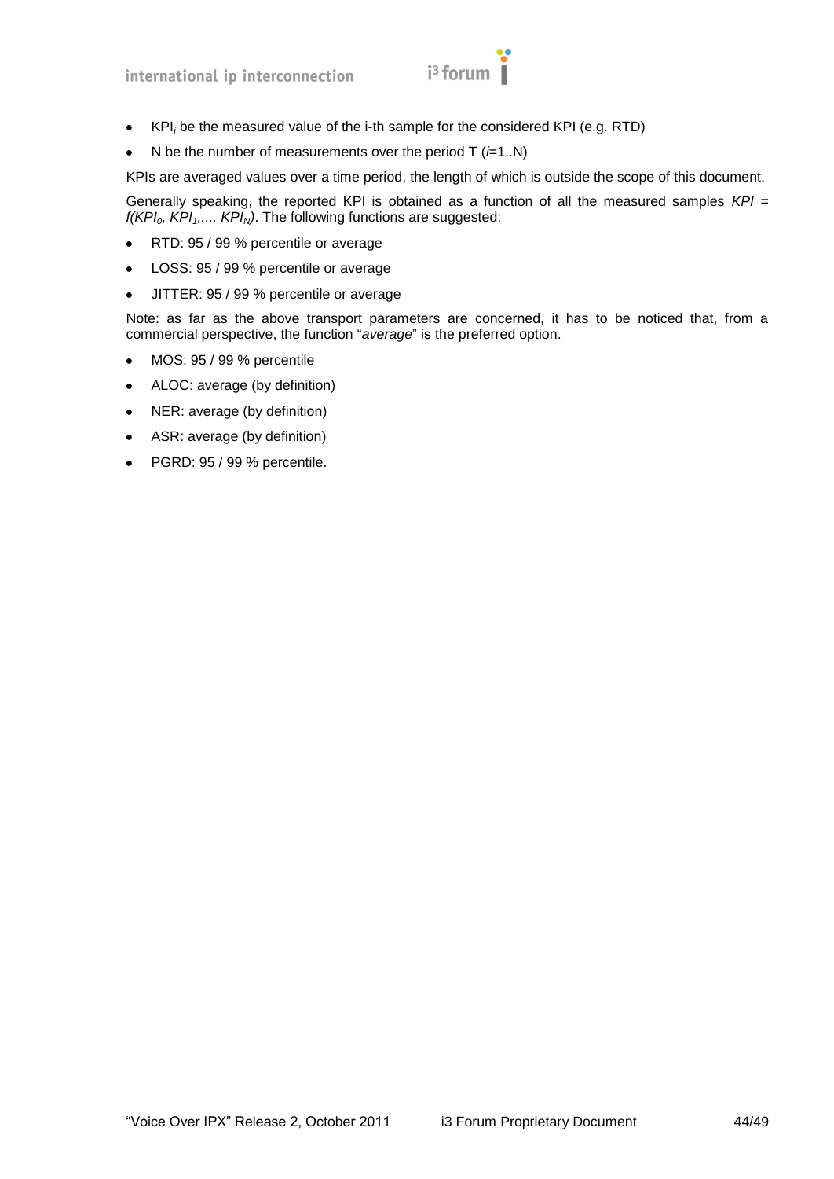- $KPI_i$ be the measured value of the i-th sample for the considered KPI (e.g. RTD)
- N be the number of measurements over the period T ($i$=1..N)

KPIs are averaged values over a time period, the length of which is outside the scope of this document.

Generally speaking, the reported KPI is obtained as a function of all the measured samples $KPI = f(KPI_0, KPI_1, ..., KPI_N)$. The following functions are suggested:

- RTD: 95 / 99 % percentile or average
- LOSS: 95 / 99 % percentile or average
- JITTER: 95 / 99 % percentile or average

Note: as far as the above transport parameters are concerned, it has to be noticed that, from a commercial perspective, the function "*average*" is the preferred option.

- MOS: 95 / 99 % percentile
- ALOC: average (by definition)
- NER: average (by definition)
- ASR: average (by definition)
- PGRD: 95 / 99 % percentile.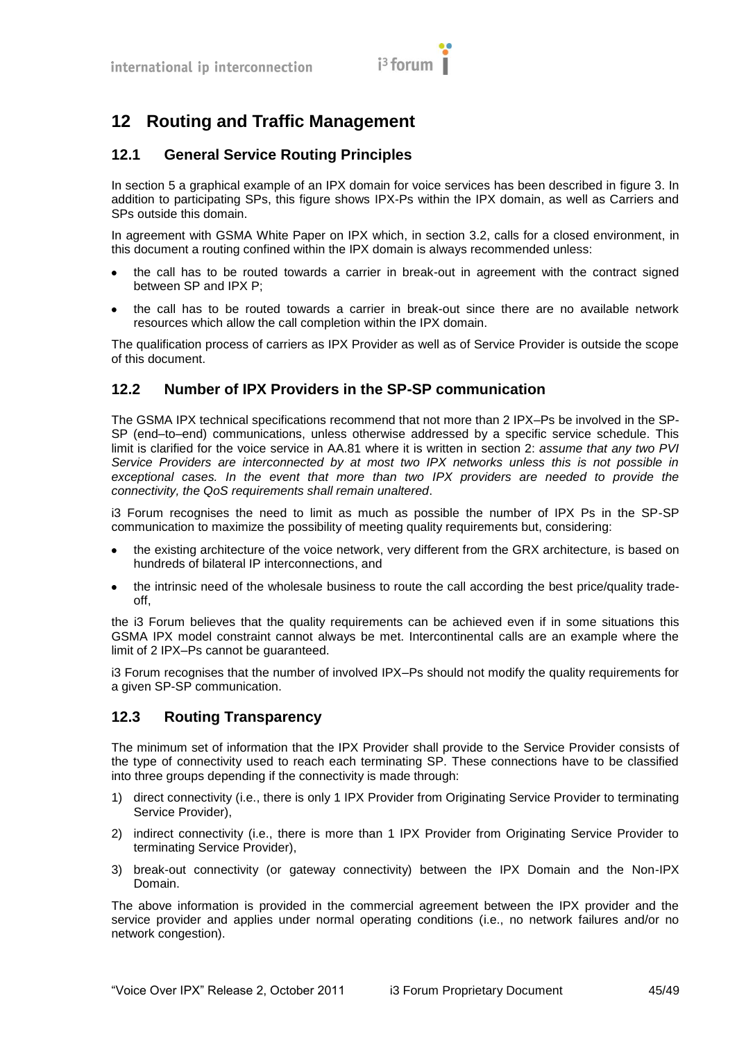# 12 Routing and Traffic Management

## 12.1 General Service Routing Principles

In section 5 a graphical example of an IPX domain for voice services has been described in figure 3. In addition to participating SPs, this figure shows IPX-Ps within the IPX domain, as well as Carriers and SPs outside this domain.

In agreement with GSMA White Paper on IPX which, in section 3.2, calls for a closed environment, in this document a routing confined within the IPX domain is always recommended unless:

- the call has to be routed towards a carrier in break-out in agreement with the contract signed between SP and IPX P;
- the call has to be routed towards a carrier in break-out since there are no available network resources which allow the call completion within the IPX domain.

The qualification process of carriers as IPX Provider as well as of Service Provider is outside the scope of this document.

## 12.2 Number of IPX Providers in the SP-SP communication

The GSMA IPX technical specifications recommend that not more than 2 IPX–Ps be involved in the SP-SP (end–to–end) communications, unless otherwise addressed by a specific service schedule. This limit is clarified for the voice service in AA.81 where it is written in section 2: *assume that any two PVI Service Providers are interconnected by at most two IPX networks unless this is not possible in exceptional cases. In the event that more than two IPX providers are needed to provide the connectivity, the QoS requirements shall remain unaltered*.

i3 Forum recognises the need to limit as much as possible the number of IPX Ps in the SP-SP communication to maximize the possibility of meeting quality requirements but, considering:

- the existing architecture of the voice network, very different from the GRX architecture, is based on hundreds of bilateral IP interconnections, and
- the intrinsic need of the wholesale business to route the call according the best price/quality trade-off,

the i3 Forum believes that the quality requirements can be achieved even if in some situations this GSMA IPX model constraint cannot always be met. Intercontinental calls are an example where the limit of 2 IPX–Ps cannot be guaranteed.

i3 Forum recognises that the number of involved IPX–Ps should not modify the quality requirements for a given SP-SP communication.

## 12.3 Routing Transparency

The minimum set of information that the IPX Provider shall provide to the Service Provider consists of the type of connectivity used to reach each terminating SP. These connections have to be classified into three groups depending if the connectivity is made through:

1) direct connectivity (i.e., there is only 1 IPX Provider from Originating Service Provider to terminating Service Provider),
2) indirect connectivity (i.e., there is more than 1 IPX Provider from Originating Service Provider to terminating Service Provider),
3) break-out connectivity (or gateway connectivity) between the IPX Domain and the Non-IPX Domain.

The above information is provided in the commercial agreement between the IPX provider and the service provider and applies under normal operating conditions (i.e., no network failures and/or no network congestion).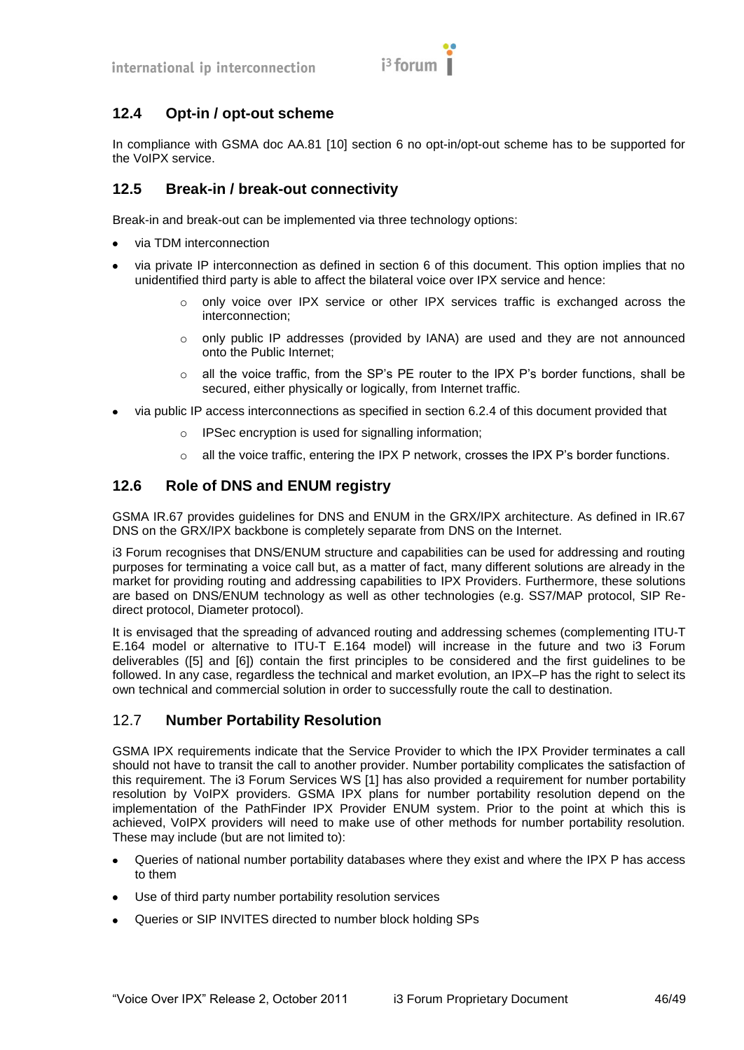## 12.4 Opt-in / opt-out scheme

In compliance with GSMA doc AA.81 [10] section 6 no opt-in/opt-out scheme has to be supported for the VoIPX service.

## 12.5 Break-in / break-out connectivity

Break-in and break-out can be implemented via three technology options:

- via TDM interconnection
- via private IP interconnection as defined in section 6 of this document. This option implies that no unidentified third party is able to affect the bilateral voice over IPX service and hence:
  - only voice over IPX service or other IPX services traffic is exchanged across the interconnection;
  - only public IP addresses (provided by IANA) are used and they are not announced onto the Public Internet;
  - all the voice traffic, from the SP's PE router to the IPX P's border functions, shall be secured, either physically or logically, from Internet traffic.
- via public IP access interconnections as specified in section 6.2.4 of this document provided that
  - IPSec encryption is used for signalling information;
  - all the voice traffic, entering the IPX P network, crosses the IPX P's border functions.

## 12.6 Role of DNS and ENUM registry

GSMA IR.67 provides guidelines for DNS and ENUM in the GRX/IPX architecture. As defined in IR.67 DNS on the GRX/IPX backbone is completely separate from DNS on the Internet.

i3 Forum recognises that DNS/ENUM structure and capabilities can be used for addressing and routing purposes for terminating a voice call but, as a matter of fact, many different solutions are already in the market for providing routing and addressing capabilities to IPX Providers. Furthermore, these solutions are based on DNS/ENUM technology as well as other technologies (e.g. SS7/MAP protocol, SIP Re-direct protocol, Diameter protocol).

It is envisaged that the spreading of advanced routing and addressing schemes (complementing ITU-T E.164 model or alternative to ITU-T E.164 model) will increase in the future and two i3 Forum deliverables ([5] and [6]) contain the first principles to be considered and the first guidelines to be followed. In any case, regardless the technical and market evolution, an IPX–P has the right to select its own technical and commercial solution in order to successfully route the call to destination.

## 12.7 Number Portability Resolution

GSMA IPX requirements indicate that the Service Provider to which the IPX Provider terminates a call should not have to transit the call to another provider. Number portability complicates the satisfaction of this requirement. The i3 Forum Services WS [1] has also provided a requirement for number portability resolution by VoIPX providers. GSMA IPX plans for number portability resolution depend on the implementation of the PathFinder IPX Provider ENUM system. Prior to the point at which this is achieved, VoIPX providers will need to make use of other methods for number portability resolution. These may include (but are not limited to):

- Queries of national number portability databases where they exist and where the IPX P has access to them
- Use of third party number portability resolution services
- Queries or SIP INVITES directed to number block holding SPs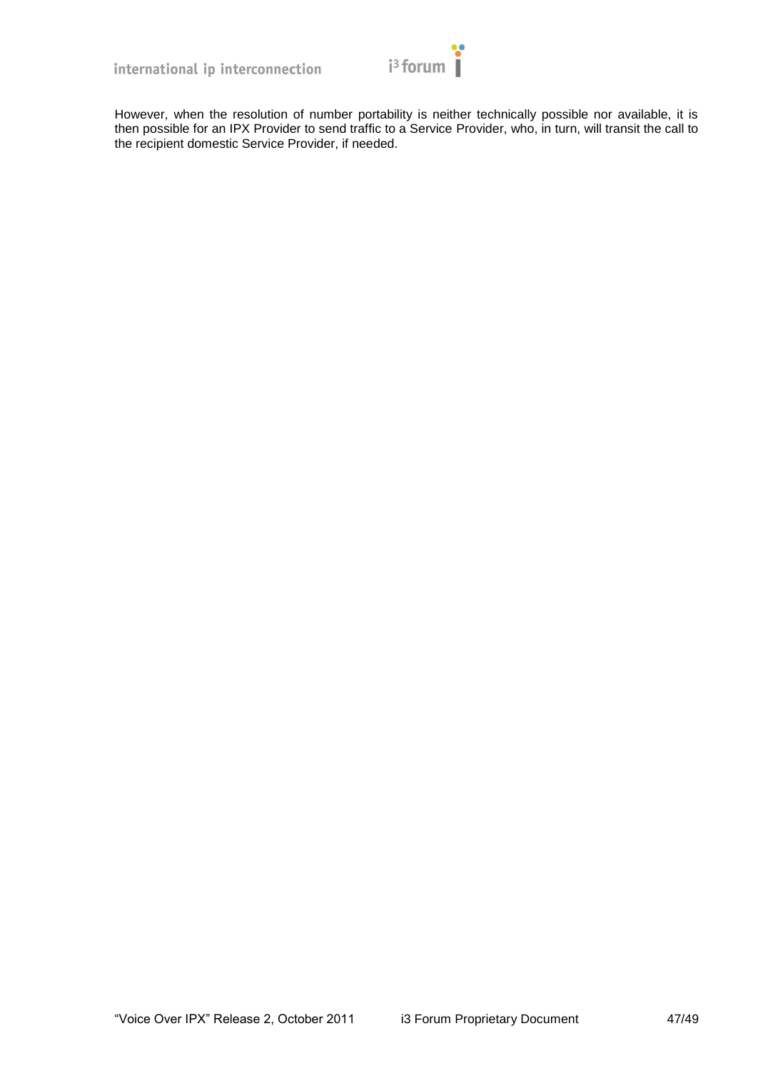However, when the resolution of number portability is neither technically possible nor available, it is then possible for an IPX Provider to send traffic to a Service Provider, who, in turn, will transit the call to the recipient domestic Service Provider, if needed.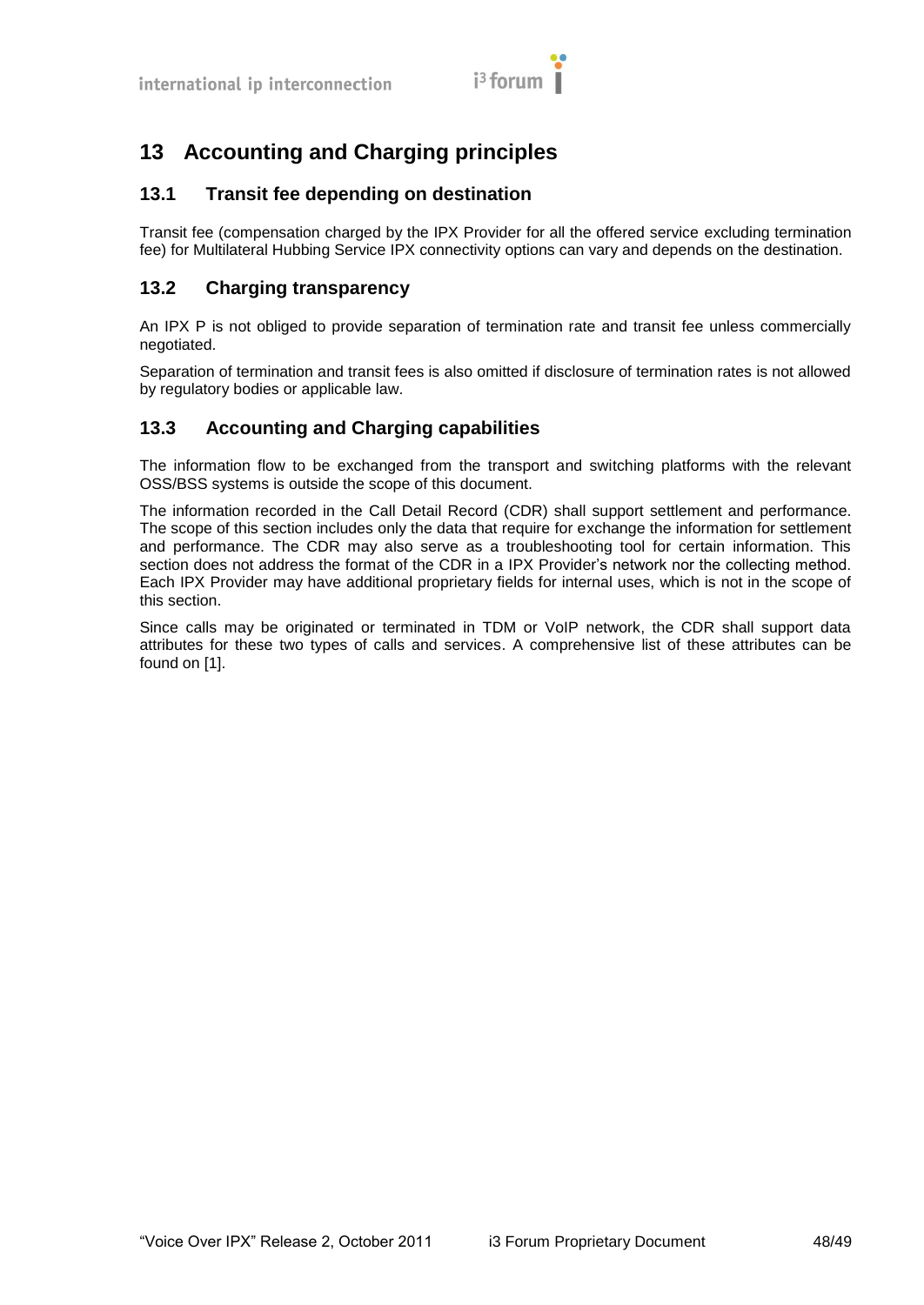# 13 Accounting and Charging principles

## 13.1 Transit fee depending on destination

Transit fee (compensation charged by the IPX Provider for all the offered service excluding termination fee) for Multilateral Hubbing Service IPX connectivity options can vary and depends on the destination.

## 13.2 Charging transparency

An IPX P is not obliged to provide separation of termination rate and transit fee unless commercially negotiated.

Separation of termination and transit fees is also omitted if disclosure of termination rates is not allowed by regulatory bodies or applicable law.

## 13.3 Accounting and Charging capabilities

The information flow to be exchanged from the transport and switching platforms with the relevant OSS/BSS systems is outside the scope of this document.

The information recorded in the Call Detail Record (CDR) shall support settlement and performance. The scope of this section includes only the data that require for exchange the information for settlement and performance. The CDR may also serve as a troubleshooting tool for certain information. This section does not address the format of the CDR in a IPX Provider's network nor the collecting method. Each IPX Provider may have additional proprietary fields for internal uses, which is not in the scope of this section.

Since calls may be originated or terminated in TDM or VoIP network, the CDR shall support data attributes for these two types of calls and services. A comprehensive list of these attributes can be found on [1].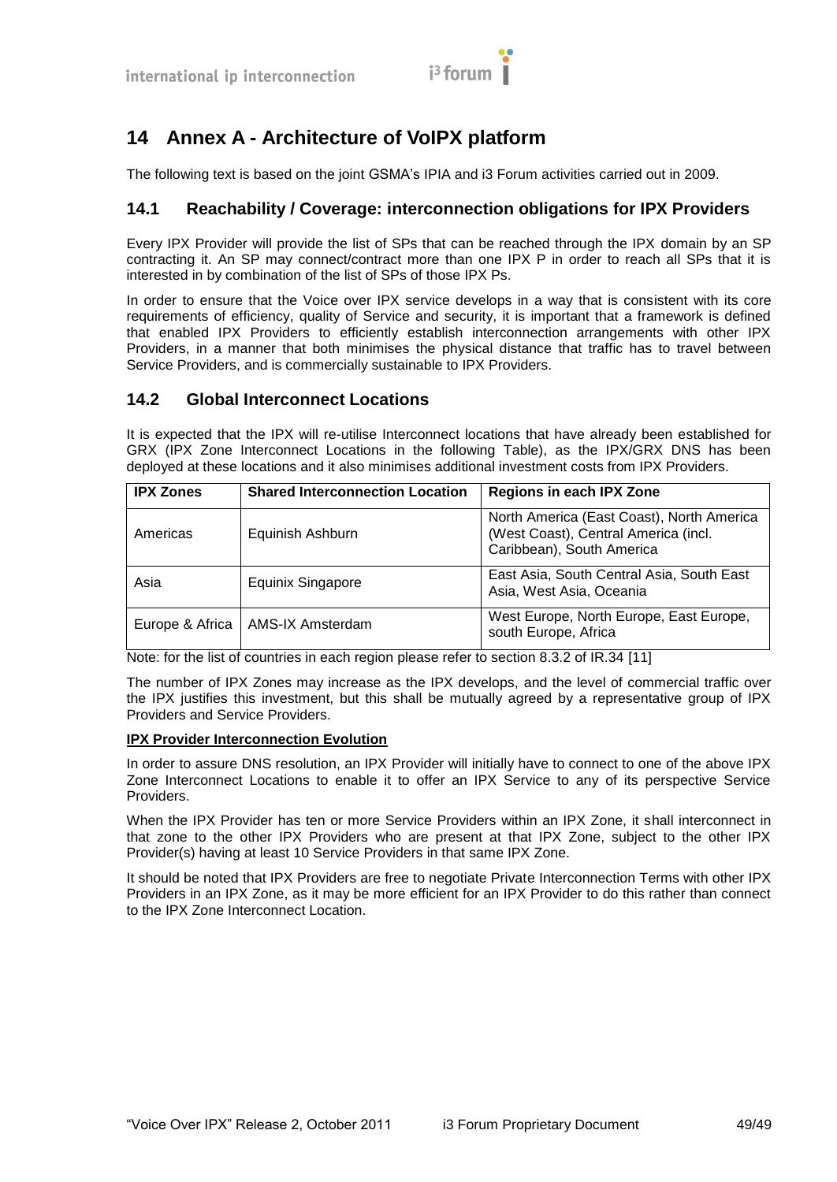# 14 Annex A - Architecture of VoIPX platform

The following text is based on the joint GSMA's IPIA and i3 Forum activities carried out in 2009.

## 14.1 Reachability / Coverage: interconnection obligations for IPX Providers

Every IPX Provider will provide the list of SPs that can be reached through the IPX domain by an SP contracting it. An SP may connect/contract more than one IPX P in order to reach all SPs that it is interested in by combination of the list of SPs of those IPX Ps.

In order to ensure that the Voice over IPX service develops in a way that is consistent with its core requirements of efficiency, quality of Service and security, it is important that a framework is defined that enabled IPX Providers to efficiently establish interconnection arrangements with other IPX Providers, in a manner that both minimises the physical distance that traffic has to travel between Service Providers, and is commercially sustainable to IPX Providers.

## 14.2 Global Interconnect Locations

It is expected that the IPX will re-utilise Interconnect locations that have already been established for GRX (IPX Zone Interconnect Locations in the following Table), as the IPX/GRX DNS has been deployed at these locations and it also minimises additional investment costs from IPX Providers.

| IPX Zones | Shared Interconnection Location | Regions in each IPX Zone |
|---|---|---|
| Americas | Equinish Ashburn | North America (East Coast), North America (West Coast), Central America (incl. Caribbean), South America |
| Asia | Equinix Singapore | East Asia, South Central Asia, South East Asia, West Asia, Oceania |
| Europe & Africa | AMS-IX Amsterdam | West Europe, North Europe, East Europe, south Europe, Africa |

Note: for the list of countries in each region please refer to section 8.3.2 of IR.34 [11]

The number of IPX Zones may increase as the IPX develops, and the level of commercial traffic over the IPX justifies this investment, but this shall be mutually agreed by a representative group of IPX Providers and Service Providers.

**IPX Provider Interconnection Evolution**

In order to assure DNS resolution, an IPX Provider will initially have to connect to one of the above IPX Zone Interconnect Locations to enable it to offer an IPX Service to any of its perspective Service Providers.

When the IPX Provider has ten or more Service Providers within an IPX Zone, it shall interconnect in that zone to the other IPX Providers who are present at that IPX Zone, subject to the other IPX Provider(s) having at least 10 Service Providers in that same IPX Zone.

It should be noted that IPX Providers are free to negotiate Private Interconnection Terms with other IPX Providers in an IPX Zone, as it may be more efficient for an IPX Provider to do this rather than connect to the IPX Zone Interconnect Location.